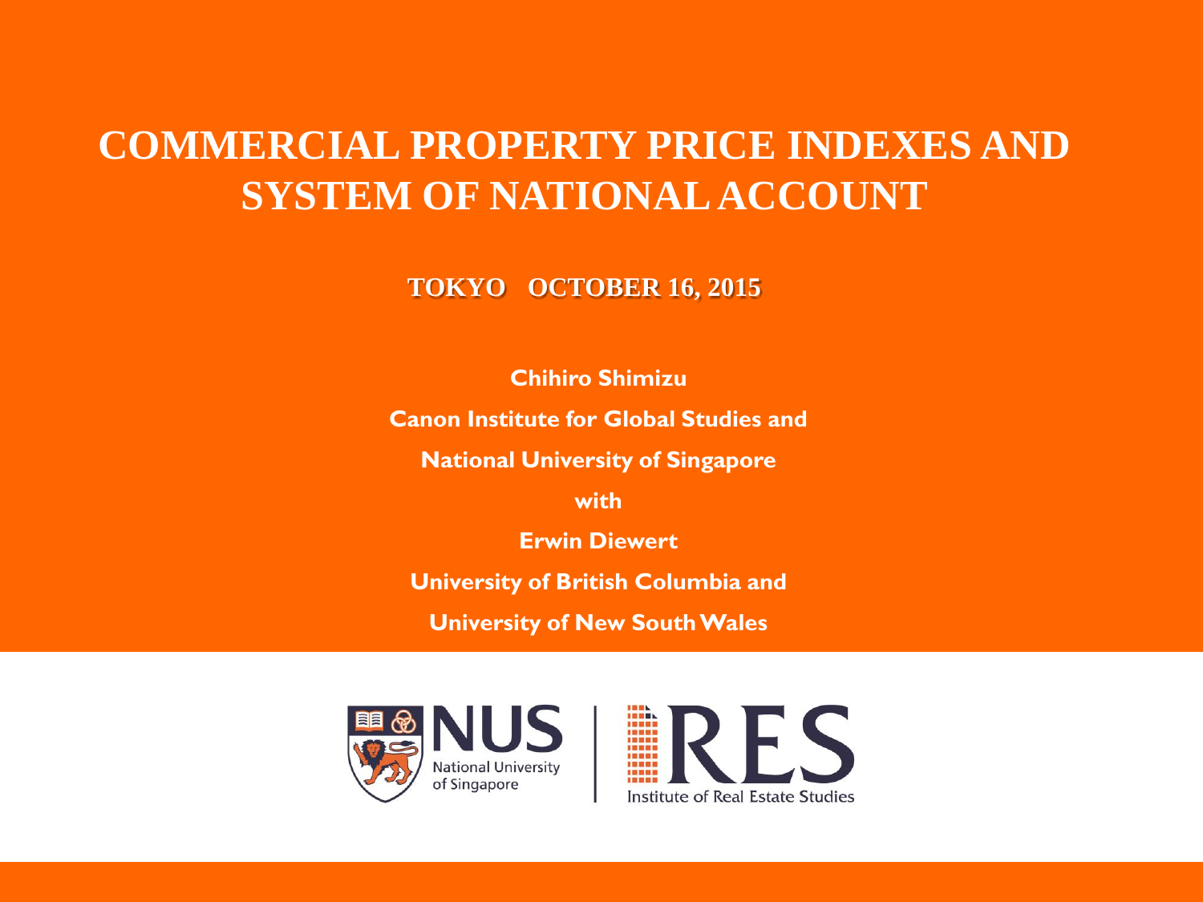# COMMERCIAL PROPERTY PRICE INDEXES AND SYSTEM OF NATIONAL ACCOUNT

**TOKYO OCTOBER 16, 2015**

**Chihiro Shimizu**

**Canon Institute for Global Studies and**

**National University of Singapore**

**with**

**Erwin Diewert**

**University of British Columbia and**

**University of New South Wales**

NUS National University of Singapore | IRES Institute of Real Estate Studies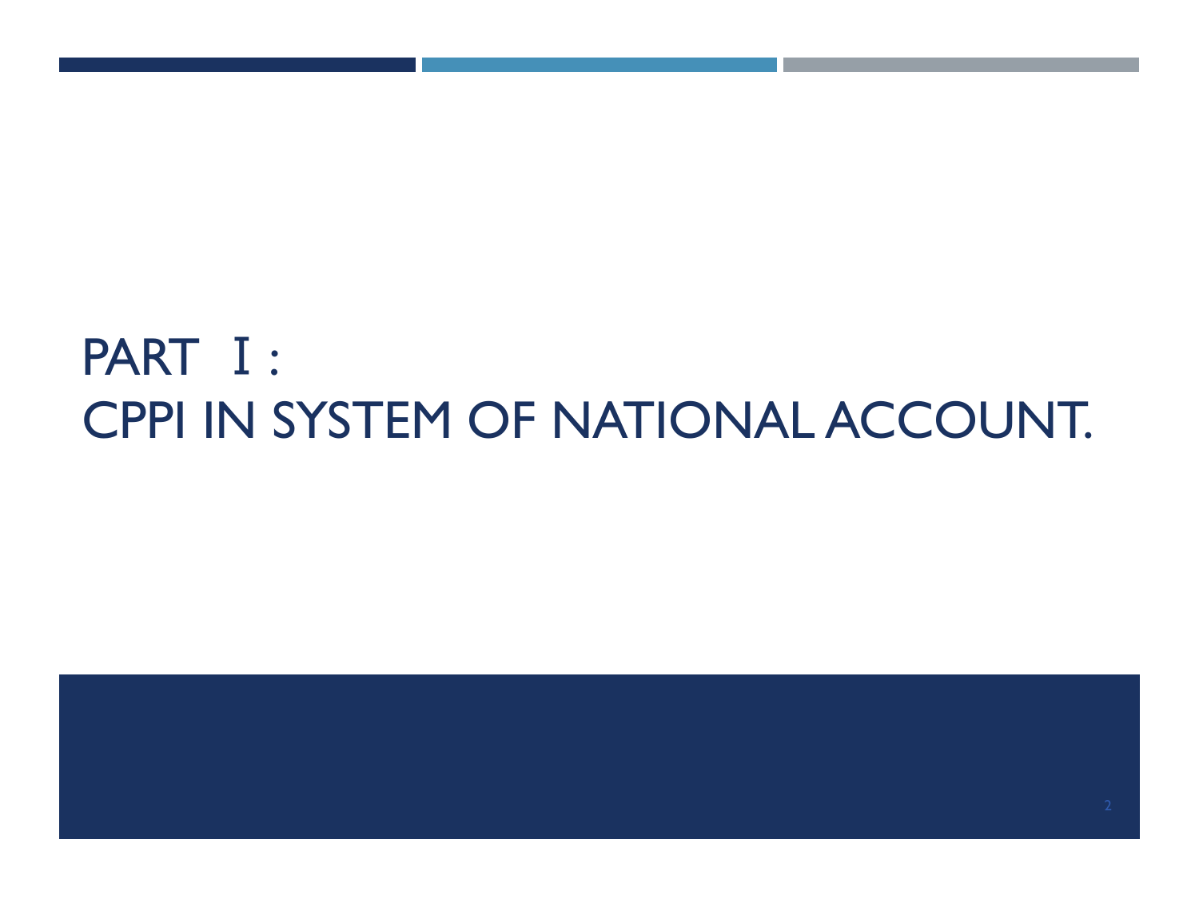# PART Ⅰ:
# CPPI IN SYSTEM OF NATIONAL ACCOUNT.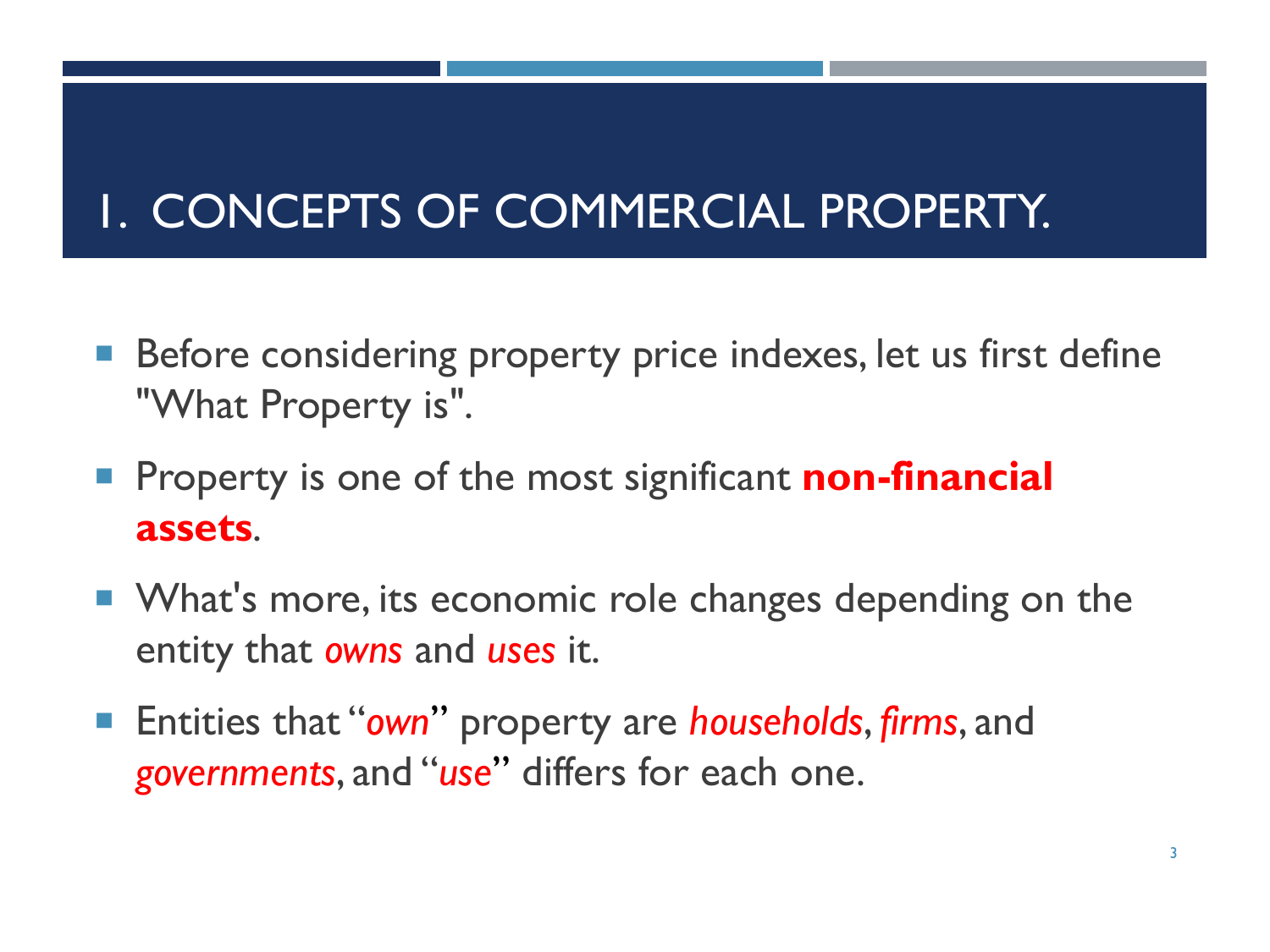# 1. CONCEPTS OF COMMERCIAL PROPERTY.

- Before considering property price indexes, let us first define "What Property is".
- Property is one of the most significant **non-financial assets**.
- What's more, its economic role changes depending on the entity that *owns* and *uses* it.
- Entities that "*own*" property are *households*, *firms*, and *governments*, and "*use*" differs for each one.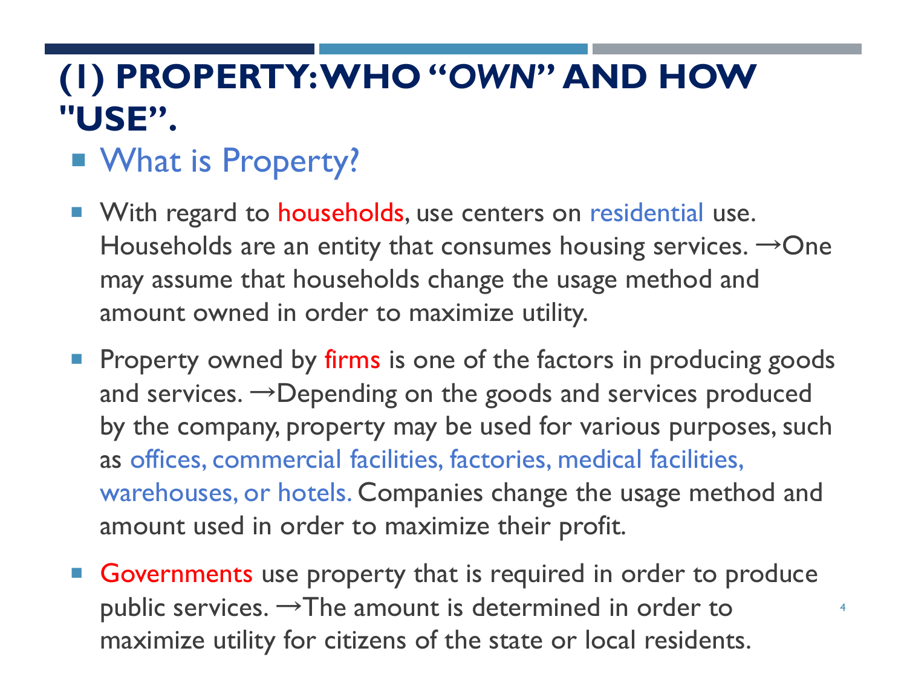# (1) PROPERTY: WHO "*OWN*" AND HOW "USE".

## What is Property?

- With regard to households, use centers on residential use. Households are an entity that consumes housing services. →One may assume that households change the usage method and amount owned in order to maximize utility.
- Property owned by firms is one of the factors in producing goods and services. →Depending on the goods and services produced by the company, property may be used for various purposes, such as offices, commercial facilities, factories, medical facilities, warehouses, or hotels. Companies change the usage method and amount used in order to maximize their profit.
- Governments use property that is required in order to produce public services. →The amount is determined in order to maximize utility for citizens of the state or local residents.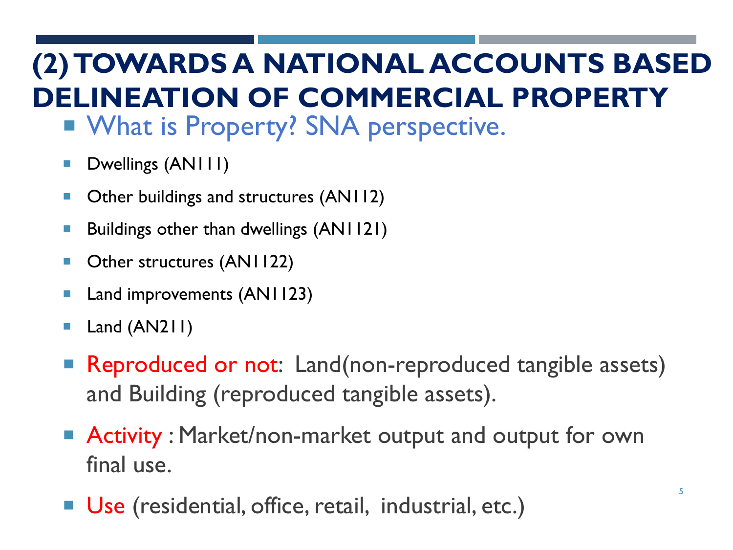# (2) TOWARDS A NATIONAL ACCOUNTS BASED DELINEATION OF COMMERCIAL PROPERTY

- What is Property? SNA perspective.
  - Dwellings (AN111)
  - Other buildings and structures (AN112)
  - Buildings other than dwellings (AN1121)
  - Other structures (AN1122)
  - Land improvements (AN1123)
  - Land (AN211)
- Reproduced or not: Land(non-reproduced tangible assets) and Building (reproduced tangible assets).
- Activity : Market/non-market output and output for own final use.
- Use (residential, office, retail, industrial, etc.)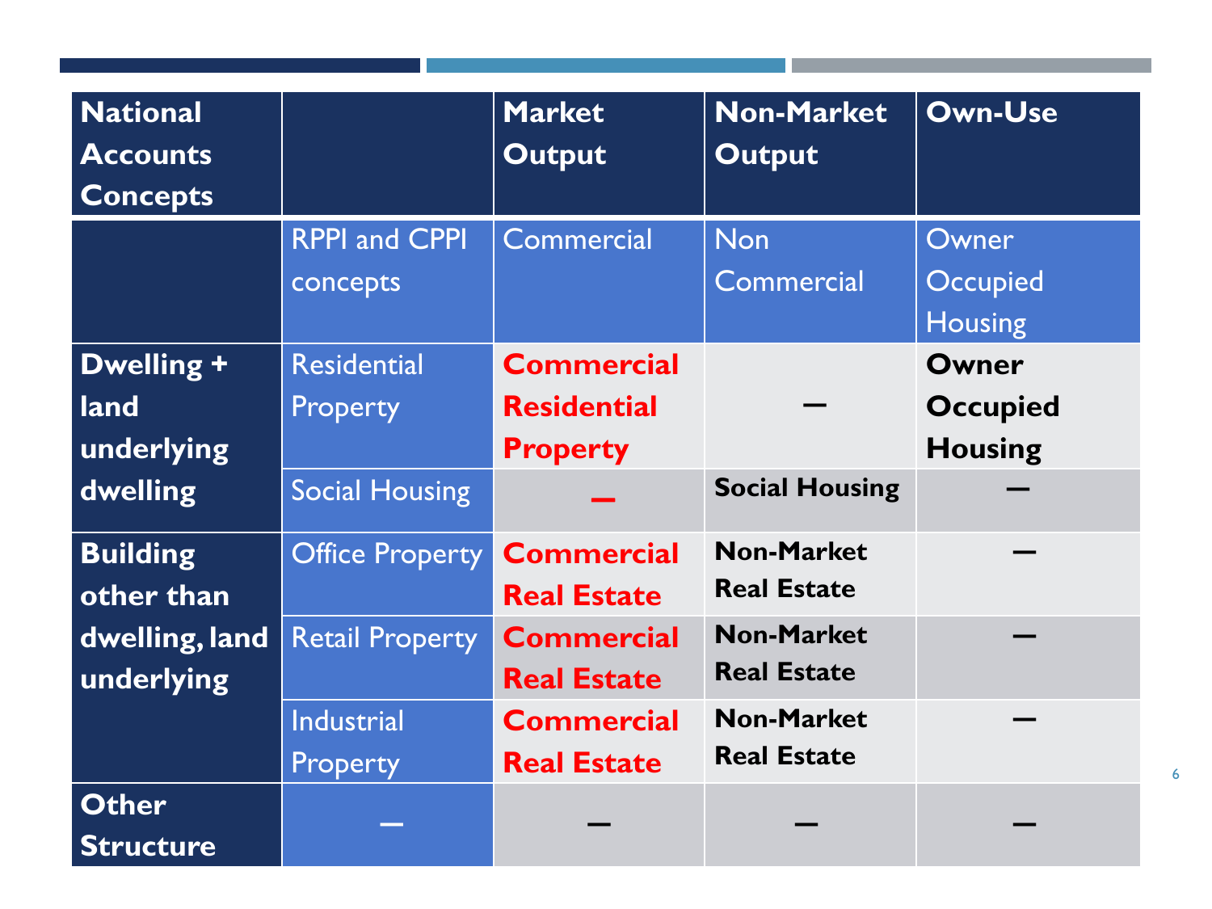| National Accounts Concepts | | Market Output | Non-Market Output | Own-Use |
|---|---|---|---|---|
| | RPPI and CPPI concepts | Commercial | Non Commercial | Owner Occupied Housing |
| Dwelling + land underlying dwelling | Residential Property | **Commercial Residential Property** | — | **Owner Occupied Housing** |
| | Social Housing | — | **Social Housing** | — |
| Building other than dwelling, land underlying | Office Property | **Commercial Real Estate** | **Non-Market Real Estate** | — |
| | Retail Property | **Commercial Real Estate** | **Non-Market Real Estate** | — |
| | Industrial Property | **Commercial Real Estate** | **Non-Market Real Estate** | — |
| Other Structure | — | — | — | — |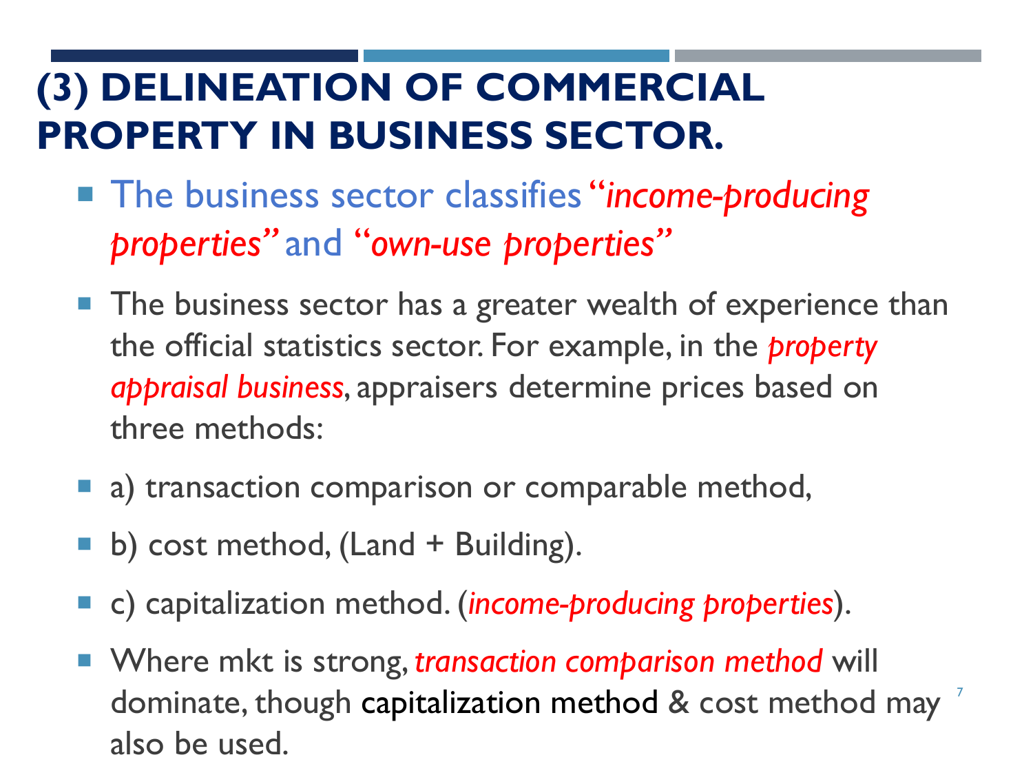# (3) DELINEATION OF COMMERCIAL PROPERTY IN BUSINESS SECTOR.

- The business sector classifies "*income-producing properties*" and "*own-use properties*"
- The business sector has a greater wealth of experience than the official statistics sector. For example, in the *property appraisal business*, appraisers determine prices based on three methods:
- a) transaction comparison or comparable method,
- b) cost method, (Land + Building).
- c) capitalization method. (*income-producing properties*).
- Where mkt is strong, *transaction comparison method* will dominate, though capitalization method & cost method may also be used.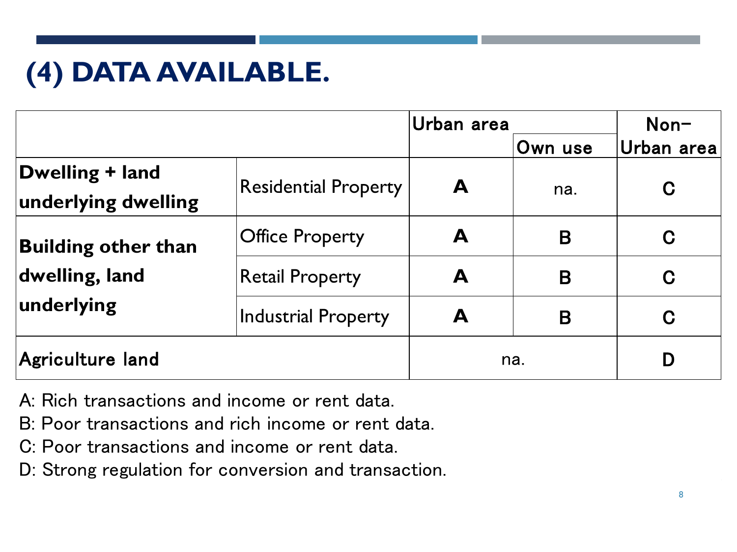# (4) DATA AVAILABLE.

| | | Urban area | | Non-Urban area |
|---|---|---|---|---|
| | | | Own use | |
| Dwelling + land underlying dwelling | Residential Property | A | na. | C |
| Building other than dwelling, land underlying | Office Property | A | B | C |
| | Retail Property | A | B | C |
| | Industrial Property | A | B | C |
| Agriculture land | | na. | | D |

A: Rich transactions and income or rent data.
B: Poor transactions and rich income or rent data.
C: Poor transactions and income or rent data.
D: Strong regulation for conversion and transaction.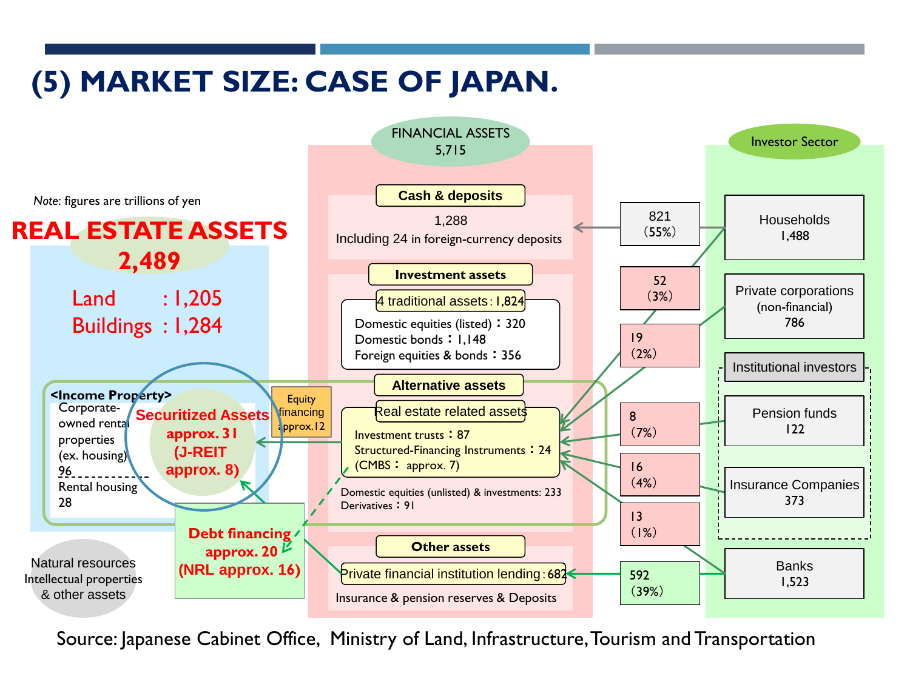# (5) MARKET SIZE: CASE OF JAPAN.

*Note*: figures are trillions of yen

## REAL ESTATE ASSETS 2,489

Land : 1,205
Buildings : 1,284

**<Income Property>**

Corporate-owned rental properties (ex. housing) 96

Rental housing 28

**Securitized Assets approx. 31 (J-REIT approx. 8)**

Equity financing approx.12

**Debt financing approx. 20 (NRL approx. 16)**

Natural resources Intellectual properties & other assets

## FINANCIAL ASSETS 5,715

**Cash & deposits**

1,288
Including 24 in foreign-currency deposits

**Investment assets**

4 traditional assets : 1,824

- Domestic equities (listed) : 320
- Domestic bonds : 1,148
- Foreign equities & bonds : 356

**Alternative assets**

Real estate related assets

- Investment trusts : 87
- Structured-Financing Instruments : 24 (CMBS : approx. 7)

Domestic equities (unlisted) & investments: 233
Derivatives : 91

**Other assets**

Private financial institution lending : 682

Insurance & pension reserves & Deposits

## Investor Sector

| Investor | Amount | Flow |
|---|---|---|
| Households | 1,488 | 821 (55%) to Cash & deposits; 52 (3%) to Real estate related assets |
| Private corporations (non-financial) | 786 | 19 (2%) |
| Institutional investors: Pension funds | 122 | 8 (7%) |
| Institutional investors: Insurance Companies | 373 | 16 (4%) |
| Banks | 1,523 | 13 (1%); 592 (39%) to Private financial institution lending |

Source: Japanese Cabinet Office, Ministry of Land, Infrastructure, Tourism and Transportation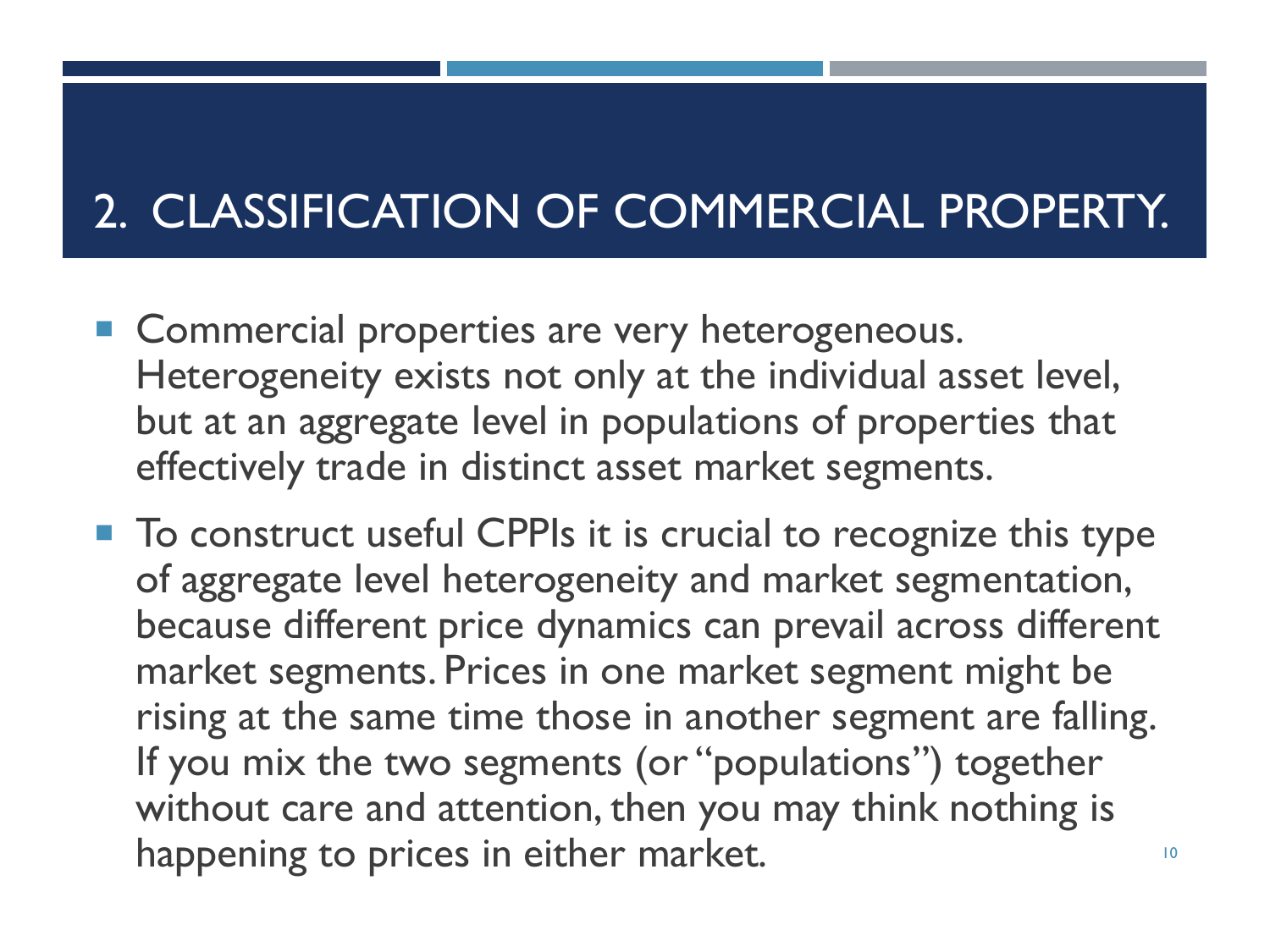## 2. CLASSIFICATION OF COMMERCIAL PROPERTY.

- Commercial properties are very heterogeneous. Heterogeneity exists not only at the individual asset level, but at an aggregate level in populations of properties that effectively trade in distinct asset market segments.
- To construct useful CPPIs it is crucial to recognize this type of aggregate level heterogeneity and market segmentation, because different price dynamics can prevail across different market segments. Prices in one market segment might be rising at the same time those in another segment are falling. If you mix the two segments (or "populations") together without care and attention, then you may think nothing is happening to prices in either market.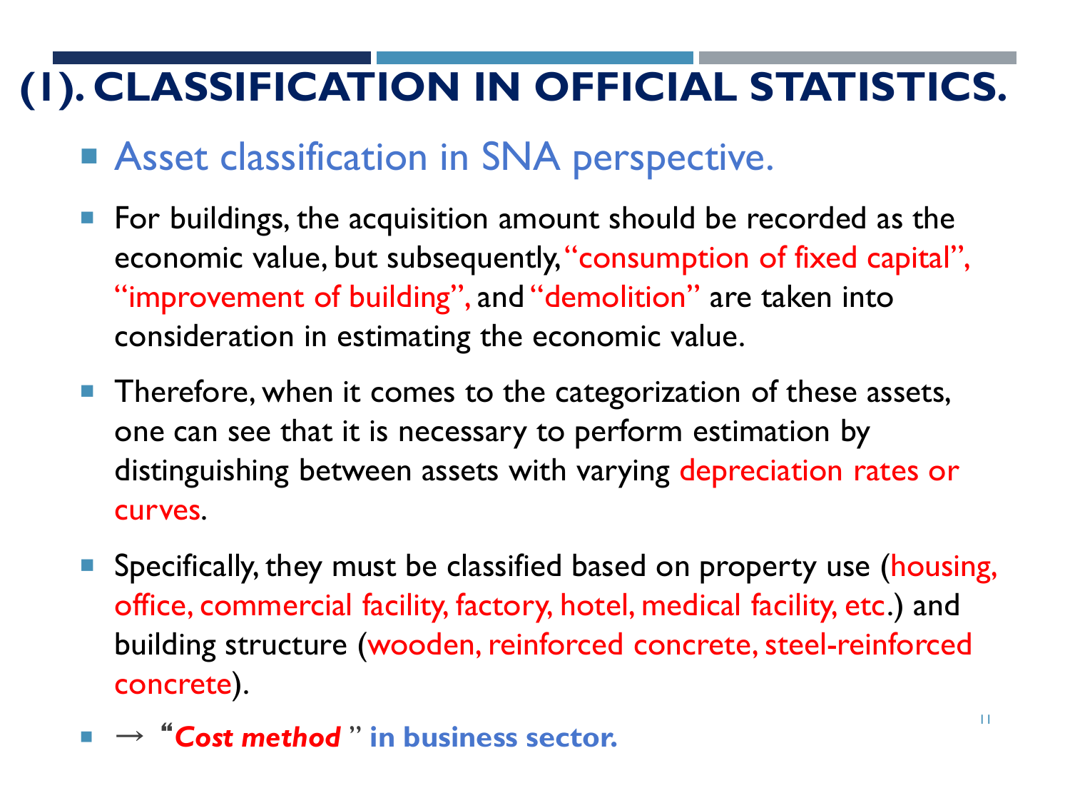# (1). CLASSIFICATION IN OFFICIAL STATISTICS.

- Asset classification in SNA perspective.

- For buildings, the acquisition amount should be recorded as the economic value, but subsequently, "consumption of fixed capital", "improvement of building", and "demolition" are taken into consideration in estimating the economic value.

- Therefore, when it comes to the categorization of these assets, one can see that it is necessary to perform estimation by distinguishing between assets with varying depreciation rates or curves.

- Specifically, they must be classified based on property use (housing, office, commercial facility, factory, hotel, medical facility, etc.) and building structure (wooden, reinforced concrete, steel-reinforced concrete).

- → "***Cost method***" **in business sector.**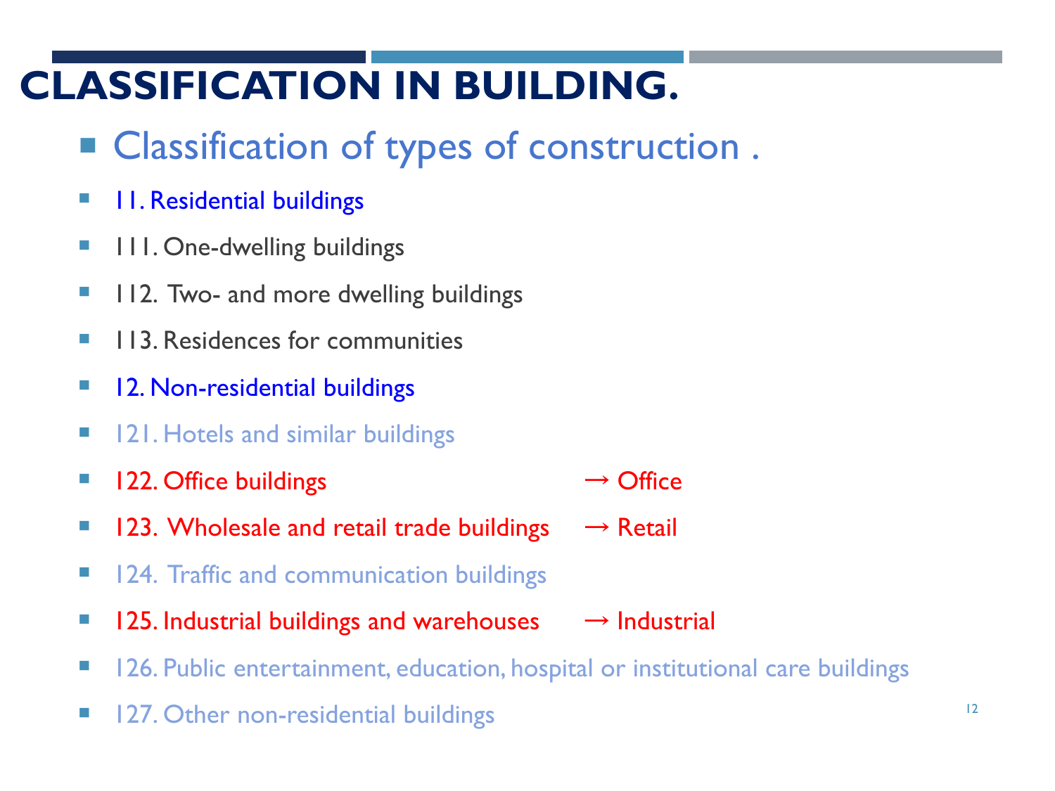# CLASSIFICATION IN BUILDING.

- Classification of types of construction .
- 11. Residential buildings
- 111. One-dwelling buildings
- 112. Two- and more dwelling buildings
- 113. Residences for communities
- 12. Non-residential buildings
- 121. Hotels and similar buildings
- 122. Office buildings → Office
- 123. Wholesale and retail trade buildings → Retail
- 124. Traffic and communication buildings
- 125. Industrial buildings and warehouses → Industrial
- 126. Public entertainment, education, hospital or institutional care buildings
- 127. Other non-residential buildings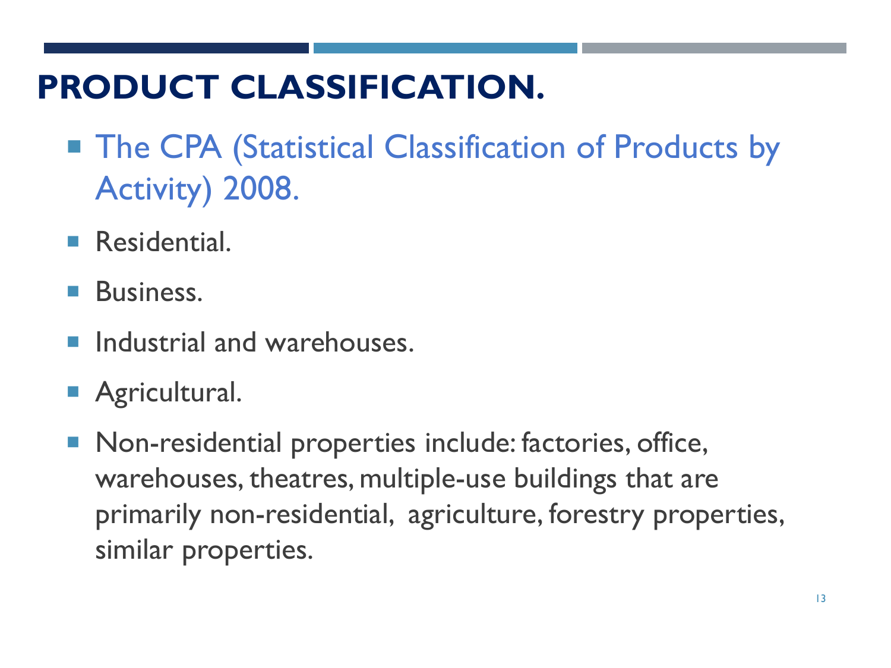# PRODUCT CLASSIFICATION.

- The CPA (Statistical Classification of Products by Activity) 2008.
- Residential.
- Business.
- Industrial and warehouses.
- Agricultural.
- Non-residential properties include: factories, office, warehouses, theatres, multiple-use buildings that are primarily non-residential, agriculture, forestry properties, similar properties.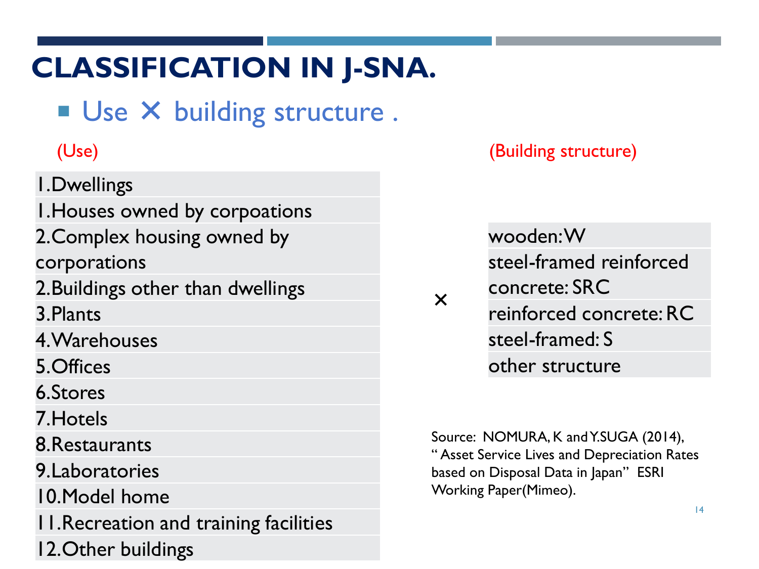# CLASSIFICATION IN J-SNA.

- Use × building structure .

(Use)

| 1.Dwellings |
|---|
| 1.Houses owned by corpoations |
| 2.Complex housing owned by corporations |
| 2.Buildings other than dwellings |
| 3.Plants |
| 4.Warehouses |
| 5.Offices |
| 6.Stores |
| 7.Hotels |
| 8.Restaurants |
| 9.Laboratories |
| 10.Model home |
| 11.Recreation and training facilities |
| 12.Other buildings |

×

(Building structure)

| wooden: W |
|---|
| steel-framed reinforced concrete: SRC |
| reinforced concrete: RC |
| steel-framed: S |
| other structure |

Source: NOMURA, K and Y.SUGA (2014), " Asset Service Lives and Depreciation Rates based on Disposal Data in Japan" ESRI Working Paper(Mimeo).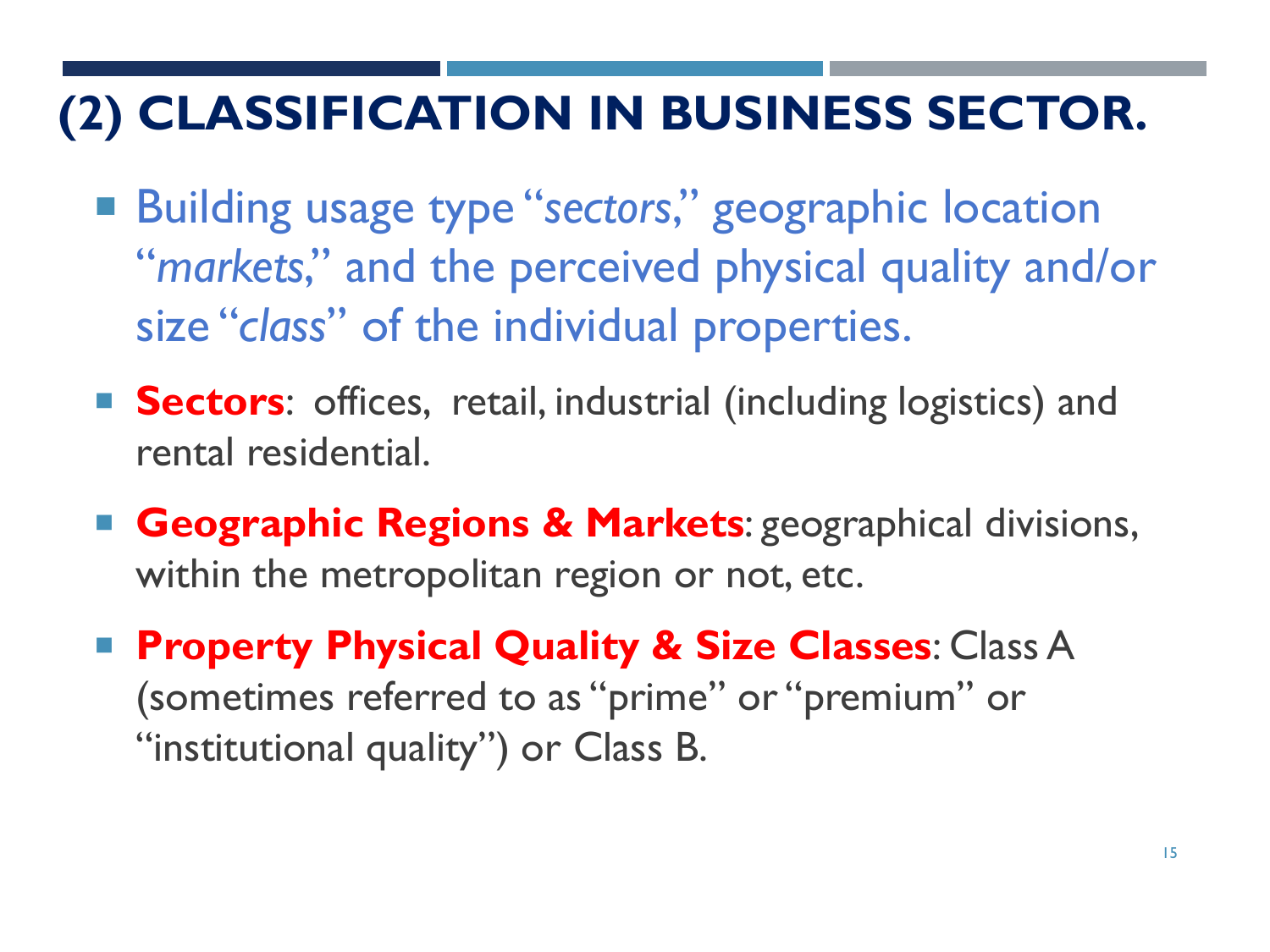# (2) CLASSIFICATION IN BUSINESS SECTOR.

- Building usage type "*sectors*," geographic location "*markets*," and the perceived physical quality and/or size "*class*" of the individual properties.
- **Sectors**: offices, retail, industrial (including logistics) and rental residential.
- **Geographic Regions & Markets**: geographical divisions, within the metropolitan region or not, etc.
- **Property Physical Quality & Size Classes**: Class A (sometimes referred to as "prime" or "premium" or "institutional quality") or Class B.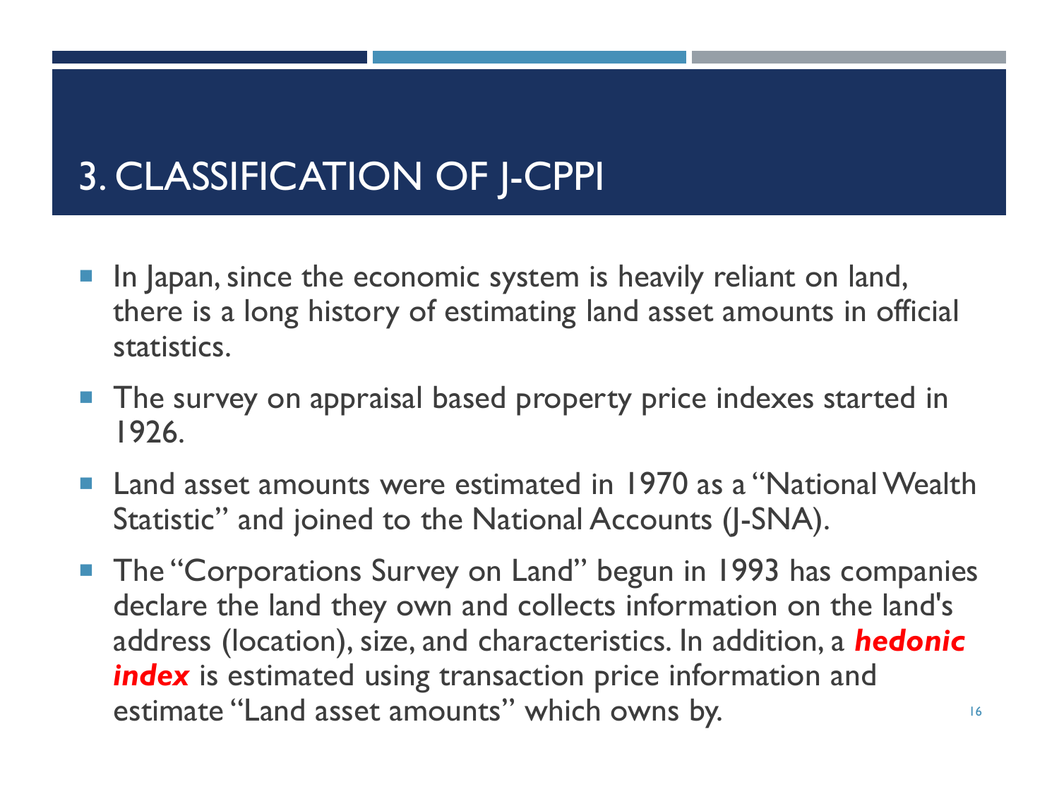# 3. CLASSIFICATION OF J-CPPI

- In Japan, since the economic system is heavily reliant on land, there is a long history of estimating land asset amounts in official statistics.
- The survey on appraisal based property price indexes started in 1926.
- Land asset amounts were estimated in 1970 as a "National Wealth Statistic" and joined to the National Accounts (J-SNA).
- The "Corporations Survey on Land" begun in 1993 has companies declare the land they own and collects information on the land's address (location), size, and characteristics. In addition, a ***hedonic index*** is estimated using transaction price information and estimate "Land asset amounts" which owns by.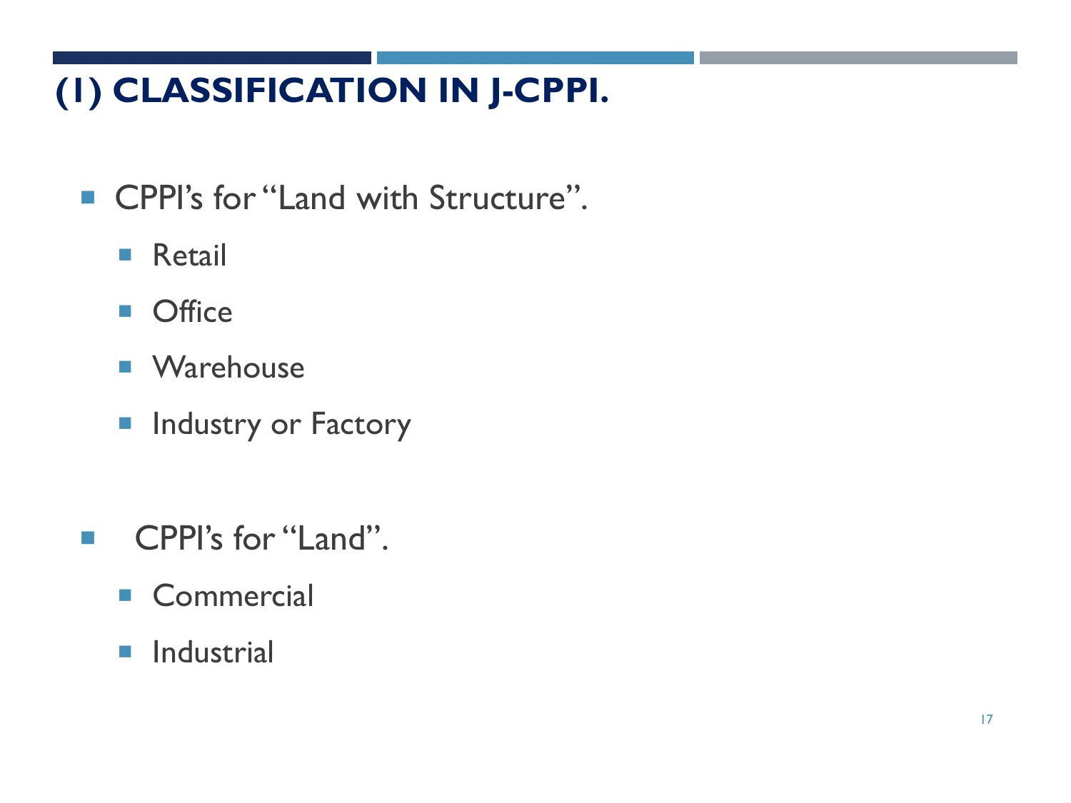# (1) CLASSIFICATION IN J-CPPI.

- CPPI's for "Land with Structure".
  - Retail
  - Office
  - Warehouse
  - Industry or Factory

- CPPI's for "Land".
  - Commercial
  - Industrial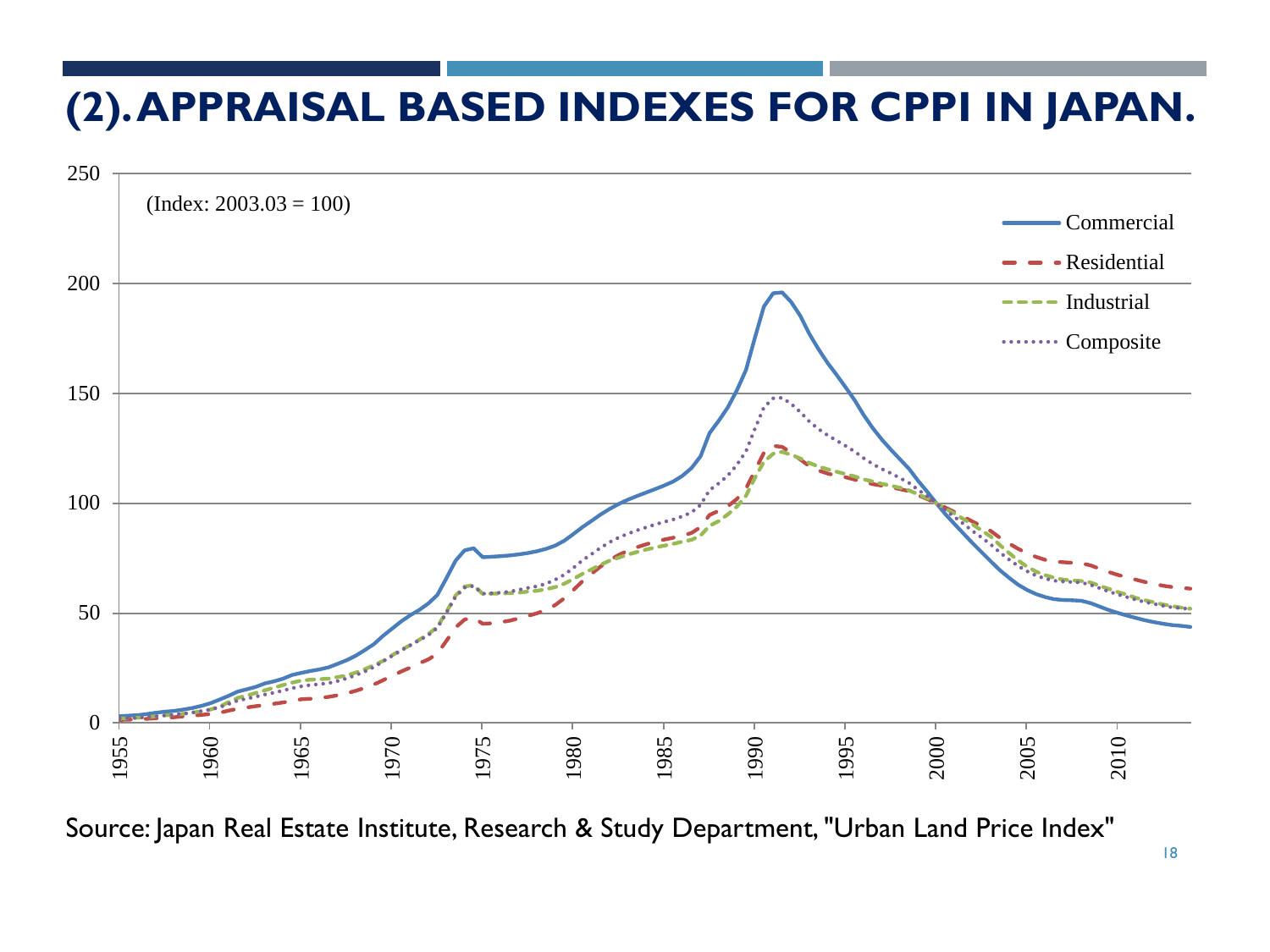# (2). APPRAISAL BASED INDEXES FOR CPPI IN JAPAN.

(Index: 2003.03 = 100)

Commercial
Residential
Industrial
Composite

Source: Japan Real Estate Institute, Research & Study Department, "Urban Land Price Index"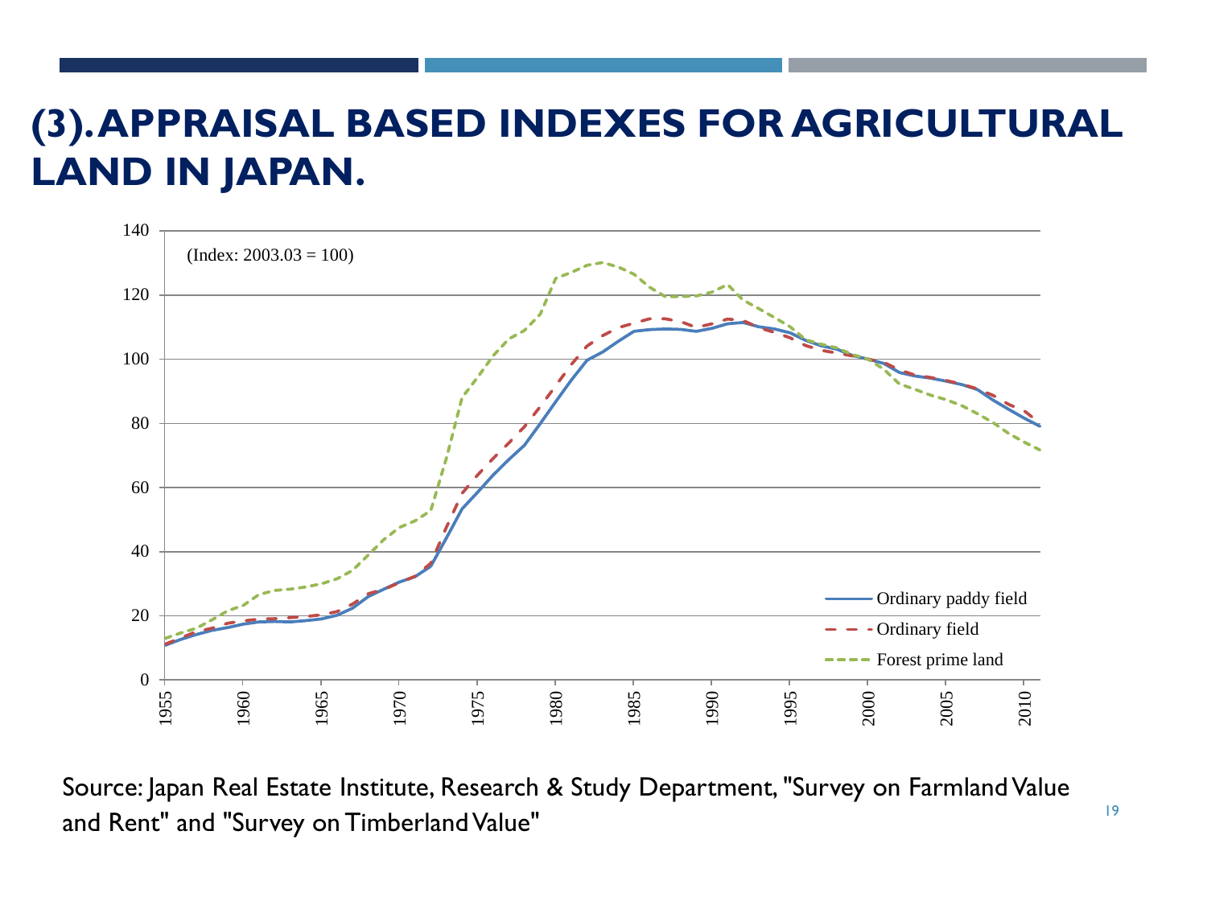# (3). APPRAISAL BASED INDEXES FOR AGRICULTURAL LAND IN JAPAN.

(Index: 2003.03 = 100)

- Ordinary paddy field
- Ordinary field
- Forest prime land

Source: Japan Real Estate Institute, Research & Study Department, "Survey on Farmland Value and Rent" and "Survey on Timberland Value"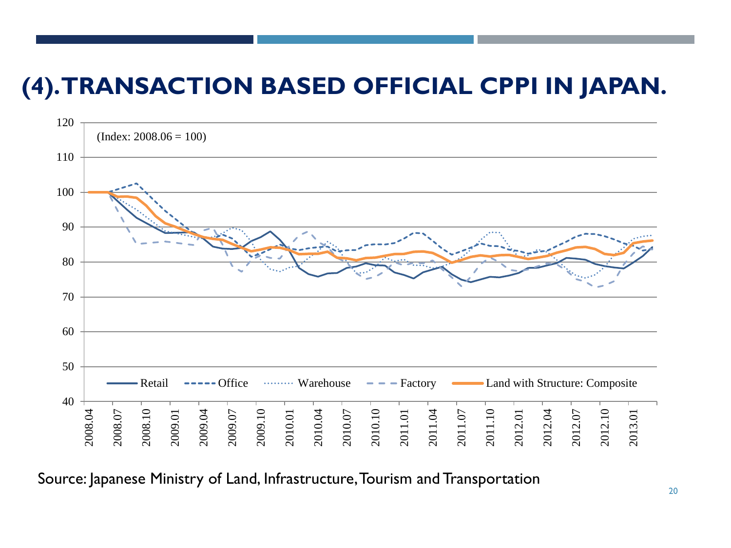# (4). TRANSACTION BASED OFFICIAL CPPI IN JAPAN.

(Index: 2008.06 = 100)

Retail — Office — Warehouse — Factory — Land with Structure: Composite

Source: Japanese Ministry of Land, Infrastructure, Tourism and Transportation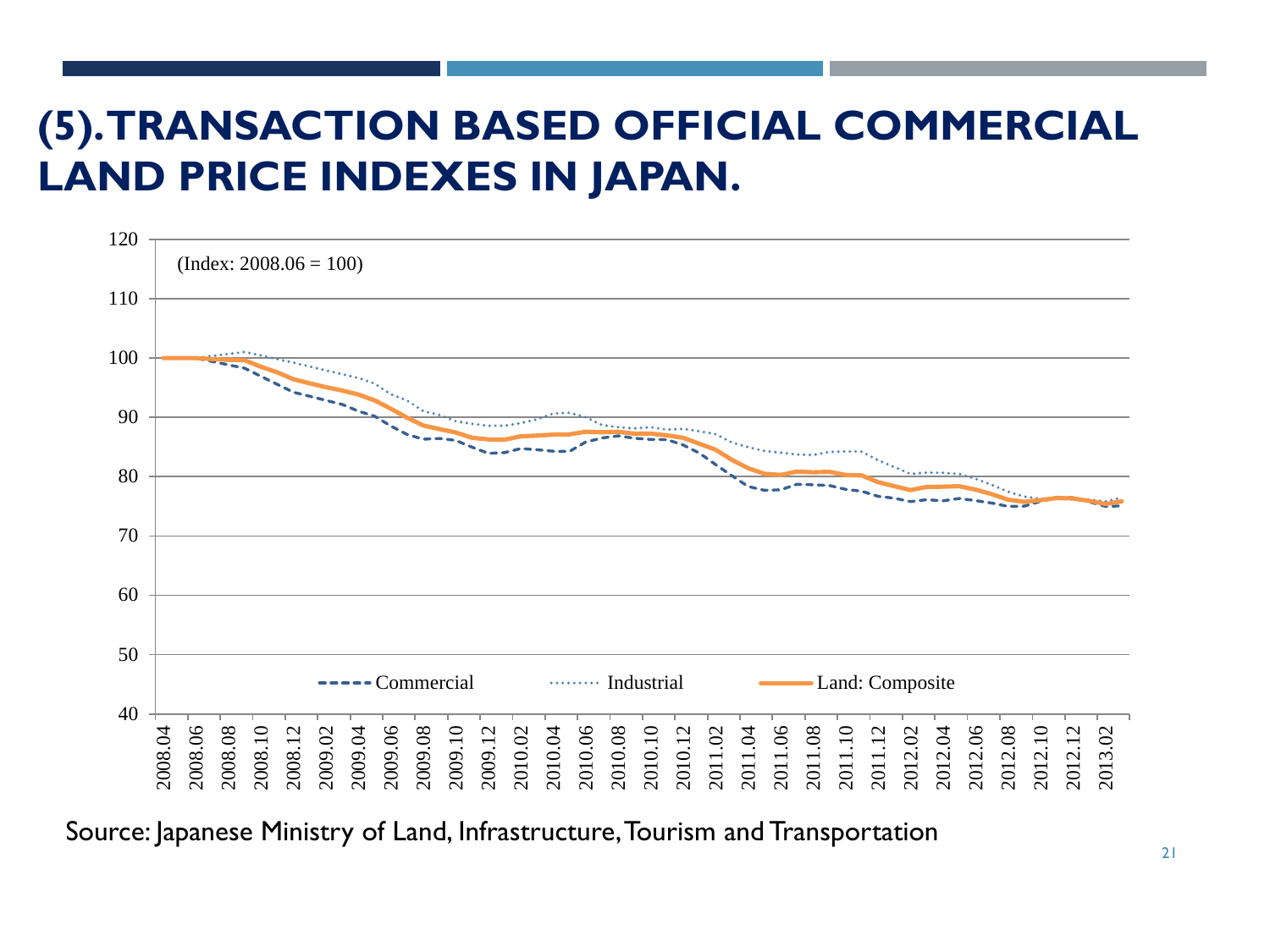# (5). TRANSACTION BASED OFFICIAL COMMERCIAL LAND PRICE INDEXES IN JAPAN.

Source: Japanese Ministry of Land, Infrastructure, Tourism and Transportation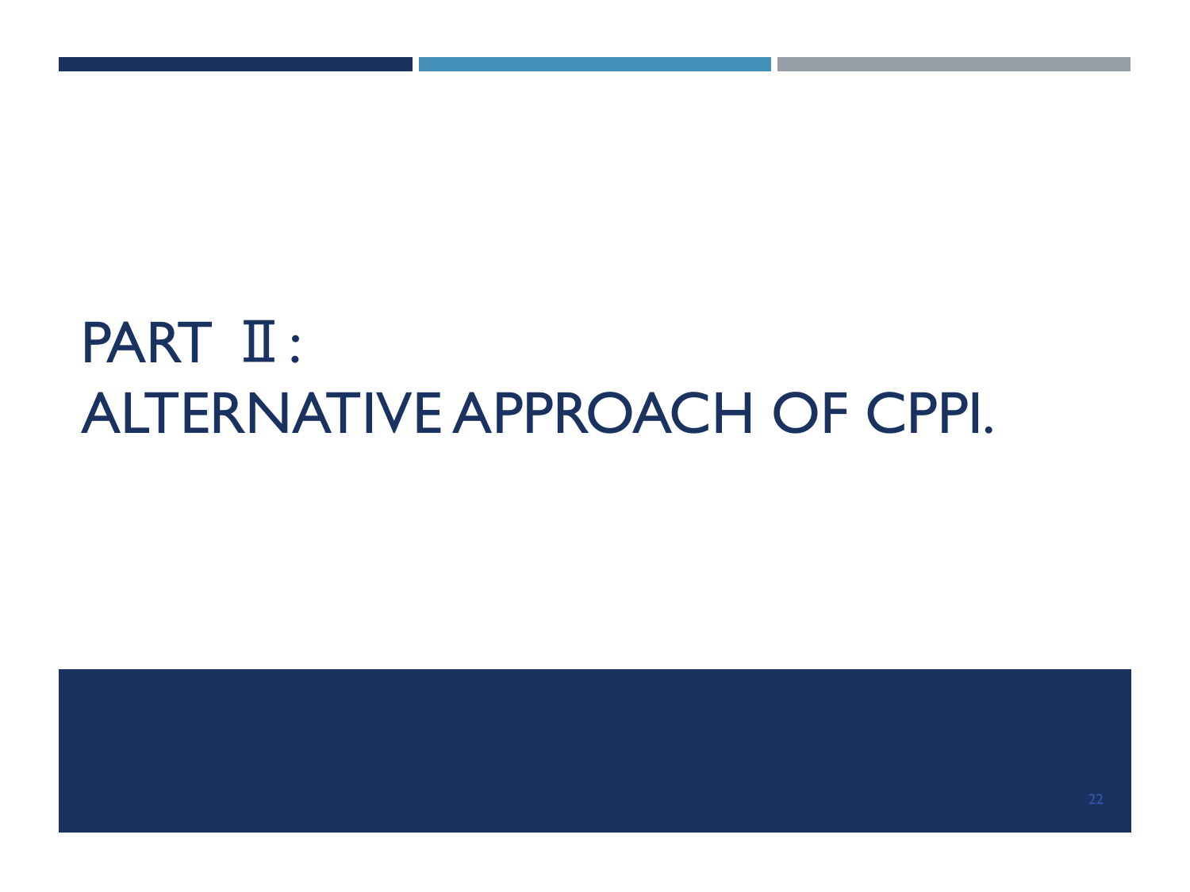# PART Ⅱ:
# ALTERNATIVE APPROACH OF CPPI.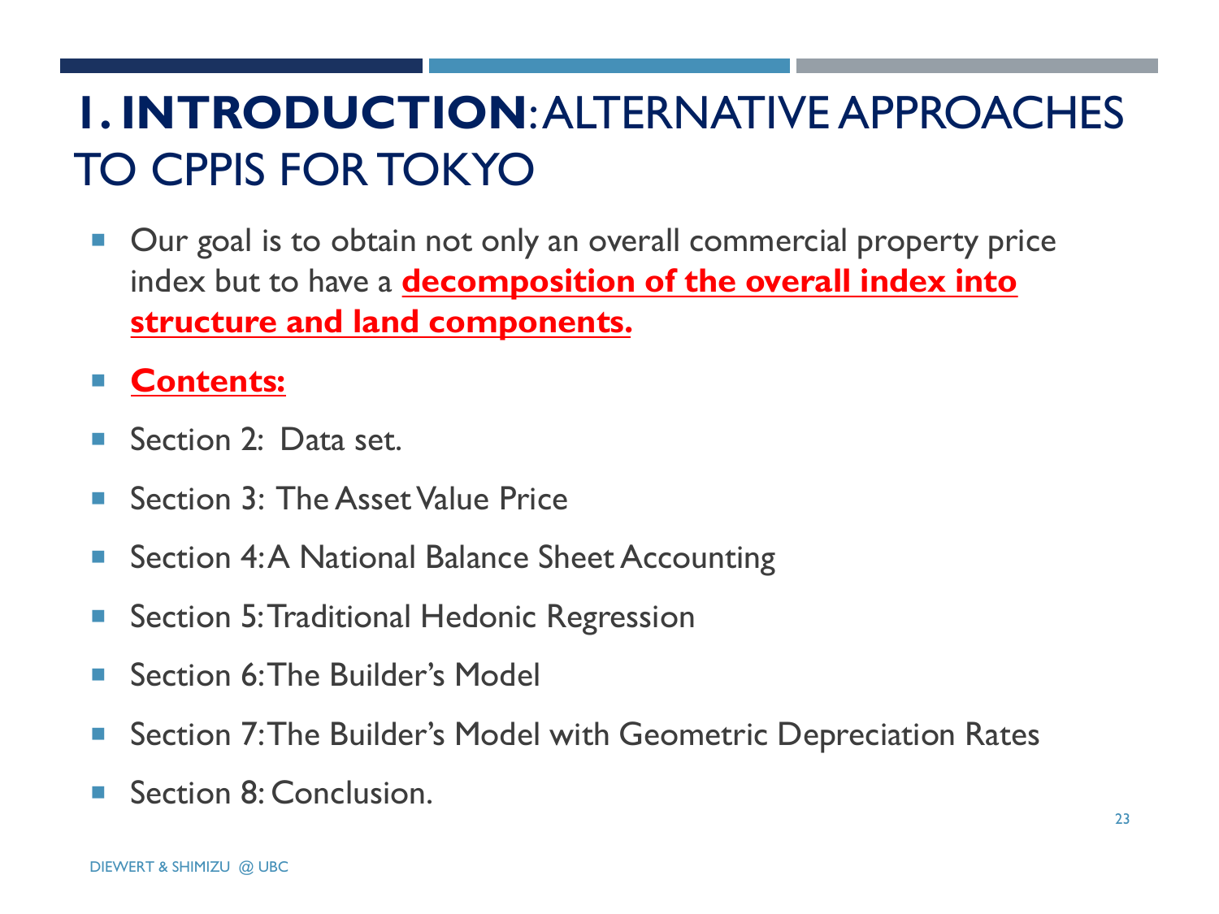# **1. INTRODUCTION**: ALTERNATIVE APPROACHES TO CPPIS FOR TOKYO

- Our goal is to obtain not only an overall commercial property price index but to have a **decomposition of the overall index into structure and land components.**
- **Contents:**
- Section 2: Data set.
- Section 3: The Asset Value Price
- Section 4: A National Balance Sheet Accounting
- Section 5: Traditional Hedonic Regression
- Section 6: The Builder's Model
- Section 7: The Builder's Model with Geometric Depreciation Rates
- Section 8: Conclusion.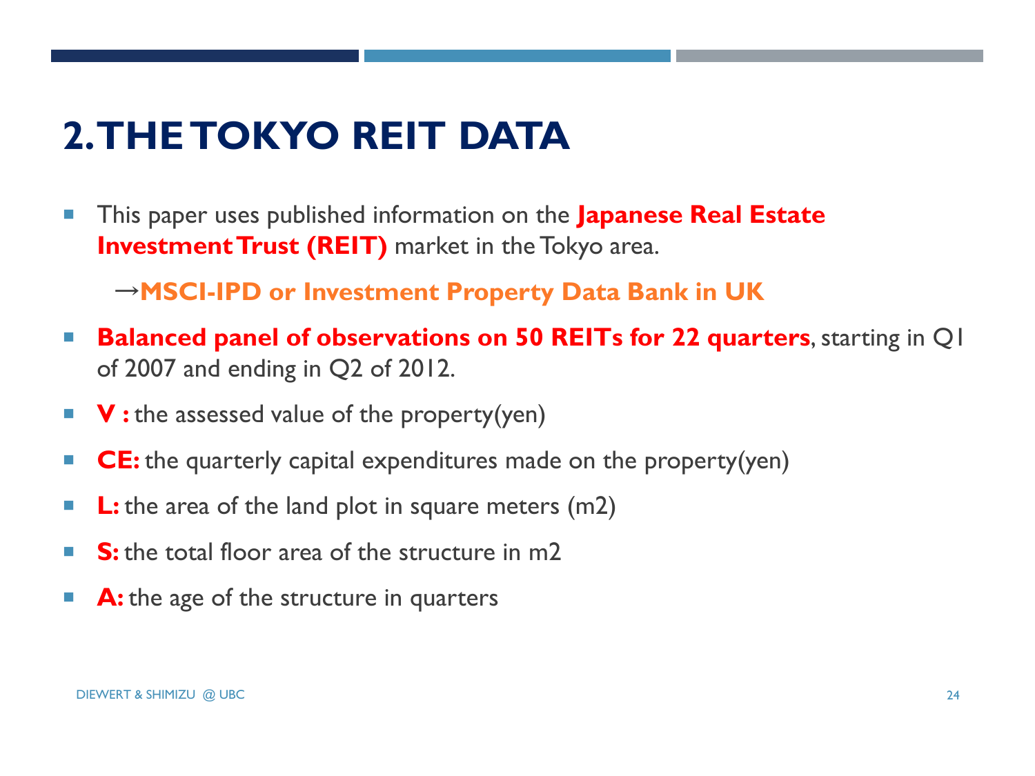# 2. THE TOKYO REIT DATA

- This paper uses published information on the **Japanese Real Estate Investment Trust (REIT)** market in the Tokyo area.

  →**MSCI-IPD or Investment Property Data Bank in UK**

- **Balanced panel of observations on 50 REITs for 22 quarters**, starting in Q1 of 2007 and ending in Q2 of 2012.
- **V :** the assessed value of the property(yen)
- **CE:** the quarterly capital expenditures made on the property(yen)
- **L:** the area of the land plot in square meters (m2)
- **S:** the total floor area of the structure in m2
- **A:** the age of the structure in quarters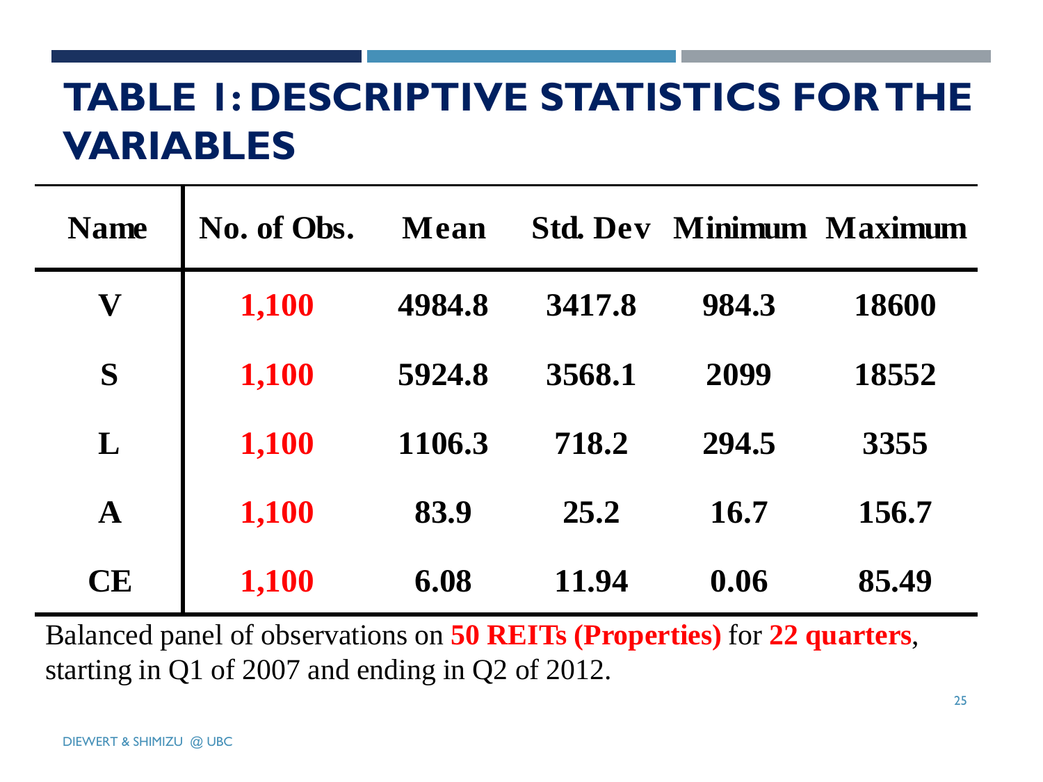# TABLE 1: DESCRIPTIVE STATISTICS FOR THE VARIABLES

| Name | No. of Obs. | Mean | Std. Dev | Minimum | Maximum |
|---|---|---|---|---|---|
| **V** | **1,100** | **4984.8** | **3417.8** | **984.3** | **18600** |
| **S** | **1,100** | **5924.8** | **3568.1** | **2099** | **18552** |
| **L** | **1,100** | **1106.3** | **718.2** | **294.5** | **3355** |
| **A** | **1,100** | **83.9** | **25.2** | **16.7** | **156.7** |
| **CE** | **1,100** | **6.08** | **11.94** | **0.06** | **85.49** |

Balanced panel of observations on **50 REITs (Properties)** for **22 quarters**, starting in Q1 of 2007 and ending in Q2 of 2012.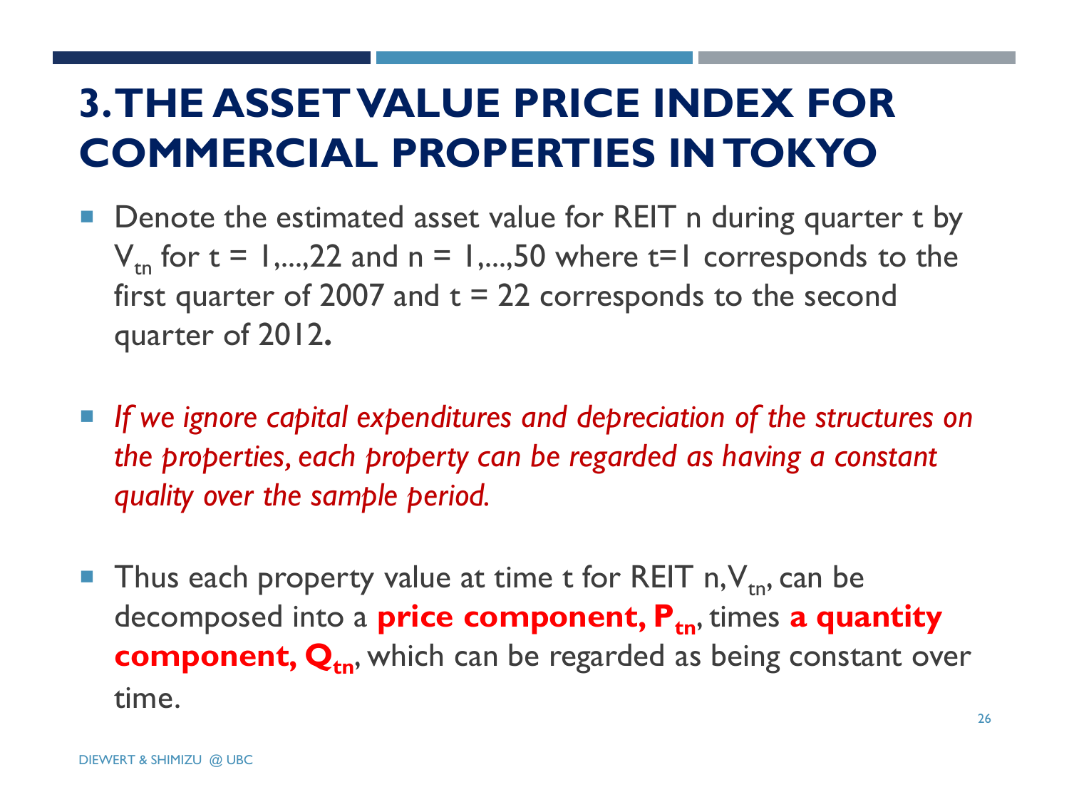# 3. THE ASSET VALUE PRICE INDEX FOR COMMERCIAL PROPERTIES IN TOKYO

- Denote the estimated asset value for REIT n during quarter t by $V_{tn}$ for t = 1,...,22 and n = 1,...,50 where t=1 corresponds to the first quarter of 2007 and t = 22 corresponds to the second quarter of 2012.

- *If we ignore capital expenditures and depreciation of the structures on the properties, each property can be regarded as having a constant quality over the sample period.*

- Thus each property value at time t for REIT n, $V_{tn}$, can be decomposed into a **price component, $P_{tn}$**, times **a quantity component, $Q_{tn}$**, which can be regarded as being constant over time.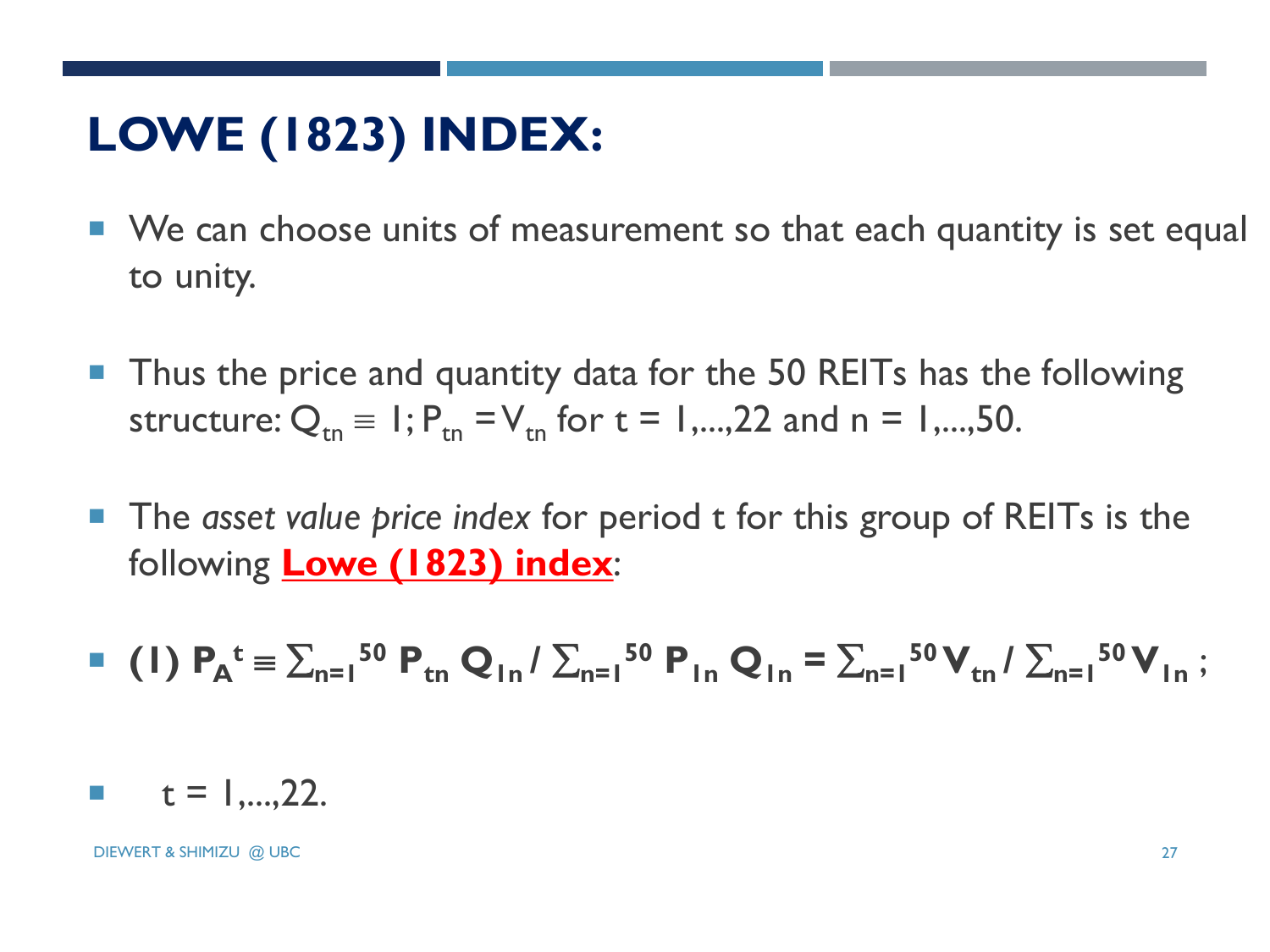# LOWE (1823) INDEX:

- We can choose units of measurement so that each quantity is set equal to unity.
- Thus the price and quantity data for the 50 REITs has the following structure: $Q_{tn} \equiv 1$; $P_{tn} = V_{tn}$ for t = 1,...,22 and n = 1,...,50.
- The *asset value price index* for period t for this group of REITs is the following **Lowe (1823) index**:
- **(1)** $\mathbf{P_A{}^t \equiv \sum_{n=1}^{50} P_{tn}\, Q_{1n} / \sum_{n=1}^{50} P_{1n}\, Q_{1n} = \sum_{n=1}^{50} V_{tn} / \sum_{n=1}^{50} V_{1n}}$ ;
- t = 1,...,22.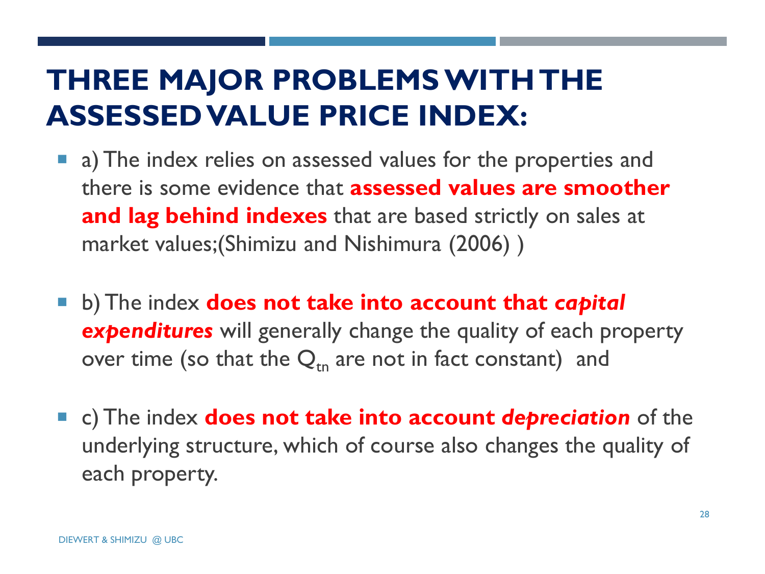# THREE MAJOR PROBLEMS WITH THE ASSESSED VALUE PRICE INDEX:

- a) The index relies on assessed values for the properties and there is some evidence that **assessed values are smoother and lag behind indexes** that are based strictly on sales at market values;(Shimizu and Nishimura (2006) )
- b) The index **does not take into account that *capital expenditures*** will generally change the quality of each property over time (so that the $Q_{tn}$ are not in fact constant) and
- c) The index **does not take into account *depreciation*** of the underlying structure, which of course also changes the quality of each property.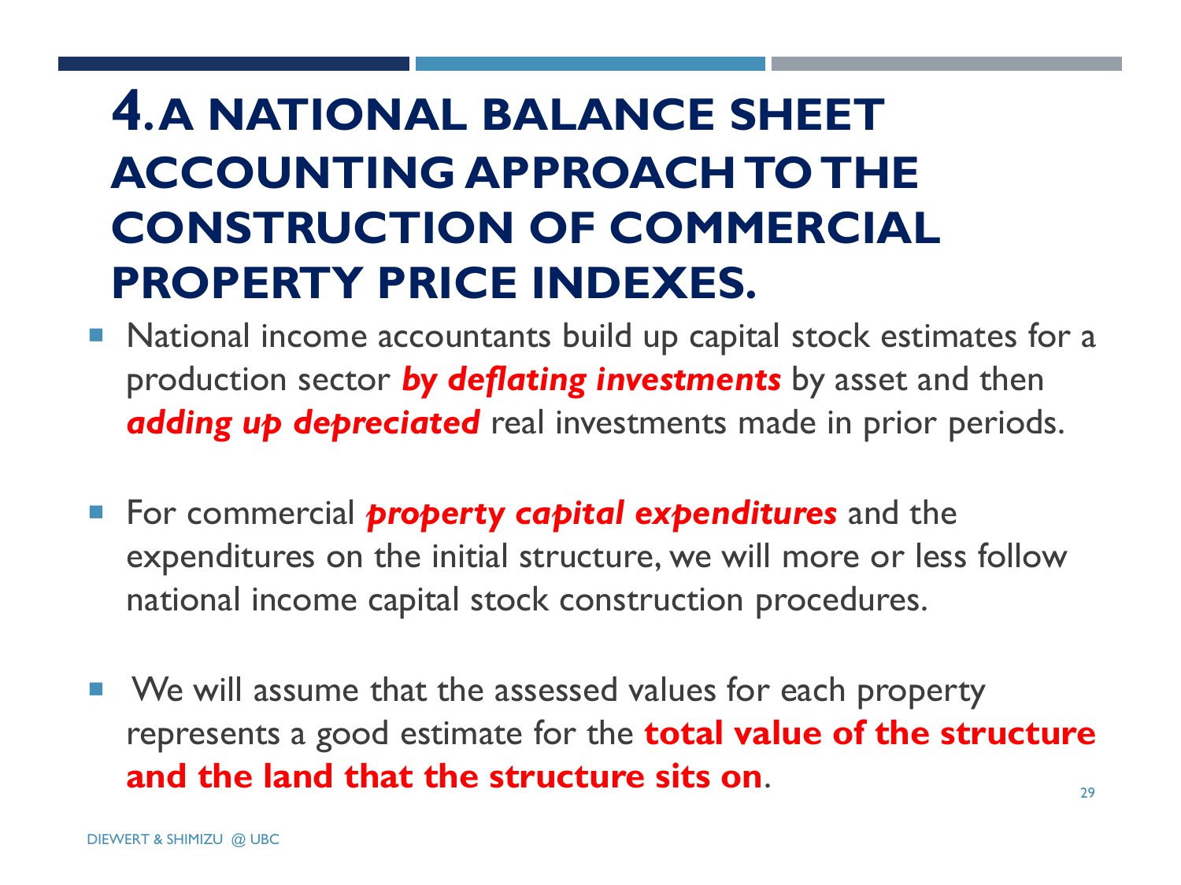# 4. A NATIONAL BALANCE SHEET ACCOUNTING APPROACH TO THE CONSTRUCTION OF COMMERCIAL PROPERTY PRICE INDEXES.

- National income accountants build up capital stock estimates for a production sector ***by deflating investments*** by asset and then ***adding up depreciated*** real investments made in prior periods.
- For commercial ***property capital expenditures*** and the expenditures on the initial structure, we will more or less follow national income capital stock construction procedures.
- We will assume that the assessed values for each property represents a good estimate for the **total value of the structure and the land that the structure sits on**.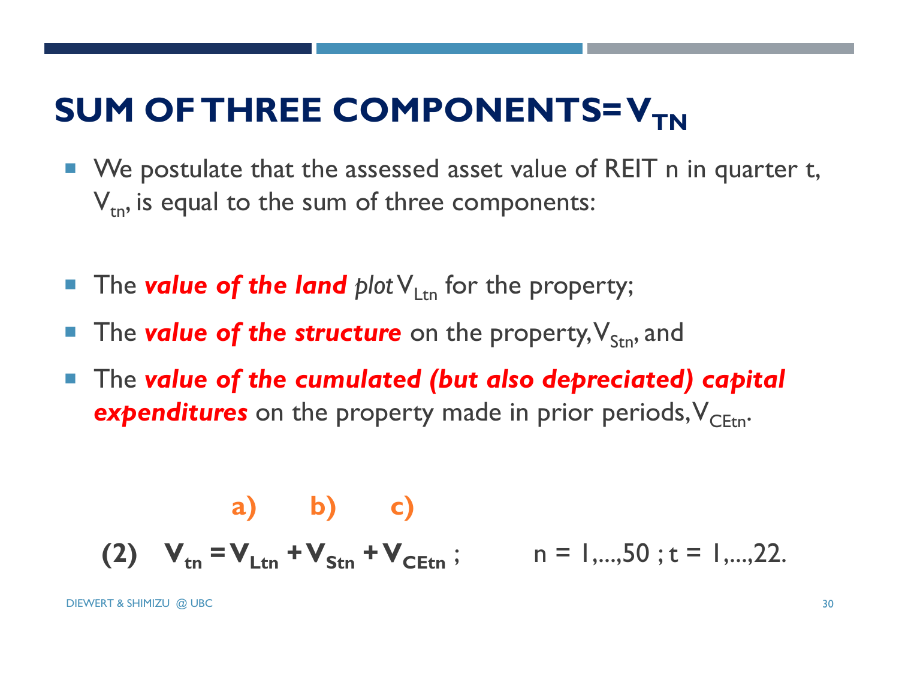# SUM OF THREE COMPONENTS= $V_{TN}$

- We postulate that the assessed asset value of REIT n in quarter t, $V_{tn}$, is equal to the sum of three components:

- The ***value of the land*** *plot* $V_{Ltn}$ for the property;
- The ***value of the structure*** on the property, $V_{Stn}$, and
- The ***value of the cumulated (but also depreciated) capital expenditures*** on the property made in prior periods, $V_{CEtn}$.

**a) b) c)**

$$(2) \quad V_{tn} = V_{Ltn} + V_{Stn} + V_{CEtn}\,; \qquad n = 1,\ldots,50\,;\ t = 1,\ldots,22.$$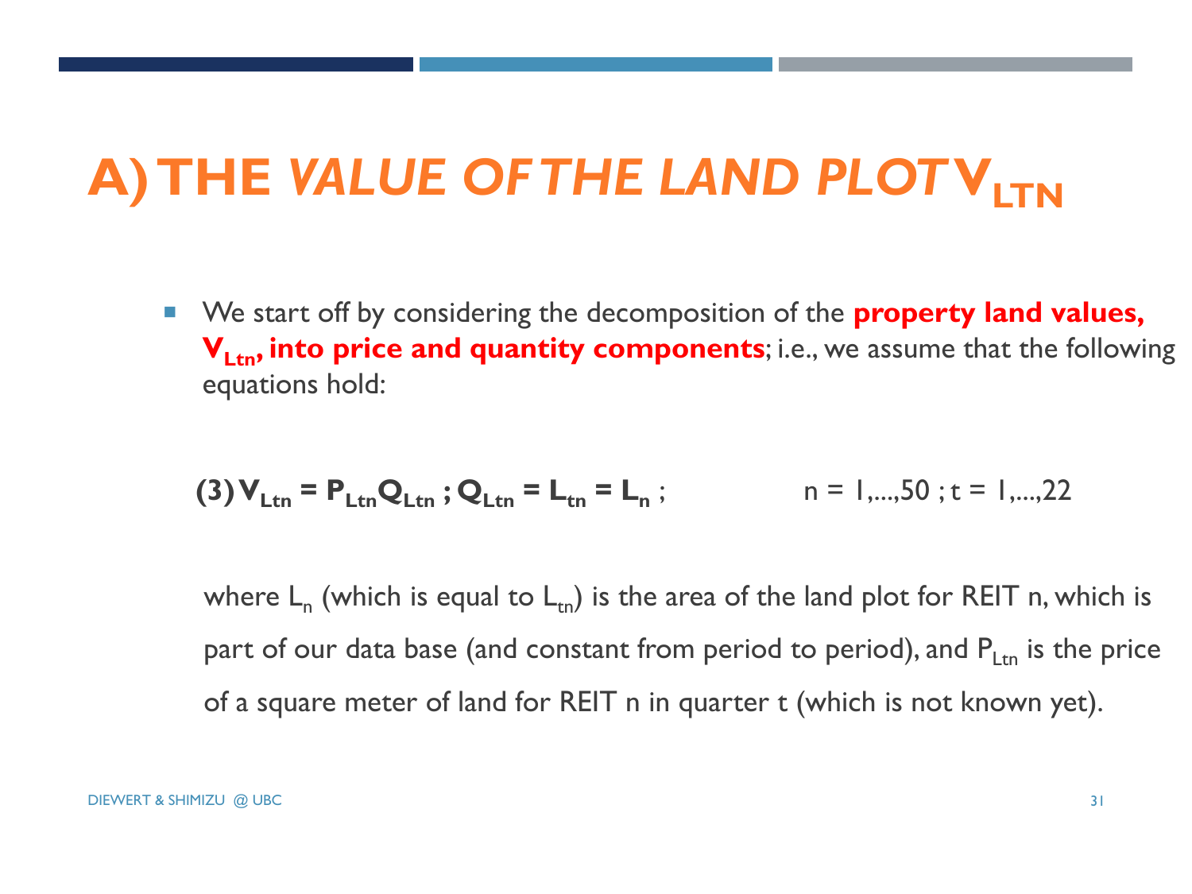# A) THE *VALUE OF THE LAND PLOT* $V_{LTN}$

- We start off by considering the decomposition of the **property land values, $V_{Ltn}$, into price and quantity components**; i.e., we assume that the following equations hold:

$$(3)\; V_{Ltn} = P_{Ltn}Q_{Ltn}\;;\; Q_{Ltn} = L_{tn} = L_n\;; \qquad n = 1,\ldots,50\;;\; t = 1,\ldots,22$$

where $L_n$ (which is equal to $L_{tn}$) is the area of the land plot for REIT n, which is part of our data base (and constant from period to period), and $P_{Ltn}$ is the price of a square meter of land for REIT n in quarter t (which is not known yet).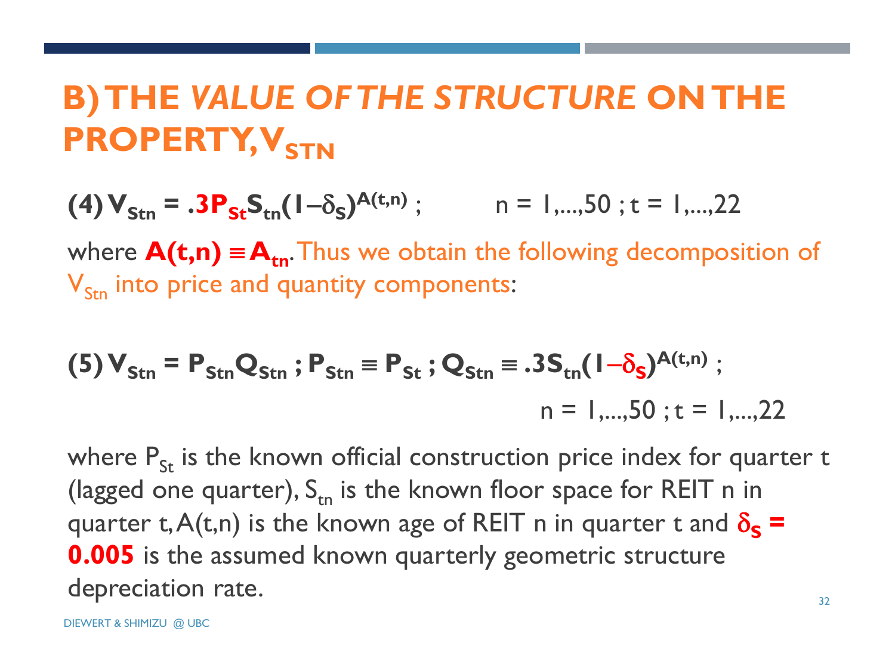# B) THE *VALUE OF THE STRUCTURE* ON THE PROPERTY, $V_{STN}$

**(4)** $V_{Stn} = .3P_{St}S_{tn}(1-\delta_S)^{A(t,n)}$ ; $\quad n = 1,\ldots,50 \; ; t = 1,\ldots,22$

where $A(t,n) \equiv A_{tn}$. Thus we obtain the following decomposition of $V_{Stn}$ into price and quantity components:

**(5)** $V_{Stn} = P_{Stn}Q_{Stn} \; ; P_{Stn} \equiv P_{St} \; ; Q_{Stn} \equiv .3S_{tn}(1-\delta_S)^{A(t,n)}$ ;

$n = 1,\ldots,50 \; ; t = 1,\ldots,22$

where $P_{St}$ is the known official construction price index for quarter t (lagged one quarter), $S_{tn}$ is the known floor space for REIT n in quarter t, A(t,n) is the known age of REIT n in quarter t and $\delta_S$ **= 0.005** is the assumed known quarterly geometric structure depreciation rate.

DIEWERT & SHIMIZU @ UBC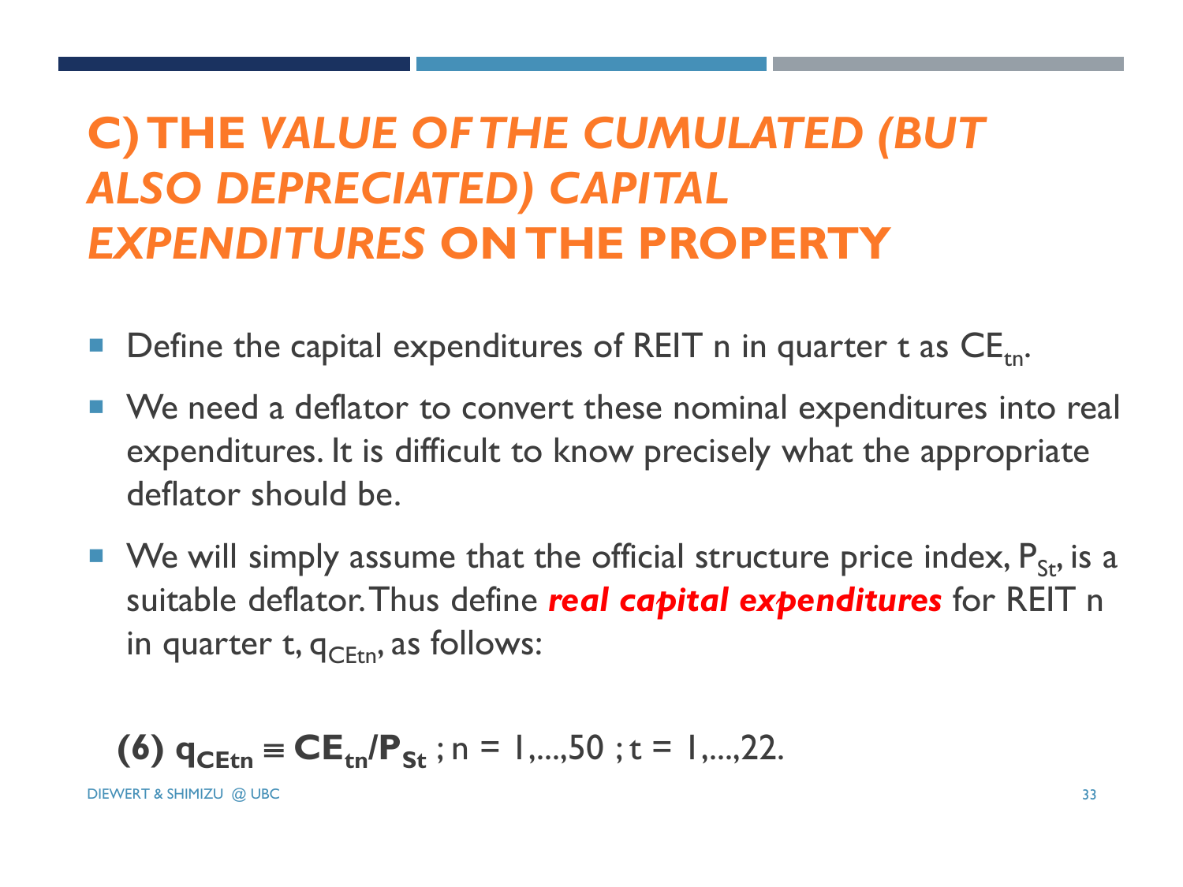# C) THE *VALUE OF THE CUMULATED (BUT ALSO DEPRECIATED) CAPITAL EXPENDITURES* ON THE PROPERTY

- Define the capital expenditures of REIT n in quarter t as $CE_{tn}$.
- We need a deflator to convert these nominal expenditures into real expenditures. It is difficult to know precisely what the appropriate deflator should be.
- We will simply assume that the official structure price index, $P_{St}$, is a suitable deflator. Thus define ***real capital expenditures*** for REIT n in quarter t, $q_{CEtn}$, as follows:

$$\textbf{(6)}\ \mathbf{q_{CEtn} \equiv CE_{tn}/P_{St}}\ ;\ n = 1,\ldots,50\ ;\ t = 1,\ldots,22.$$

DIEWERT & SHIMIZU @ UBC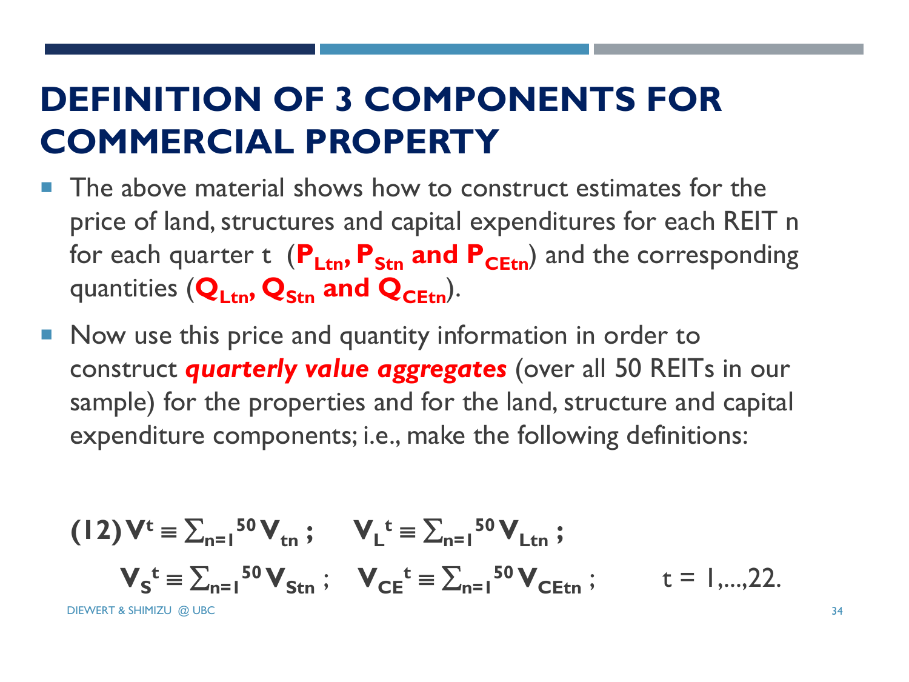# DEFINITION OF 3 COMPONENTS FOR COMMERCIAL PROPERTY

- The above material shows how to construct estimates for the price of land, structures and capital expenditures for each REIT n for each quarter t (**$P_{Ltn}$, $P_{Stn}$ and $P_{CEtn}$**) and the corresponding quantities (**$Q_{Ltn}$, $Q_{Stn}$ and $Q_{CEtn}$**).
- Now use this price and quantity information in order to construct ***quarterly value aggregates*** (over all 50 REITs in our sample) for the properties and for the land, structure and capital expenditure components; i.e., make the following definitions:

$$(12)\; V^t \equiv \sum_{n=1}^{50} V_{tn}\,; \quad V_L^{\,t} \equiv \sum_{n=1}^{50} V_{Ltn}\,;$$

$$V_S^{\,t} \equiv \sum_{n=1}^{50} V_{Stn}\,; \quad V_{CE}^{\,t} \equiv \sum_{n=1}^{50} V_{CEtn}\,; \qquad t = 1,\ldots,22.$$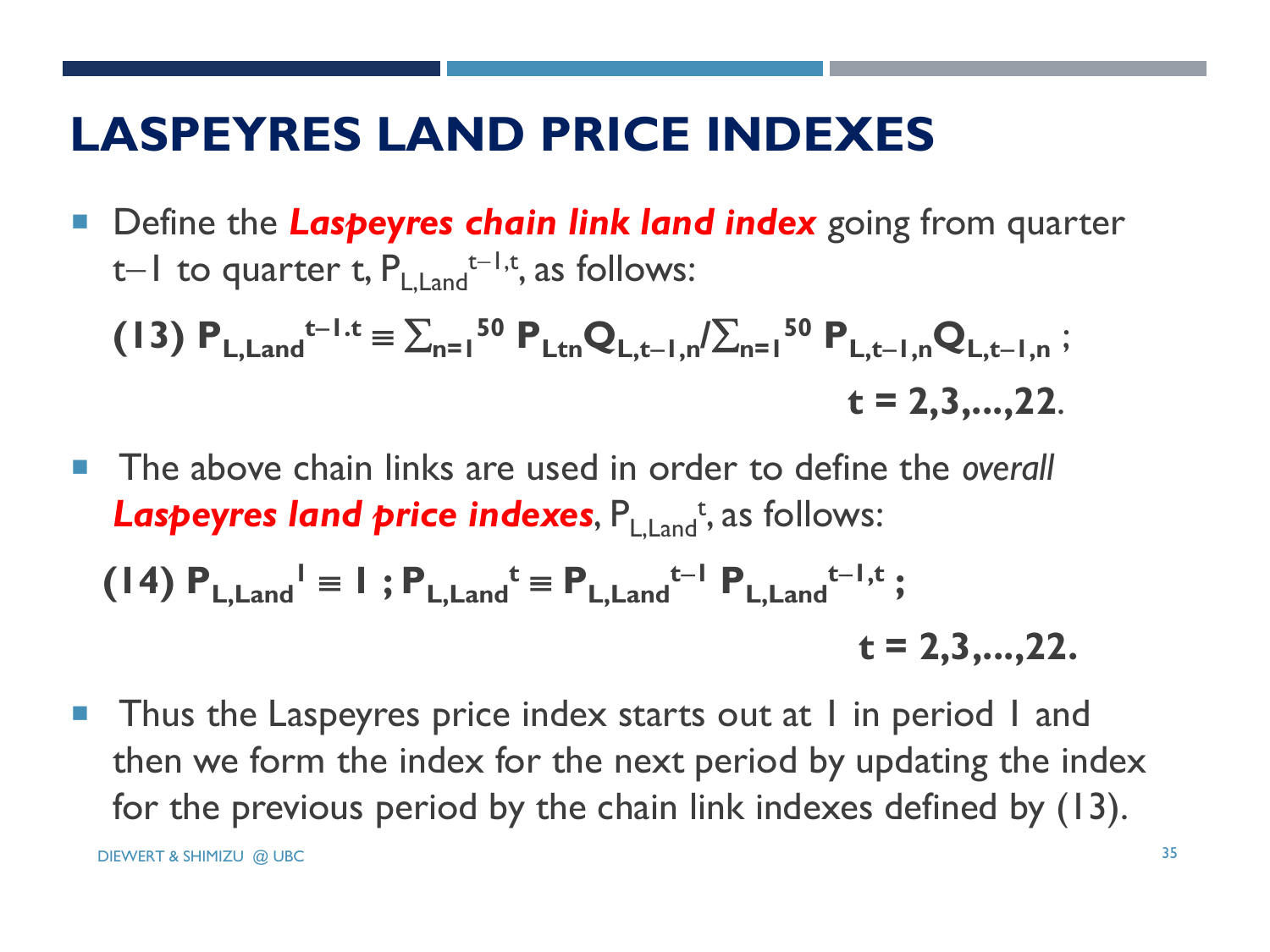# LASPEYRES LAND PRICE INDEXES

- Define the ***Laspeyres chain link land index*** going from quarter $t-1$ to quarter $t$, $P_{L,Land}^{t-1,t}$, as follows:

$$(13)\ P_{L,Land}^{t-1.t} \equiv \sum_{n=1}^{50} P_{Ltn}Q_{L,t-1,n}/\sum_{n=1}^{50} P_{L,t-1,n}Q_{L,t-1,n}\ ; \quad t = 2,3,\ldots,22.$$

- The above chain links are used in order to define the *overall* ***Laspeyres land price indexes***, $P_{L,Land}^{t}$, as follows:

$$(14)\ P_{L,Land}^{1} \equiv 1\ ;\ P_{L,Land}^{t} \equiv P_{L,Land}^{t-1}\ P_{L,Land}^{t-1,t}\ ; \quad t = 2,3,\ldots,22.$$

- Thus the Laspeyres price index starts out at 1 in period 1 and then we form the index for the next period by updating the index for the previous period by the chain link indexes defined by (13).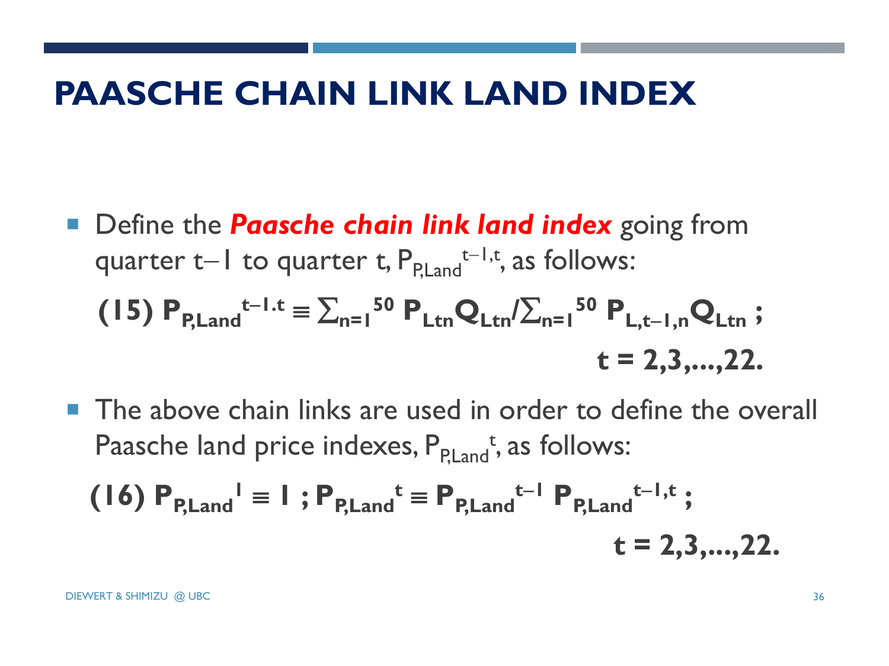# PAASCHE CHAIN LINK LAND INDEX

- Define the ***Paasche chain link land index*** going from quarter $t-1$ to quarter $t$, $P_{P,Land}^{t-1,t}$, as follows:

$$\textbf{(15)}\; P_{P,Land}^{t-1.t} \equiv \sum_{n=1}^{50} P_{Ltn}Q_{Ltn} / \sum_{n=1}^{50} P_{L,t-1,n}Q_{Ltn}\;; \qquad t = 2,3,\ldots,22.$$

- The above chain links are used in order to define the overall Paasche land price indexes, $P_{P,Land}^{t}$, as follows:

$$\textbf{(16)}\; P_{P,Land}^{1} \equiv 1\;;\; P_{P,Land}^{t} \equiv P_{P,Land}^{t-1}\, P_{P,Land}^{t-1,t}\;; \qquad t = 2,3,\ldots,22.$$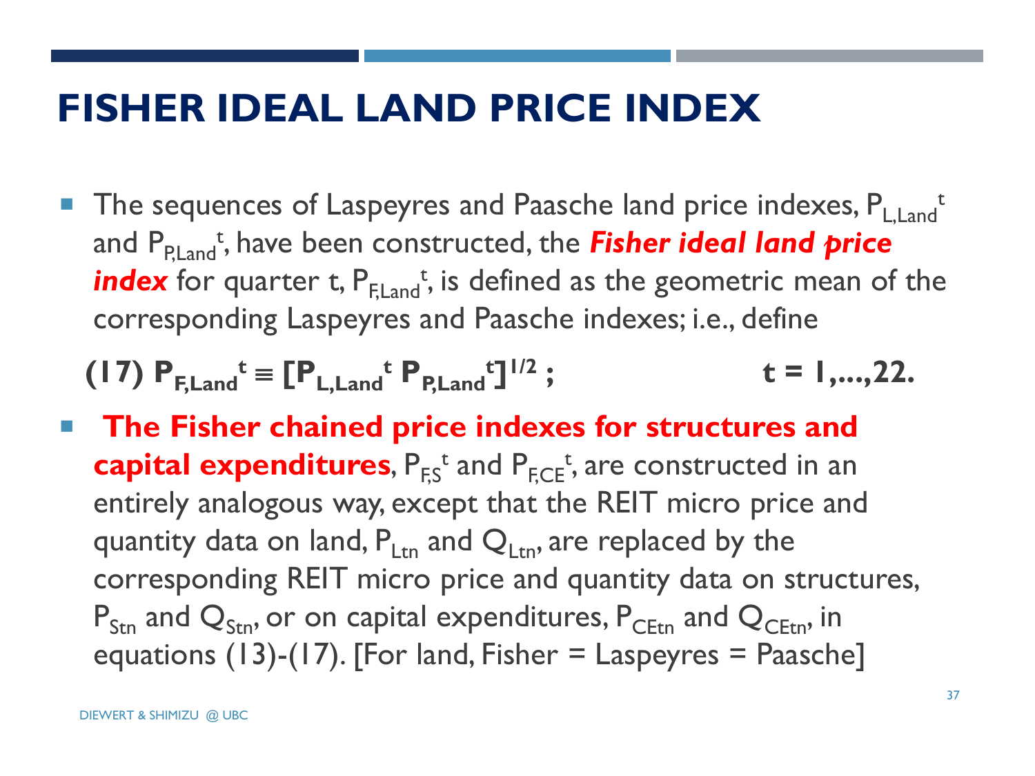# FISHER IDEAL LAND PRICE INDEX

- The sequences of Laspeyres and Paasche land price indexes, $P_{L,Land}^t$ and $P_{P,Land}^t$, have been constructed, the ***Fisher ideal land price index*** for quarter t, $P_{F,Land}^t$, is defined as the geometric mean of the corresponding Laspeyres and Paasche indexes; i.e., define

$$\textbf{(17)}\ P_{F,Land}^t \equiv [P_{L,Land}^t\ P_{P,Land}^t]^{1/2}\ ; \qquad t = 1,\ldots,22.$$

- **The Fisher chained price indexes for structures and capital expenditures**, $P_{F,S}^t$ and $P_{F,CE}^t$, are constructed in an entirely analogous way, except that the REIT micro price and quantity data on land, $P_{Ltn}$ and $Q_{Ltn}$, are replaced by the corresponding REIT micro price and quantity data on structures, $P_{Stn}$ and $Q_{Stn}$, or on capital expenditures, $P_{CEtn}$ and $Q_{CEtn}$, in equations (13)-(17). [For land, Fisher = Laspeyres = Paasche]

DIEWERT & SHIMIZU @ UBC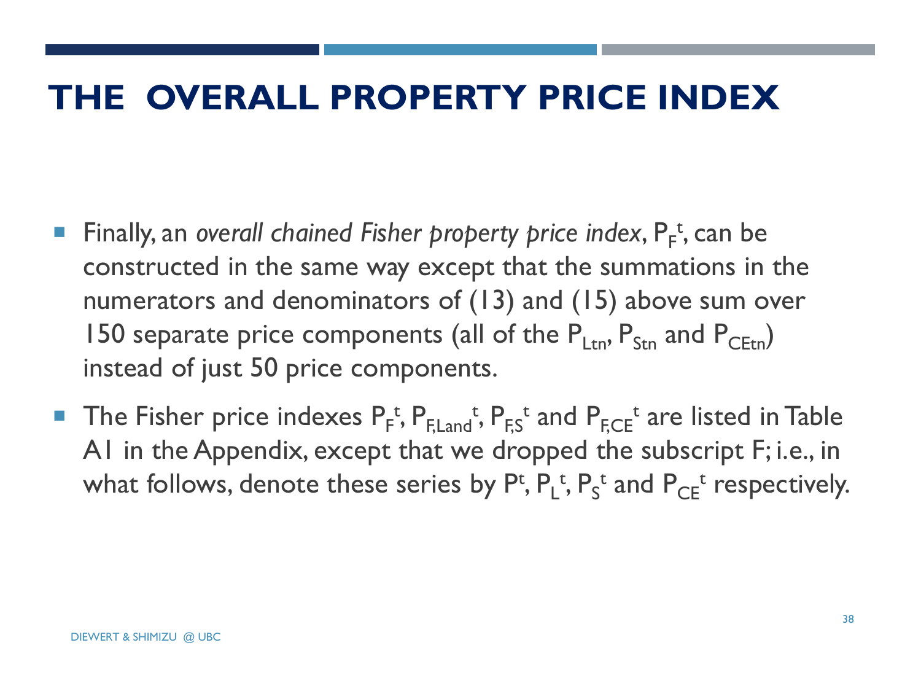# THE OVERALL PROPERTY PRICE INDEX

- Finally, an *overall chained Fisher property price index*, $P_F^t$, can be constructed in the same way except that the summations in the numerators and denominators of (13) and (15) above sum over 150 separate price components (all of the $P_{Ltn}$, $P_{Stn}$ and $P_{CEtn}$) instead of just 50 price components.
- The Fisher price indexes $P_F^t$, $P_{F,Land}^t$, $P_{F,S}^t$ and $P_{F,CE}^t$ are listed in Table A1 in the Appendix, except that we dropped the subscript F; i.e., in what follows, denote these series by $P^t$, $P_L^t$, $P_S^t$ and $P_{CE}^t$ respectively.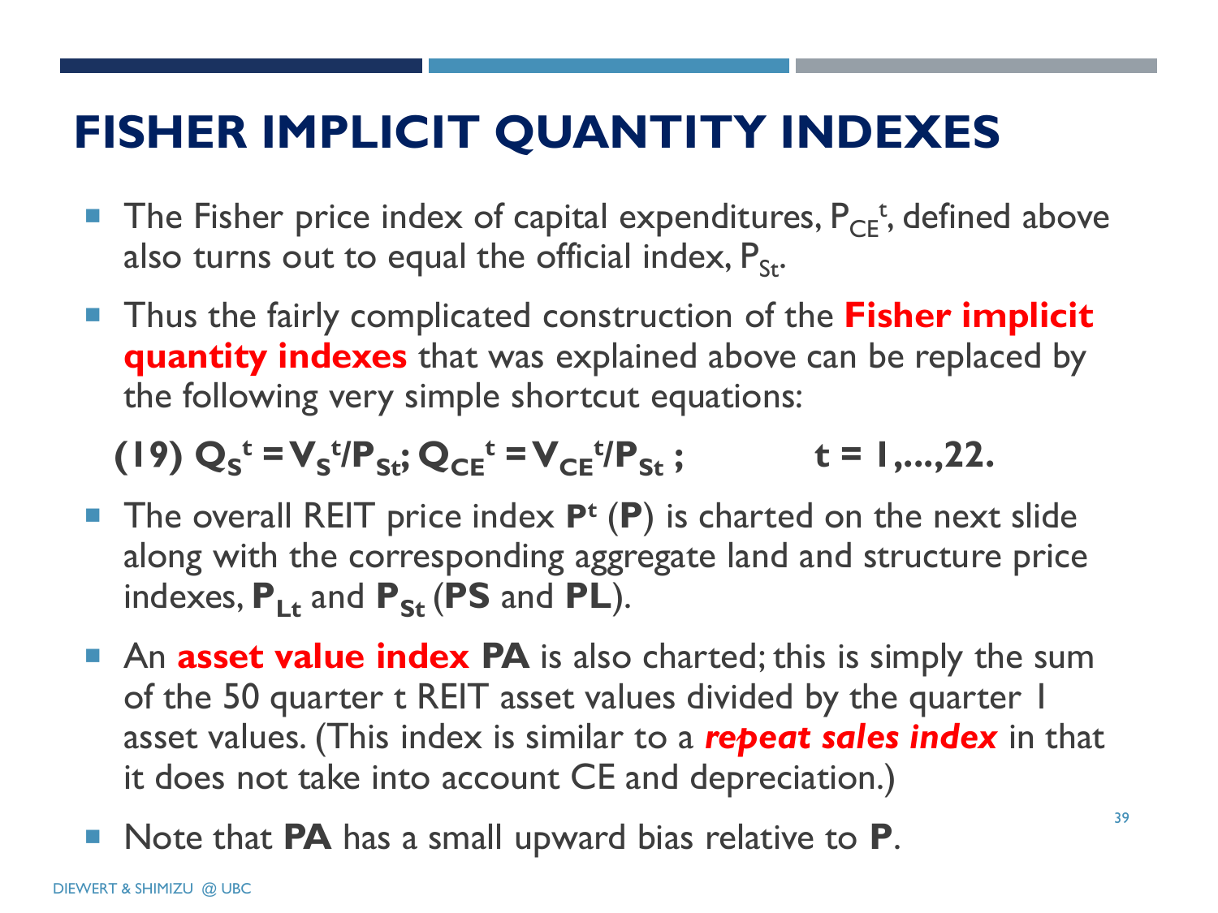# FISHER IMPLICIT QUANTITY INDEXES

- The Fisher price index of capital expenditures, $P_{CE}^{t}$, defined above also turns out to equal the official index, $P_{St}$.
- Thus the fairly complicated construction of the **Fisher implicit quantity indexes** that was explained above can be replaced by the following very simple shortcut equations:

$$\text{(19)}\quad Q_S^{t} = V_S^{t}/P_{St};\; Q_{CE}^{t} = V_{CE}^{t}/P_{St}\,; \qquad t = 1,\ldots,22.$$

- The overall REIT price index $\mathbf{P^t}$ (**P**) is charted on the next slide along with the corresponding aggregate land and structure price indexes, $\mathbf{P_{Lt}}$ and $\mathbf{P_{St}}$ (**PS** and **PL**).
- An **asset value index** **PA** is also charted; this is simply the sum of the 50 quarter t REIT asset values divided by the quarter 1 asset values. (This index is similar to a ***repeat sales index*** in that it does not take into account CE and depreciation.)
- Note that **PA** has a small upward bias relative to **P**.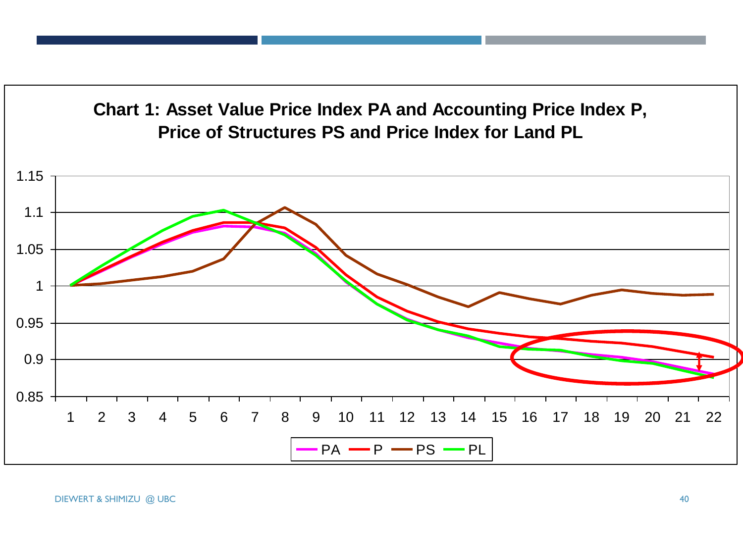**Chart 1: Asset Value Price Index PA and Accounting Price Index P, Price of Structures PS and Price Index for Land PL**

Legend: PA, P, PS, PL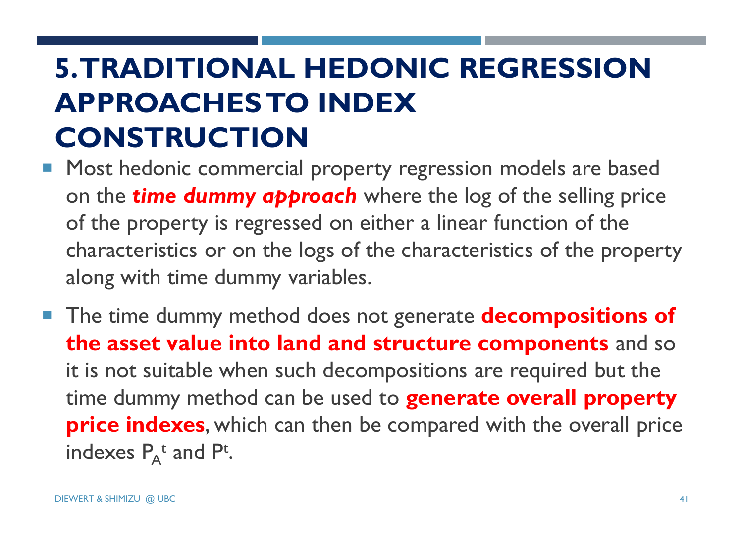# 5. TRADITIONAL HEDONIC REGRESSION APPROACHES TO INDEX CONSTRUCTION

- Most hedonic commercial property regression models are based on the ***time dummy approach*** where the log of the selling price of the property is regressed on either a linear function of the characteristics or on the logs of the characteristics of the property along with time dummy variables.
- The time dummy method does not generate **decompositions of the asset value into land and structure components** and so it is not suitable when such decompositions are required but the time dummy method can be used to **generate overall property price indexes**, which can then be compared with the overall price indexes $P_A^t$ and $P^t$.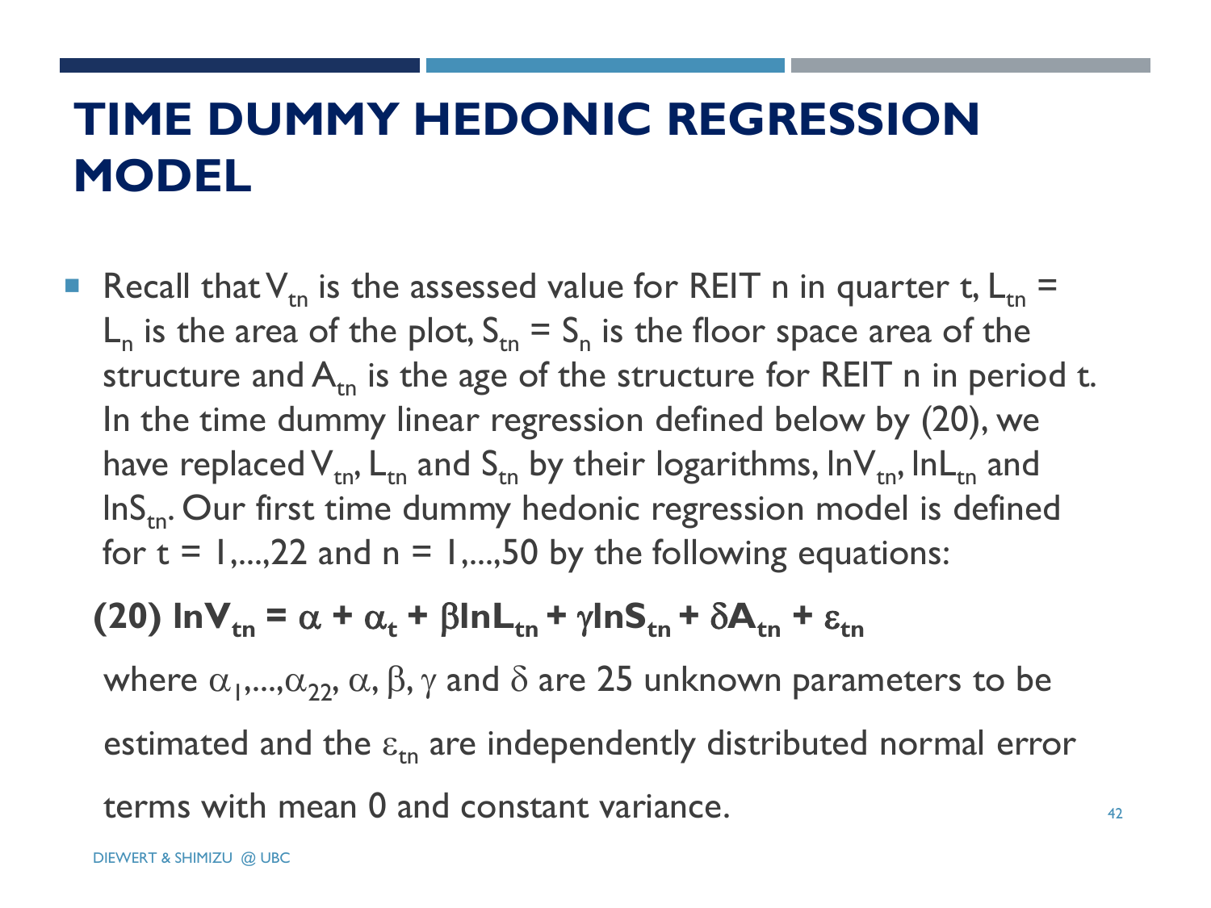# TIME DUMMY HEDONIC REGRESSION MODEL

- Recall that $V_{tn}$ is the assessed value for REIT n in quarter t, $L_{tn} = L_n$ is the area of the plot, $S_{tn} = S_n$ is the floor space area of the structure and $A_{tn}$ is the age of the structure for REIT n in period t. In the time dummy linear regression defined below by (20), we have replaced $V_{tn}$, $L_{tn}$ and $S_{tn}$ by their logarithms, $\ln V_{tn}$, $\ln L_{tn}$ and $\ln S_{tn}$. Our first time dummy hedonic regression model is defined for t = 1,...,22 and n = 1,...,50 by the following equations:

$$\textbf{(20)}\quad \ln V_{tn} = \alpha + \alpha_t + \beta \ln L_{tn} + \gamma \ln S_{tn} + \delta A_{tn} + \varepsilon_{tn}$$

where $\alpha_1,...,\alpha_{22}$, $\alpha$, $\beta$, $\gamma$ and $\delta$ are 25 unknown parameters to be estimated and the $\varepsilon_{tn}$ are independently distributed normal error terms with mean 0 and constant variance.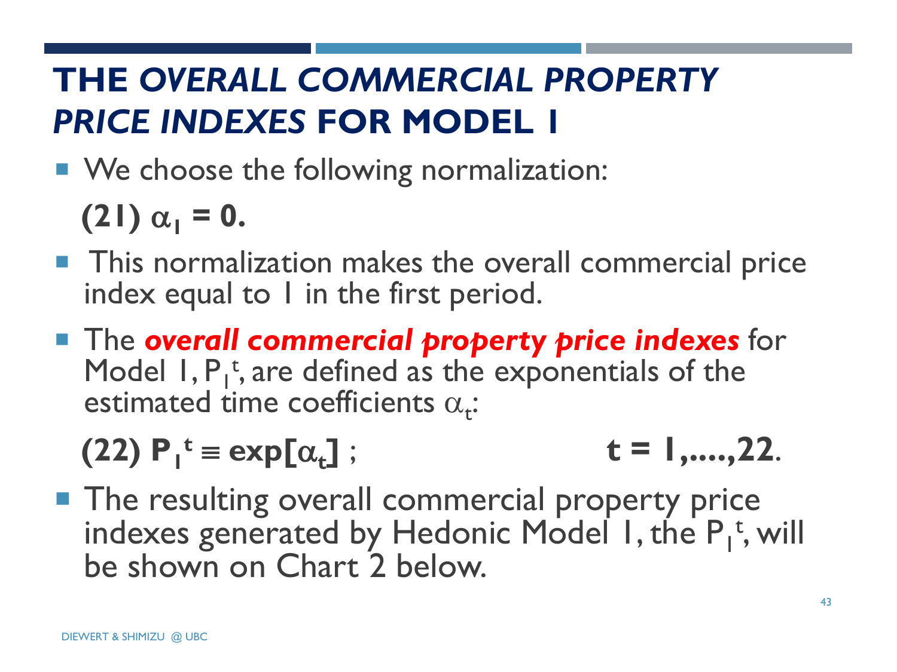# THE *OVERALL COMMERCIAL PROPERTY PRICE INDEXES* FOR MODEL 1

- We choose the following normalization:

  **(21)** $\alpha_1 = 0.$

- This normalization makes the overall commercial price index equal to 1 in the first period.
- The ***overall commercial property price indexes*** for Model 1, $P_I^t$, are defined as the exponentials of the estimated time coefficients $\alpha_t$:

  **(22)** $P_I^t \equiv \exp[\alpha_t]$ ; $\qquad\qquad$ $t = 1,....,22$.

- The resulting overall commercial property price indexes generated by Hedonic Model 1, the $P_I^t$, will be shown on Chart 2 below.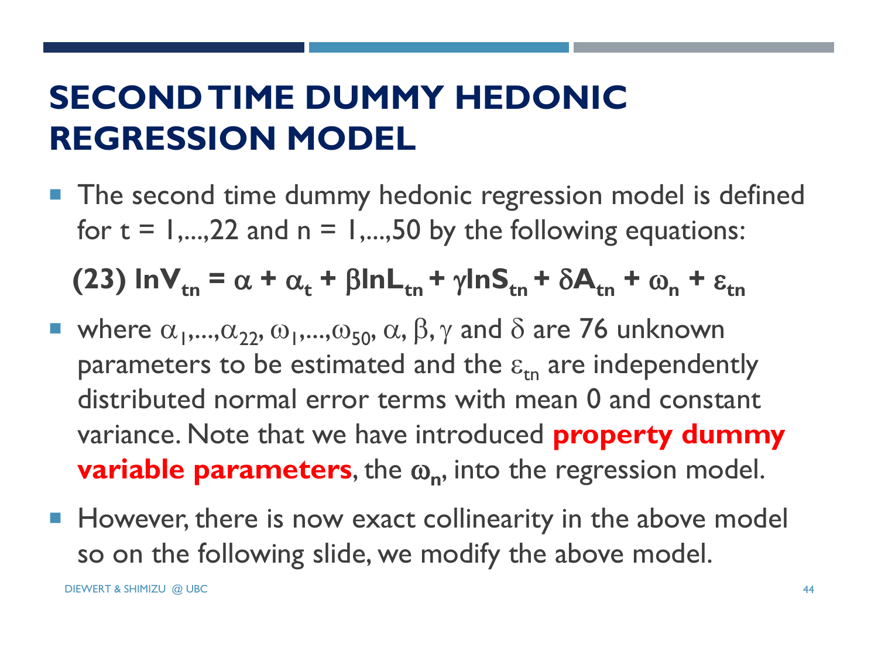# SECOND TIME DUMMY HEDONIC REGRESSION MODEL

- The second time dummy hedonic regression model is defined for t = 1,...,22 and n = 1,...,50 by the following equations:

**(23)** $\ln V_{tn} = \alpha + \alpha_t + \beta \ln L_{tn} + \gamma \ln S_{tn} + \delta A_{tn} + \omega_n + \varepsilon_{tn}$

- where $\alpha_1,\ldots,\alpha_{22}$, $\omega_1,\ldots,\omega_{50}$, $\alpha$, $\beta$, $\gamma$ and $\delta$ are 76 unknown parameters to be estimated and the $\varepsilon_{tn}$ are independently distributed normal error terms with mean 0 and constant variance. Note that we have introduced **property dummy variable parameters**, the $\omega_n$, into the regression model.
- However, there is now exact collinearity in the above model so on the following slide, we modify the above model.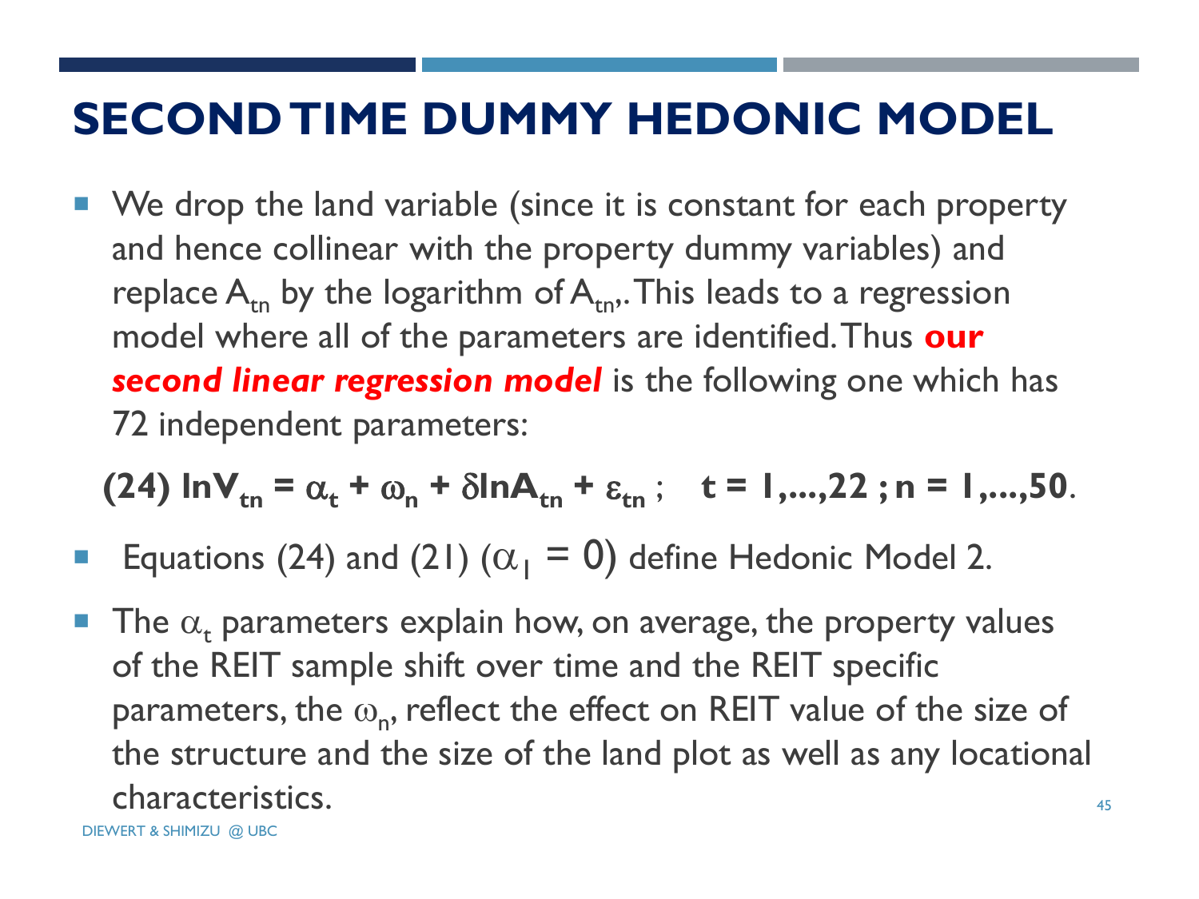# SECOND TIME DUMMY HEDONIC MODEL

- We drop the land variable (since it is constant for each property and hence collinear with the property dummy variables) and replace $A_{tn}$ by the logarithm of $A_{tn}$,. This leads to a regression model where all of the parameters are identified. Thus ***our second linear regression model*** is the following one which has 72 independent parameters:

$$\text{(24)} \quad \ln V_{tn} = \alpha_t + \omega_n + \delta \ln A_{tn} + \varepsilon_{tn} \,; \quad t = 1,\ldots,22 \,; n = 1,\ldots,50.$$

- Equations (24) and (21) ($\alpha_1 = 0$) define Hedonic Model 2.
- The $\alpha_t$ parameters explain how, on average, the property values of the REIT sample shift over time and the REIT specific parameters, the $\omega_n$, reflect the effect on REIT value of the size of the structure and the size of the land plot as well as any locational characteristics.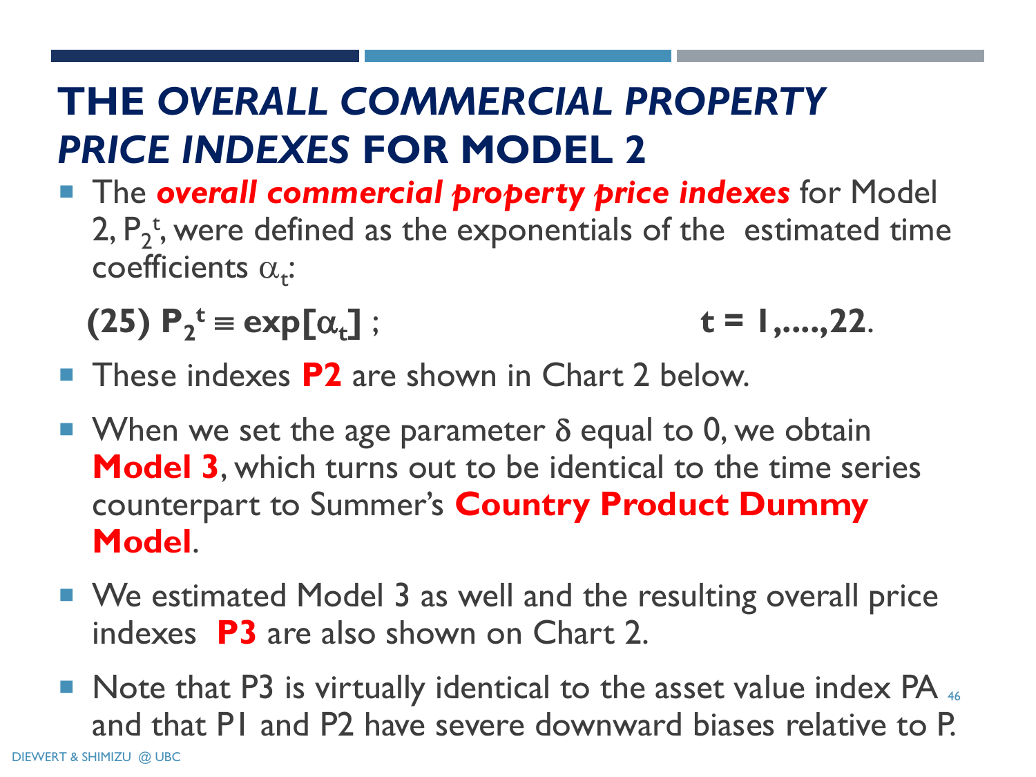# THE *OVERALL COMMERCIAL PROPERTY PRICE INDEXES* FOR MODEL 2

- The ***overall commercial property price indexes*** for Model 2, $P_2^t$, were defined as the exponentials of the estimated time coefficients $\alpha_t$:

$$\textbf{(25)}\ P_2^t \equiv \exp[\alpha_t]\ ; \qquad t = 1,....,22.$$

- These indexes **P2** are shown in Chart 2 below.
- When we set the age parameter $\delta$ equal to 0, we obtain **Model 3**, which turns out to be identical to the time series counterpart to Summer's **Country Product Dummy Model**.
- We estimated Model 3 as well and the resulting overall price indexes **P3** are also shown on Chart 2.
- Note that P3 is virtually identical to the asset value index PA and that P1 and P2 have severe downward biases relative to P.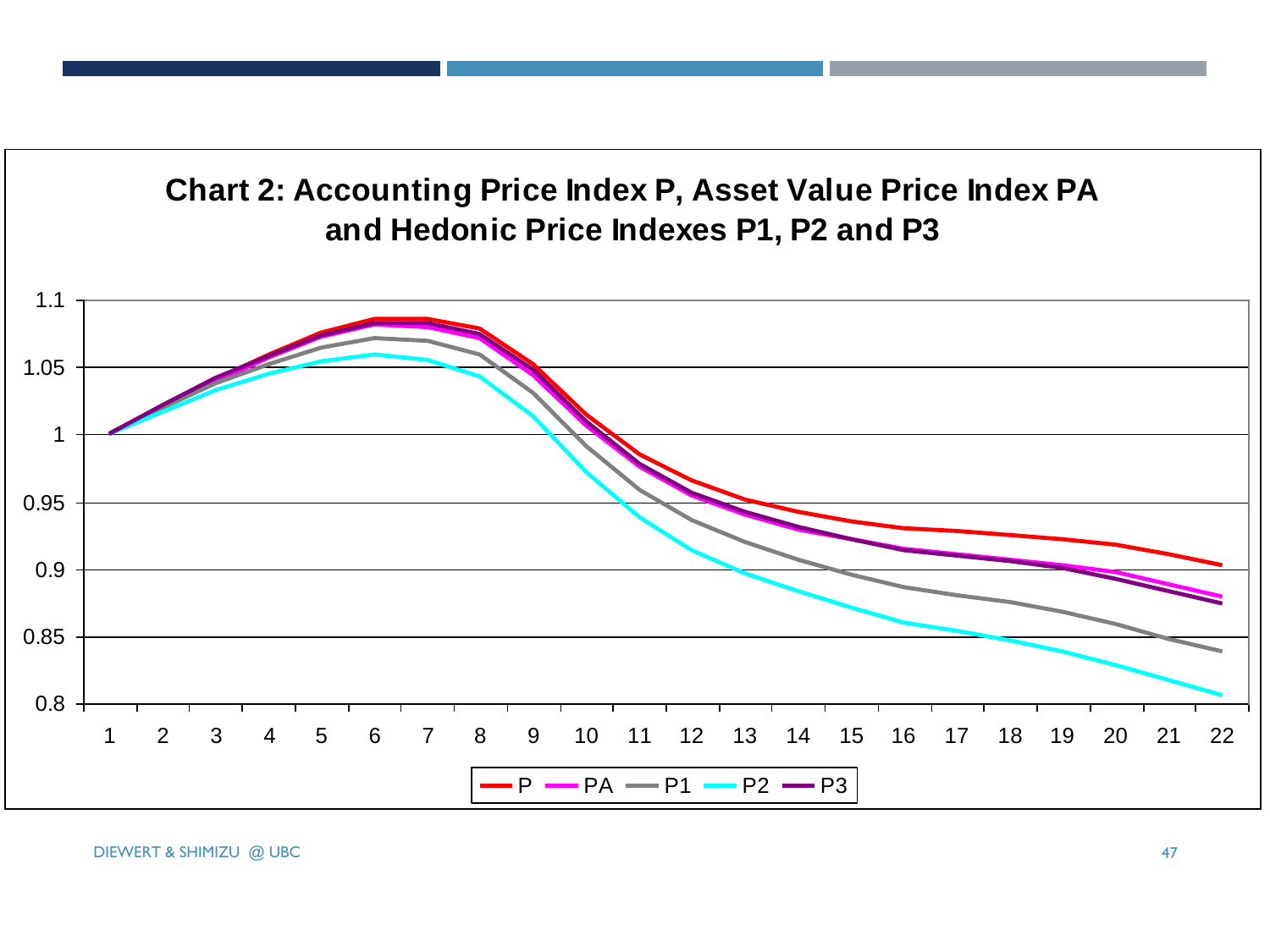## Chart 2: Accounting Price Index P, Asset Value Price Index PA and Hedonic Price Indexes P1, P2 and P3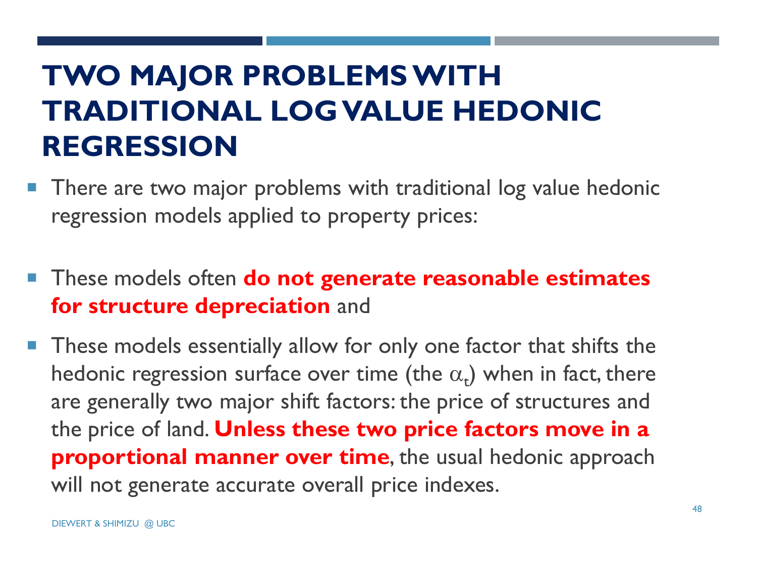# TWO MAJOR PROBLEMS WITH TRADITIONAL LOG VALUE HEDONIC REGRESSION

- There are two major problems with traditional log value hedonic regression models applied to property prices:

- These models often **do not generate reasonable estimates for structure depreciation** and

- These models essentially allow for only one factor that shifts the hedonic regression surface over time (the $\alpha_t$) when in fact, there are generally two major shift factors: the price of structures and the price of land. **Unless these two price factors move in a proportional manner over time**, the usual hedonic approach will not generate accurate overall price indexes.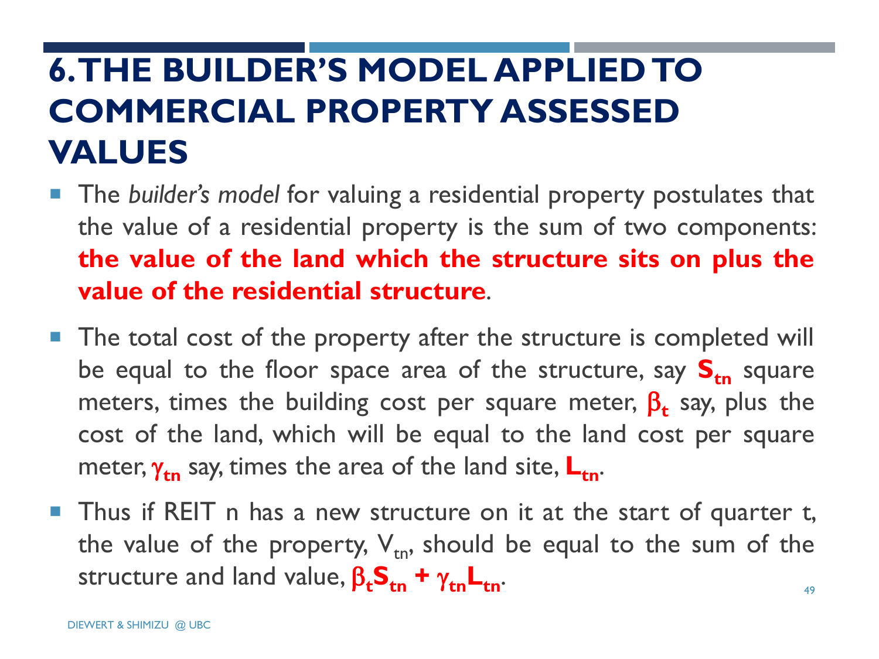# 6. THE BUILDER'S MODEL APPLIED TO COMMERCIAL PROPERTY ASSESSED VALUES

- The *builder's model* for valuing a residential property postulates that the value of a residential property is the sum of two components: **the value of the land which the structure sits on plus the value of the residential structure**.
- The total cost of the property after the structure is completed will be equal to the floor space area of the structure, say $\mathbf{S_{tn}}$ square meters, times the building cost per square meter, $\beta_t$ say, plus the cost of the land, which will be equal to the land cost per square meter, $\gamma_{tn}$ say, times the area of the land site, $\mathbf{L_{tn}}$.
- Thus if REIT n has a new structure on it at the start of quarter t, the value of the property, $V_{tn}$, should be equal to the sum of the structure and land value, $\beta_t \mathbf{S_{tn}} + \gamma_{tn} \mathbf{L_{tn}}$.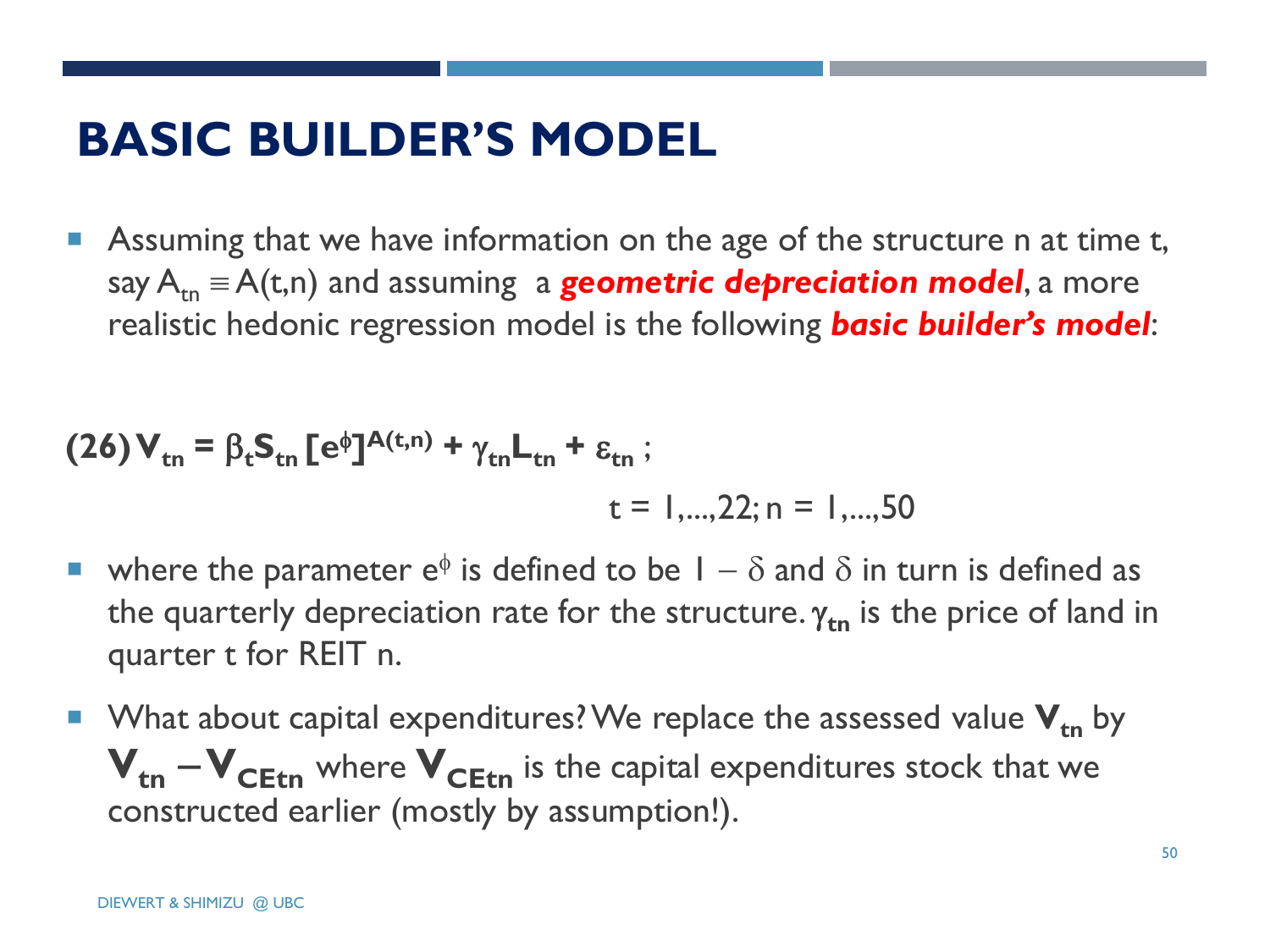# BASIC BUILDER'S MODEL

- Assuming that we have information on the age of the structure n at time t, say $A_{tn} \equiv A(t,n)$ and assuming a ***geometric depreciation model***, a more realistic hedonic regression model is the following ***basic builder's model***:

$$(26)\ \mathbf{V_{tn} = \beta_t S_{tn}\, [e^{\phi}]^{A(t,n)} + \gamma_{tn} L_{tn} + \varepsilon_{tn}}\ ; \qquad t = 1,\ldots,22;\ n = 1,\ldots,50$$

- where the parameter $e^{\phi}$ is defined to be $1 - \delta$ and $\delta$ in turn is defined as the quarterly depreciation rate for the structure. $\gamma_{tn}$ is the price of land in quarter t for REIT n.
- What about capital expenditures? We replace the assessed value $\mathbf{V_{tn}}$ by $\mathbf{V_{tn} - V_{CEtn}}$ where $\mathbf{V_{CEtn}}$ is the capital expenditures stock that we constructed earlier (mostly by assumption!).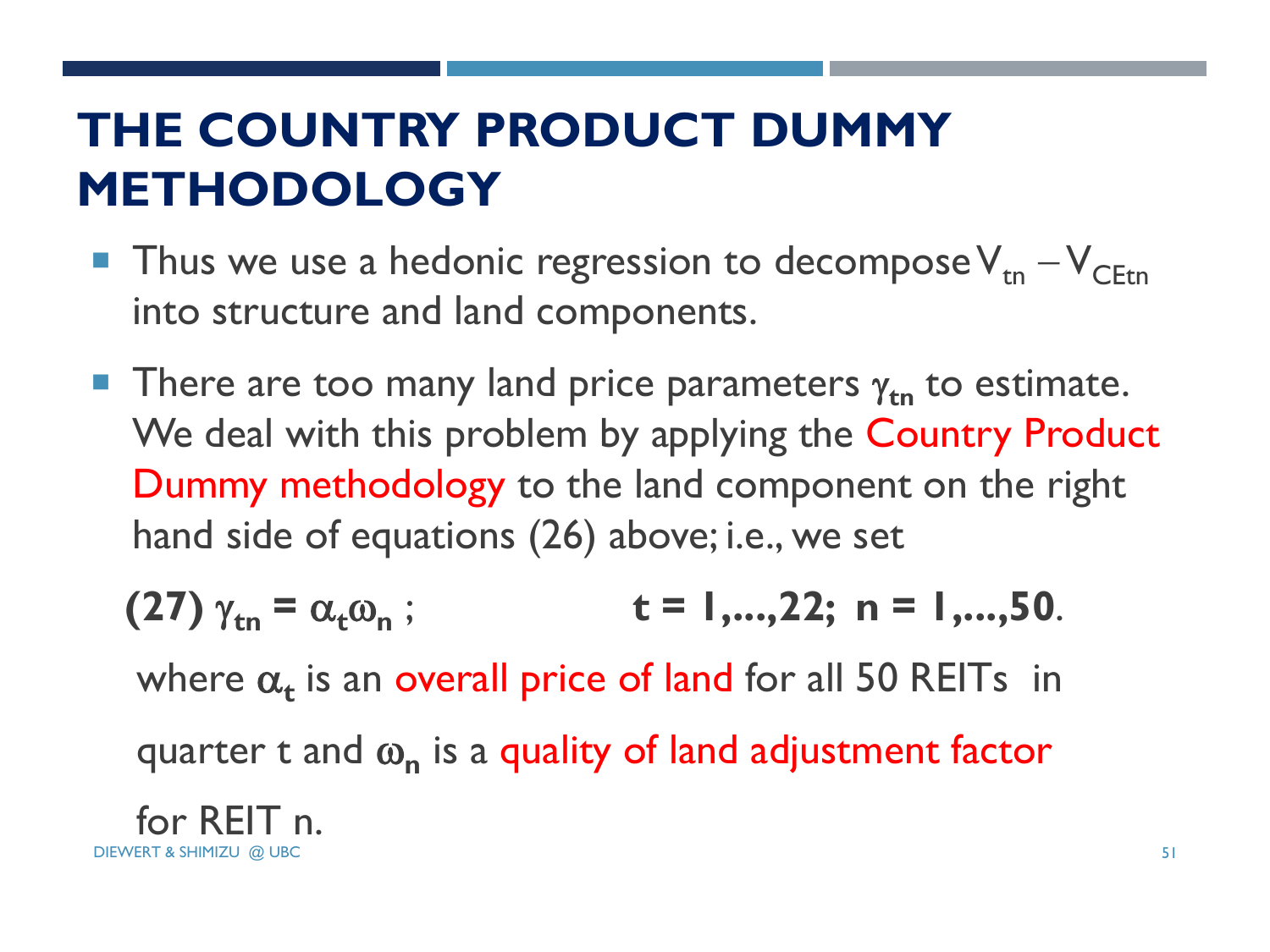# THE COUNTRY PRODUCT DUMMY METHODOLOGY

- Thus we use a hedonic regression to decompose $V_{tn} - V_{CEtn}$ into structure and land components.
- There are too many land price parameters $\gamma_{tn}$ to estimate. We deal with this problem by applying the Country Product Dummy methodology to the land component on the right hand side of equations (26) above; i.e., we set

**(27)** $\gamma_{tn} = \alpha_t \omega_n$ ; **$t = 1,\ldots,22$; $n = 1,\ldots,50$**.

where $\alpha_t$ is an overall price of land for all 50 REITs in quarter t and $\omega_n$ is a quality of land adjustment factor for REIT n.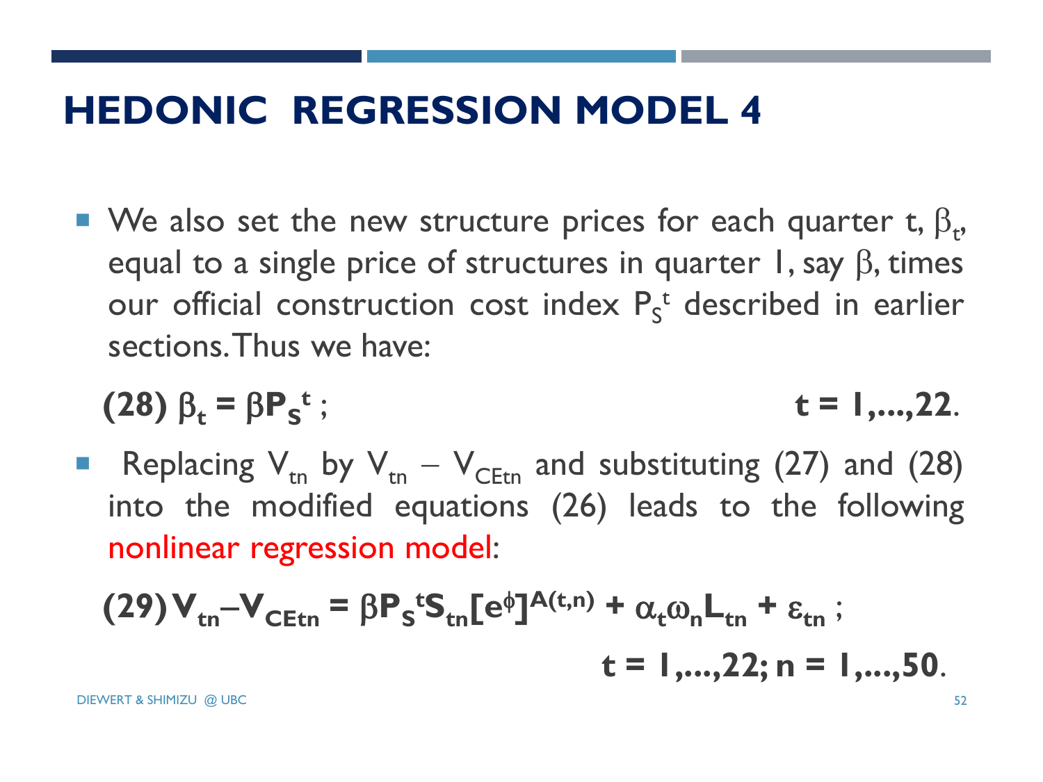# HEDONIC REGRESSION MODEL 4

- We also set the new structure prices for each quarter t, $\beta_t$, equal to a single price of structures in quarter 1, say $\beta$, times our official construction cost index $P_S^t$ described in earlier sections. Thus we have:

$$\textbf{(28)}\ \beta_t = \beta P_S^t\ ; \qquad\qquad t = 1,\ldots,22.$$

- Replacing $V_{tn}$ by $V_{tn} - V_{CEtn}$ and substituting (27) and (28) into the modified equations (26) leads to the following nonlinear regression model:

$$\textbf{(29)}\ V_{tn} - V_{CEtn} = \beta P_S^t S_{tn}[e^{\phi}]^{A(t,n)} + \alpha_t \omega_n L_{tn} + \varepsilon_{tn}\ ; \qquad t = 1,\ldots,22;\ n = 1,\ldots,50.$$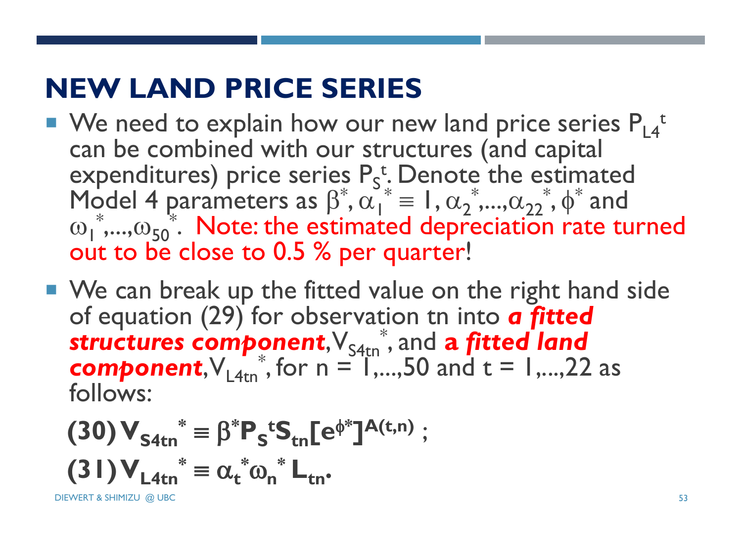# NEW LAND PRICE SERIES

- We need to explain how our new land price series $P_{L4}^{t}$ can be combined with our structures (and capital expenditures) price series $P_S^t$. Denote the estimated Model 4 parameters as $\beta^*$, $\alpha_1^* \equiv 1$, $\alpha_2^*,...,\alpha_{22}^*$, $\phi^*$ and $\omega_1^*,...,\omega_{50}^*$. Note: the estimated depreciation rate turned out to be close to 0.5 % per quarter!

- We can break up the fitted value on the right hand side of equation (29) for observation tn into ***a fitted structures component***, $V_{S4tn}^*$, and ***a fitted land component***, $V_{L4tn}^*$, for n = 1,...,50 and t = 1,...,22 as follows:

$$\text{(30)}\ V_{S4tn}^* \equiv \beta^* P_S^t S_{tn} [e^{\phi^*}]^{A(t,n)} ;$$

$$\text{(31)}\ V_{L4tn}^* \equiv \alpha_t^* \omega_n^* L_{tn}.$$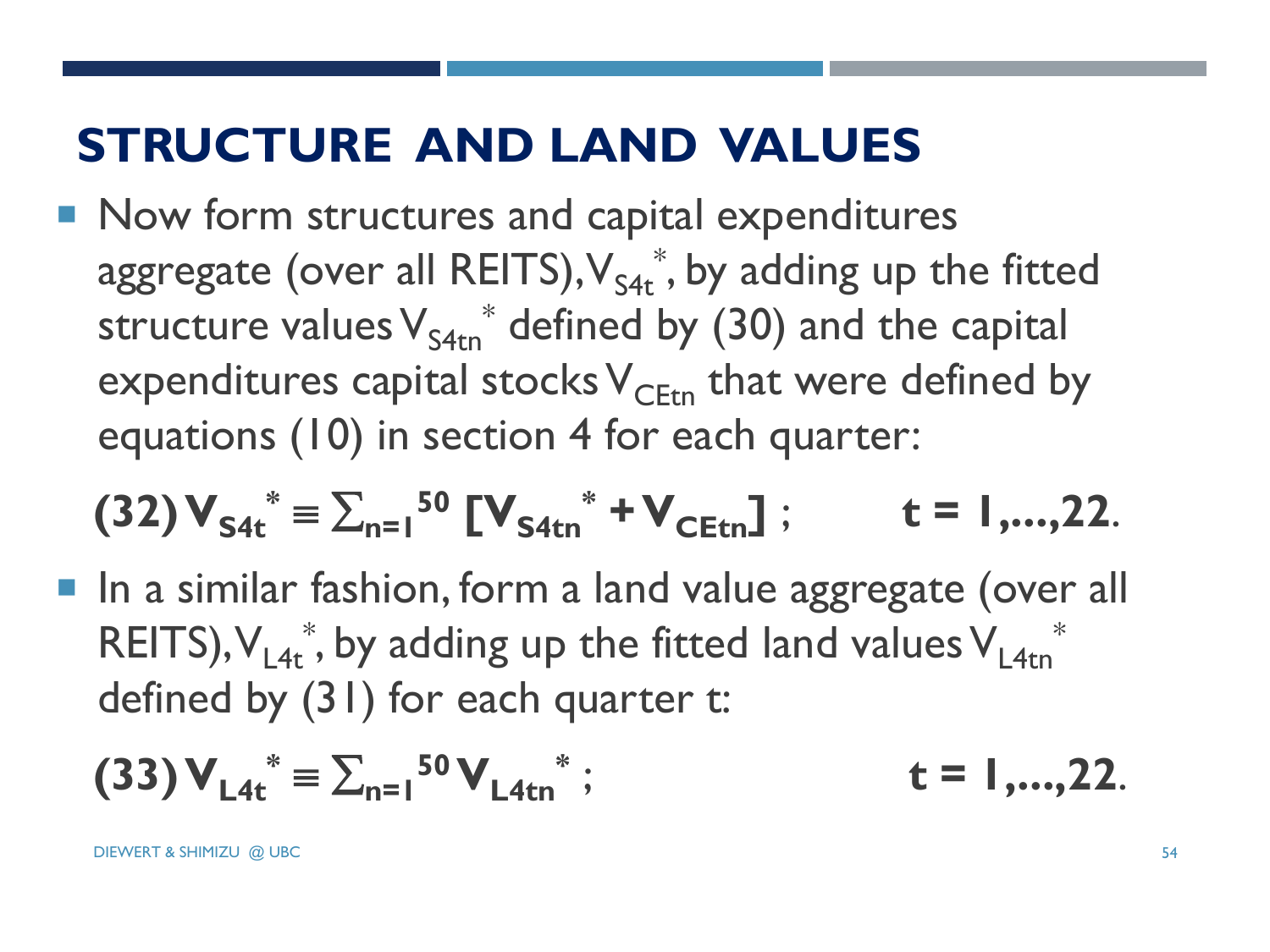# STRUCTURE AND LAND VALUES

- Now form structures and capital expenditures aggregate (over all REITS), $V_{S4t}^*$, by adding up the fitted structure values $V_{S4tn}^*$ defined by (30) and the capital expenditures capital stocks $V_{CEtn}$ that were defined by equations (10) in section 4 for each quarter:

$$\textbf{(32)}\ V_{S4t}^* \equiv \sum_{n=1}^{50} [V_{S4tn}^* + V_{CEtn}] \ ; \qquad t = 1,\ldots,22.$$

- In a similar fashion, form a land value aggregate (over all REITS), $V_{L4t}^*$, by adding up the fitted land values $V_{L4tn}^*$ defined by (31) for each quarter t:

$$\textbf{(33)}\ V_{L4t}^* \equiv \sum_{n=1}^{50} V_{L4tn}^* \ ; \qquad t = 1,\ldots,22.$$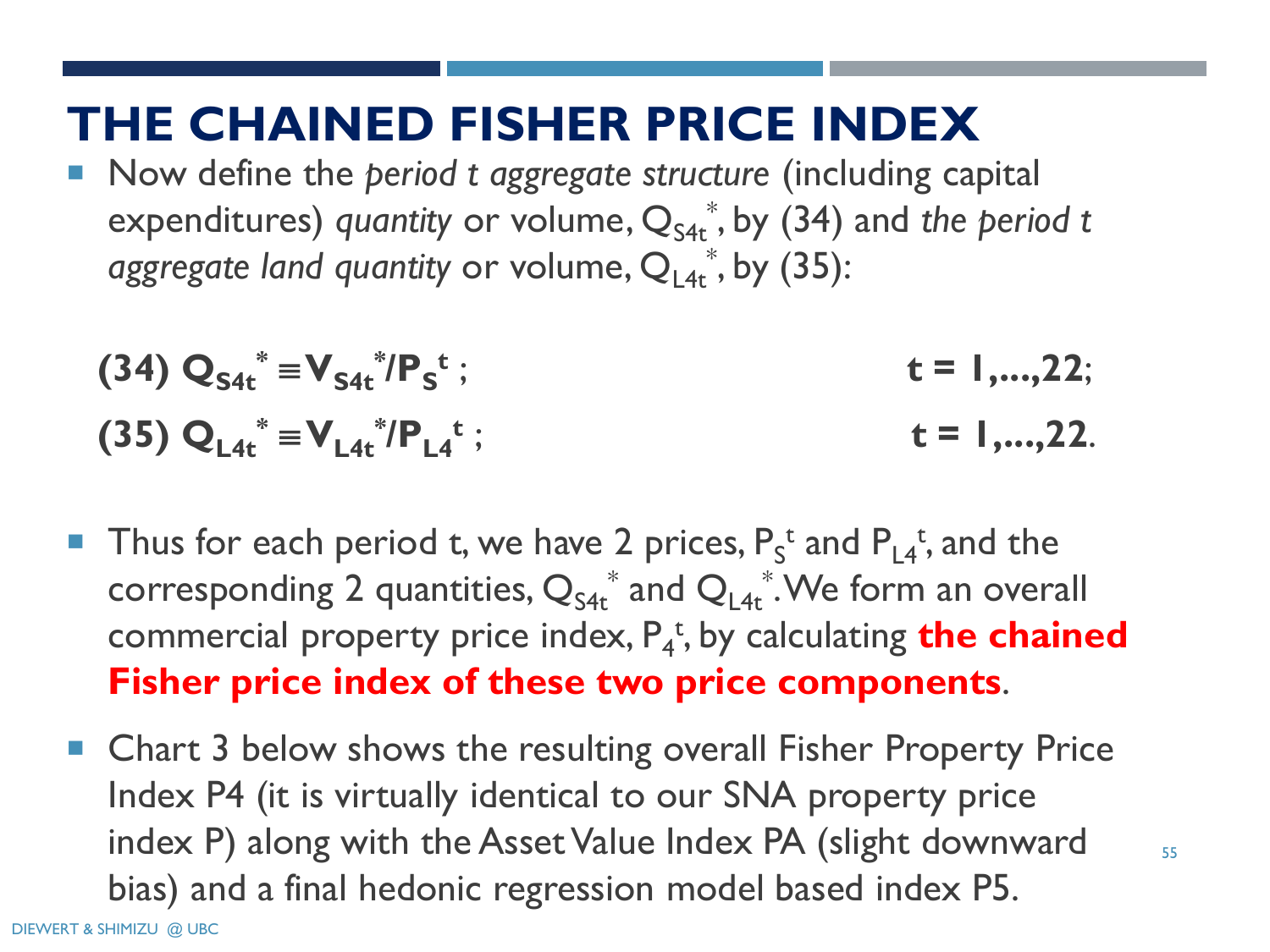# THE CHAINED FISHER PRICE INDEX

- Now define the *period t aggregate structure* (including capital expenditures) *quantity* or volume, $Q_{S4t}^{*}$, by (34) and *the period t aggregate land quantity* or volume, $Q_{L4t}^{*}$, by (35):

$$\textbf{(34)}\ Q_{S4t}^{*} \equiv V_{S4t}^{*}/P_{S}^{t}\ ; \qquad t = 1,\ldots,22;$$

$$\textbf{(35)}\ Q_{L4t}^{*} \equiv V_{L4t}^{*}/P_{L4}^{t}\ ; \qquad t = 1,\ldots,22.$$

- Thus for each period t, we have 2 prices, $P_S^t$ and $P_{L4}^t$, and the corresponding 2 quantities, $Q_{S4t}^{*}$ and $Q_{L4t}^{*}$. We form an overall commercial property price index, $P_4^t$, by calculating **the chained Fisher price index of these two price components**.

- Chart 3 below shows the resulting overall Fisher Property Price Index P4 (it is virtually identical to our SNA property price index P) along with the Asset Value Index PA (slight downward bias) and a final hedonic regression model based index P5.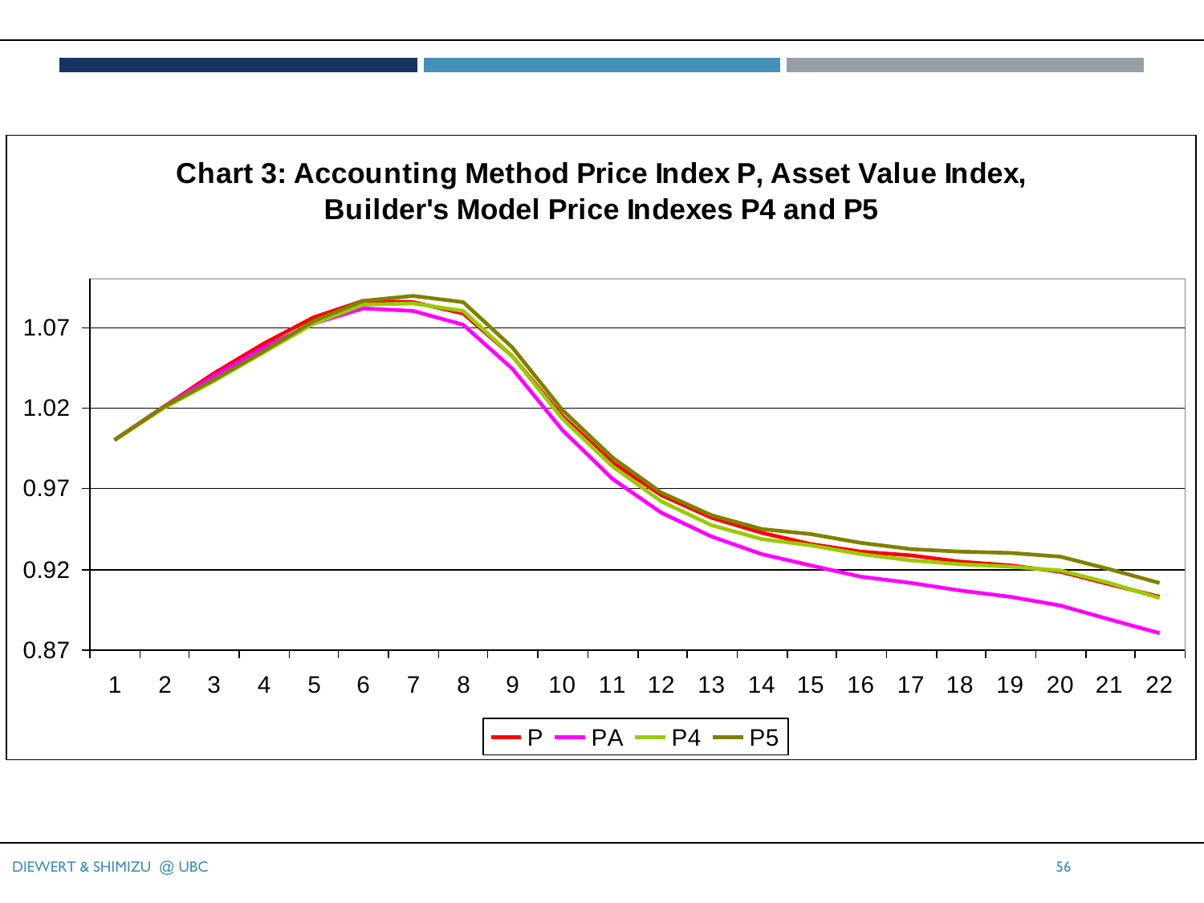**Chart 3: Accounting Method Price Index P, Asset Value Index, Builder's Model Price Indexes P4 and P5**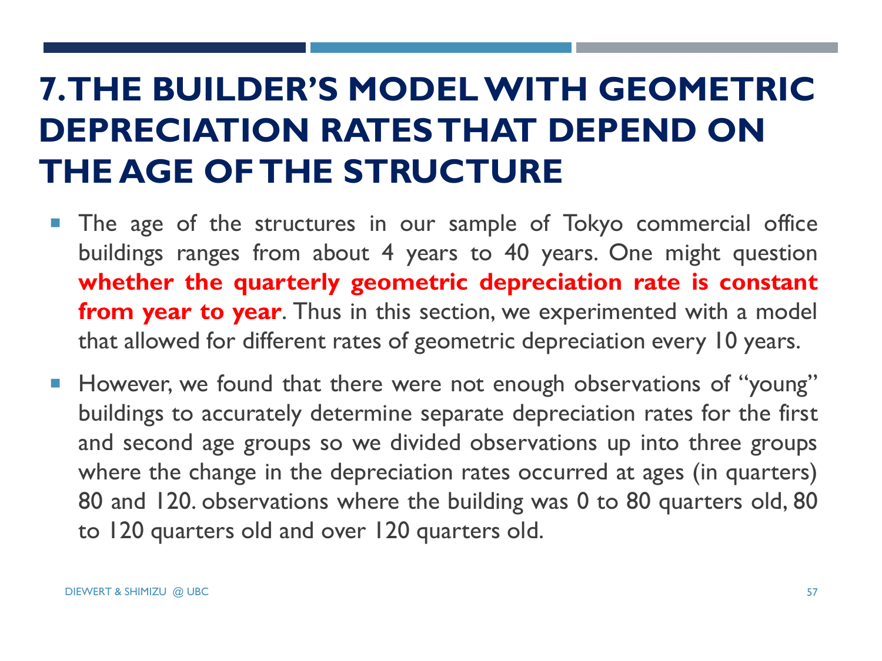# 7. THE BUILDER'S MODEL WITH GEOMETRIC DEPRECIATION RATES THAT DEPEND ON THE AGE OF THE STRUCTURE

- The age of the structures in our sample of Tokyo commercial office buildings ranges from about 4 years to 40 years. One might question **whether the quarterly geometric depreciation rate is constant from year to year**. Thus in this section, we experimented with a model that allowed for different rates of geometric depreciation every 10 years.
- However, we found that there were not enough observations of "young" buildings to accurately determine separate depreciation rates for the first and second age groups so we divided observations up into three groups where the change in the depreciation rates occurred at ages (in quarters) 80 and 120. observations where the building was 0 to 80 quarters old, 80 to 120 quarters old and over 120 quarters old.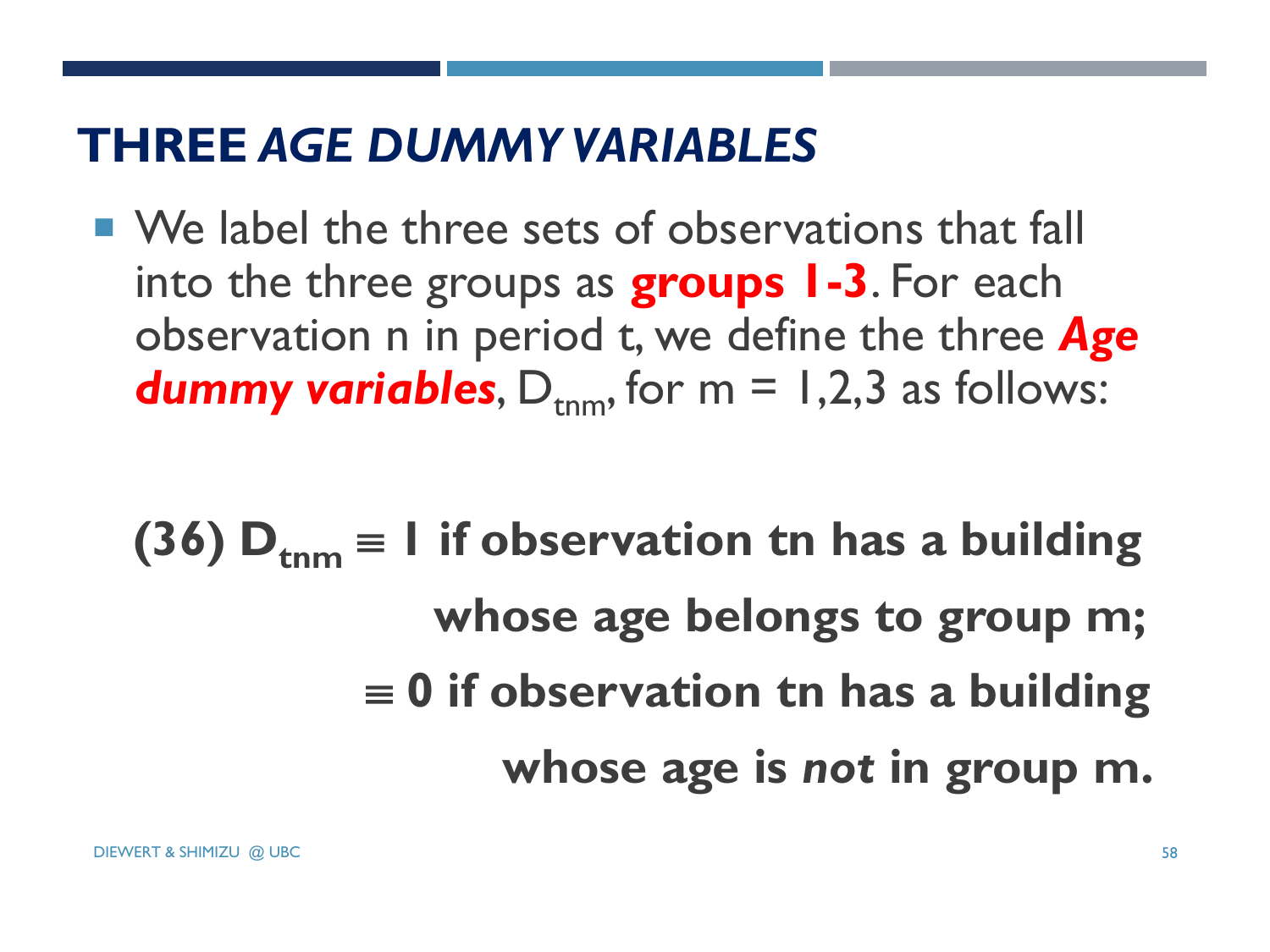## THREE *AGE DUMMY VARIABLES*

- We label the three sets of observations that fall into the three groups as **groups 1-3**. For each observation n in period t, we define the three ***Age dummy variables***, $D_{tnm}$, for m = 1,2,3 as follows:

**(36)** $D_{tnm} \equiv 1$ **if observation tn has a building whose age belongs to group m;**
$\equiv 0$ **if observation tn has a building whose age is *not* in group m.**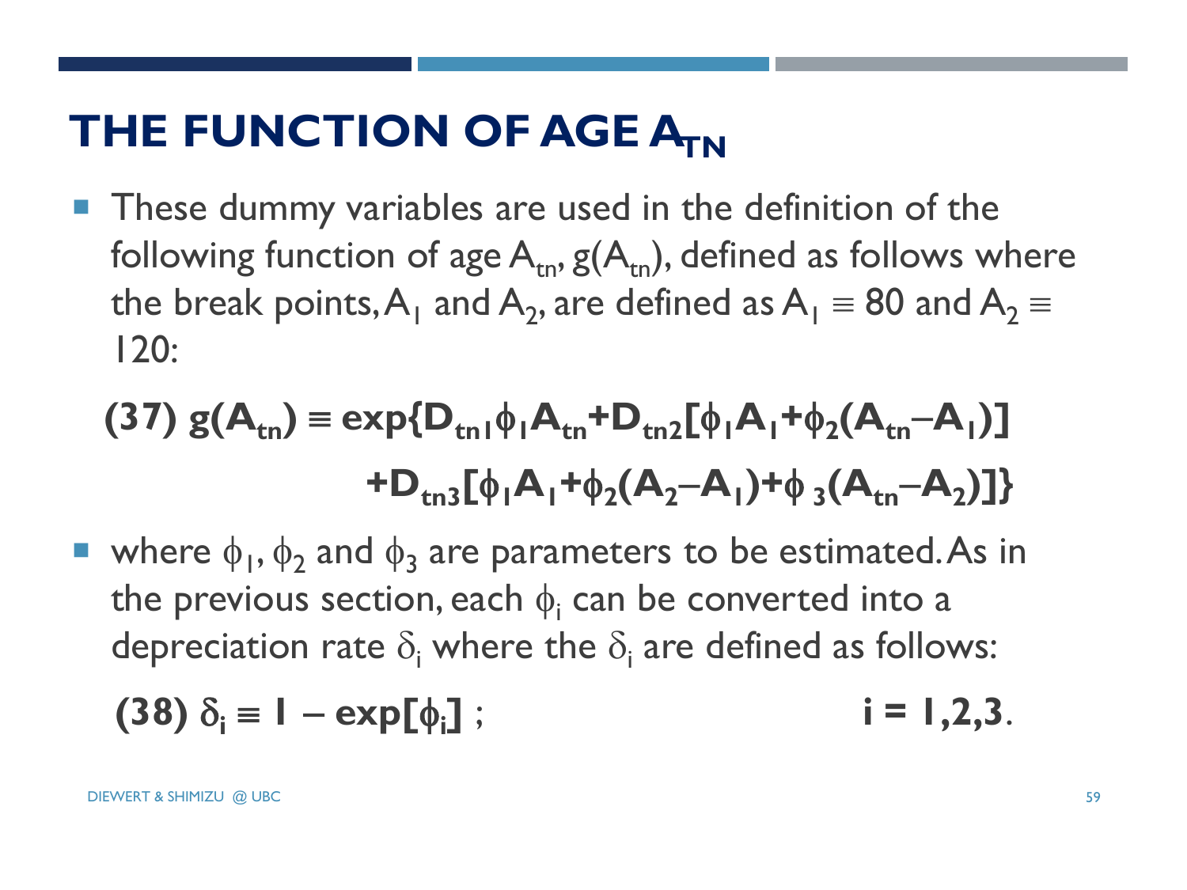# THE FUNCTION OF AGE $A_{TN}$

- These dummy variables are used in the definition of the following function of age $A_{tn}$, $g(A_{tn})$, defined as follows where the break points, $A_1$ and $A_2$, are defined as $A_1 \equiv 80$ and $A_2 \equiv 120$:

$$\textbf{(37)}\; g(A_{tn}) \equiv \exp\{D_{tn1}\phi_1 A_{tn} + D_{tn2}[\phi_1 A_1 + \phi_2(A_{tn} - A_1)] + D_{tn3}[\phi_1 A_1 + \phi_2(A_2 - A_1) + \phi_3(A_{tn} - A_2)]\}$$

- where $\phi_1$, $\phi_2$ and $\phi_3$ are parameters to be estimated. As in the previous section, each $\phi_i$ can be converted into a depreciation rate $\delta_i$ where the $\delta_i$ are defined as follows:

$$\textbf{(38)}\; \delta_i \equiv 1 - \exp[\phi_i]\,; \qquad\qquad i = 1,2,3.$$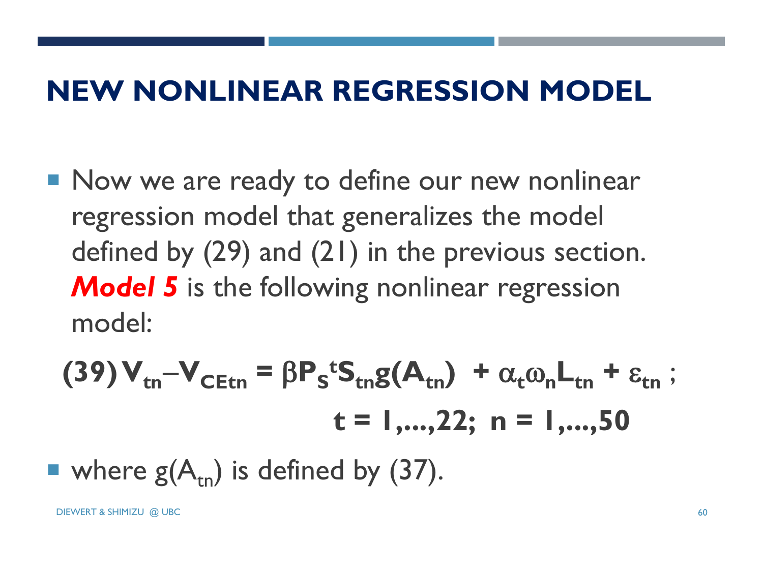# NEW NONLINEAR REGRESSION MODEL

- Now we are ready to define our new nonlinear regression model that generalizes the model defined by (29) and (21) in the previous section. ***Model 5*** is the following nonlinear regression model:

$$\text{(39)}\; V_{tn} - V_{CEtn} = \beta P_S{}^t S_{tn} g(A_{tn}) + \alpha_t \omega_n L_{tn} + \varepsilon_{tn}\,; \quad t = 1,\ldots,22;\; n = 1,\ldots,50$$

- where $g(A_{tn})$ is defined by (37).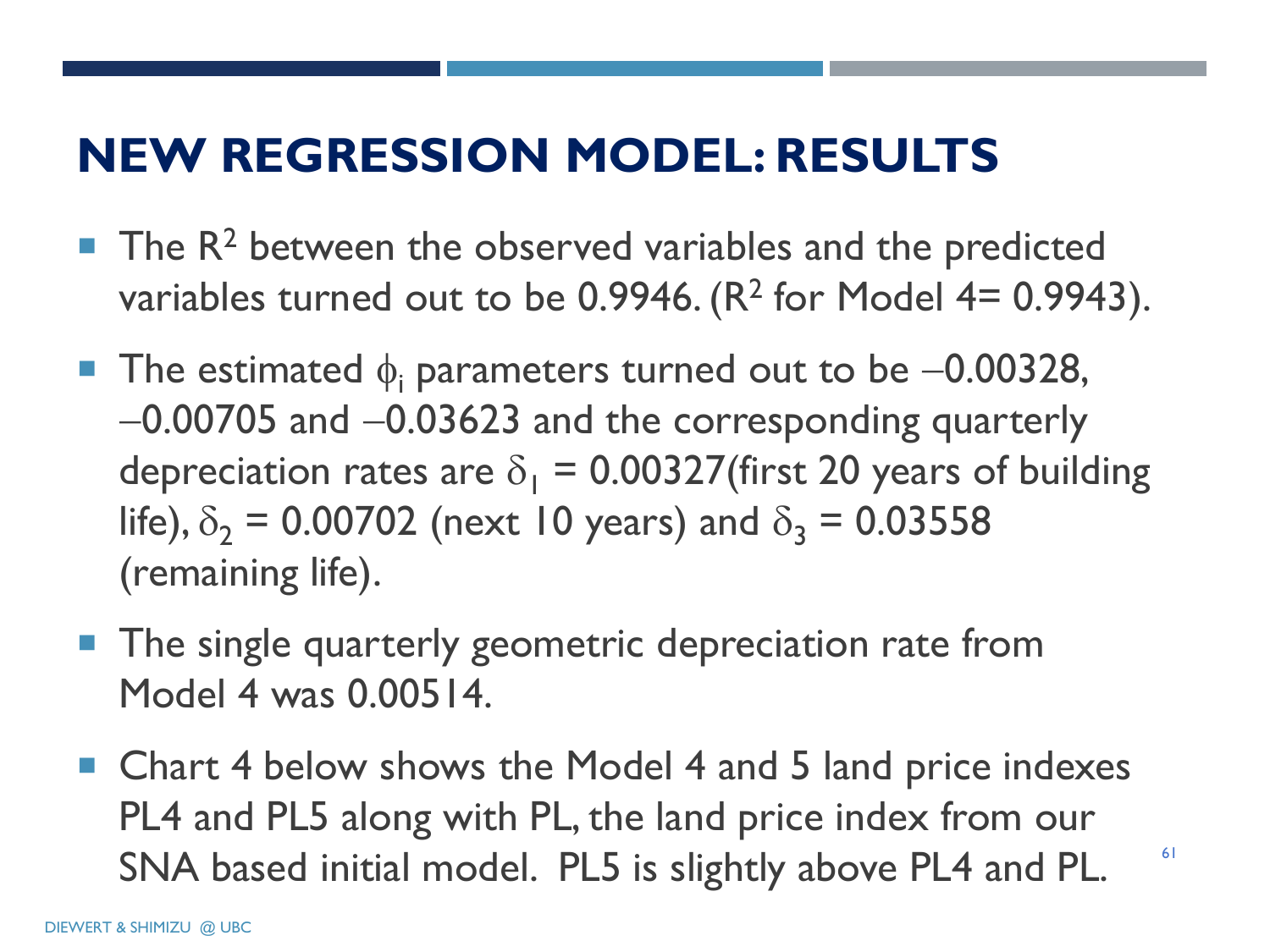# NEW REGRESSION MODEL: RESULTS

- The $R^2$ between the observed variables and the predicted variables turned out to be 0.9946. ($R^2$ for Model 4= 0.9943).
- The estimated $\phi_i$ parameters turned out to be $-0.00328$, $-0.00705$ and $-0.03623$ and the corresponding quarterly depreciation rates are $\delta_1 = 0.00327$(first 20 years of building life), $\delta_2 = 0.00702$ (next 10 years) and $\delta_3 = 0.03558$ (remaining life).
- The single quarterly geometric depreciation rate from Model 4 was 0.00514.
- Chart 4 below shows the Model 4 and 5 land price indexes PL4 and PL5 along with PL, the land price index from our SNA based initial model. PL5 is slightly above PL4 and PL.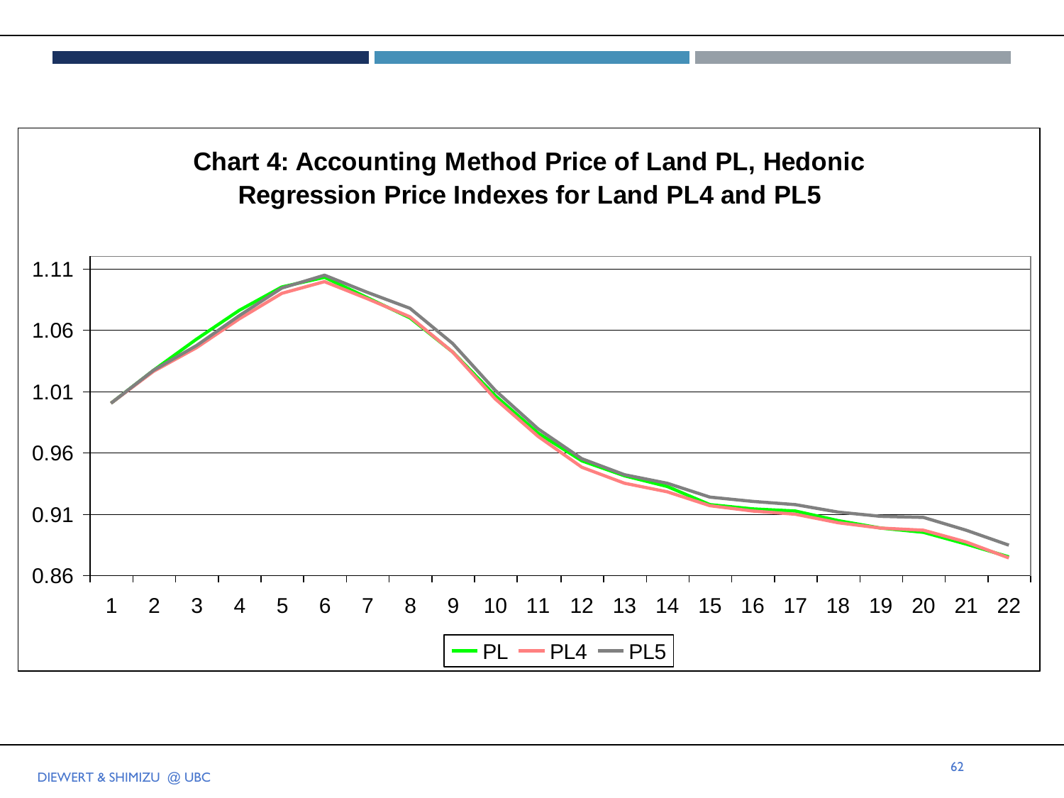**Chart 4: Accounting Method Price of Land PL, Hedonic Regression Price Indexes for Land PL4 and PL5**

1.11
1.06
1.01
0.96
0.91
0.86

1 2 3 4 5 6 7 8 9 10 11 12 13 14 15 16 17 18 19 20 21 22

PL PL4 PL5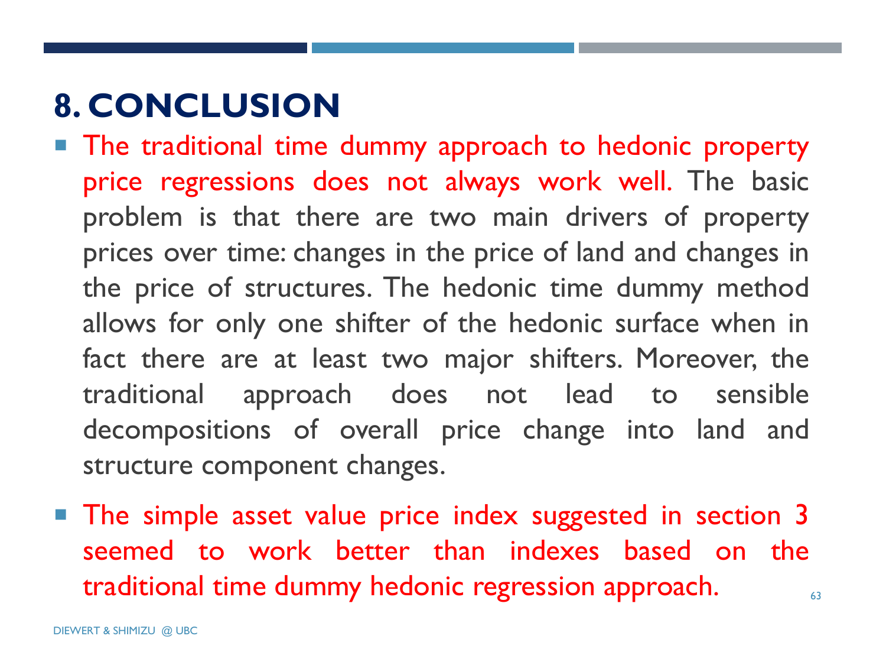## 8. CONCLUSION

- The traditional time dummy approach to hedonic property price regressions does not always work well. The basic problem is that there are two main drivers of property prices over time: changes in the price of land and changes in the price of structures. The hedonic time dummy method allows for only one shifter of the hedonic surface when in fact there are at least two major shifters. Moreover, the traditional approach does not lead to sensible decompositions of overall price change into land and structure component changes.
- The simple asset value price index suggested in section 3 seemed to work better than indexes based on the traditional time dummy hedonic regression approach.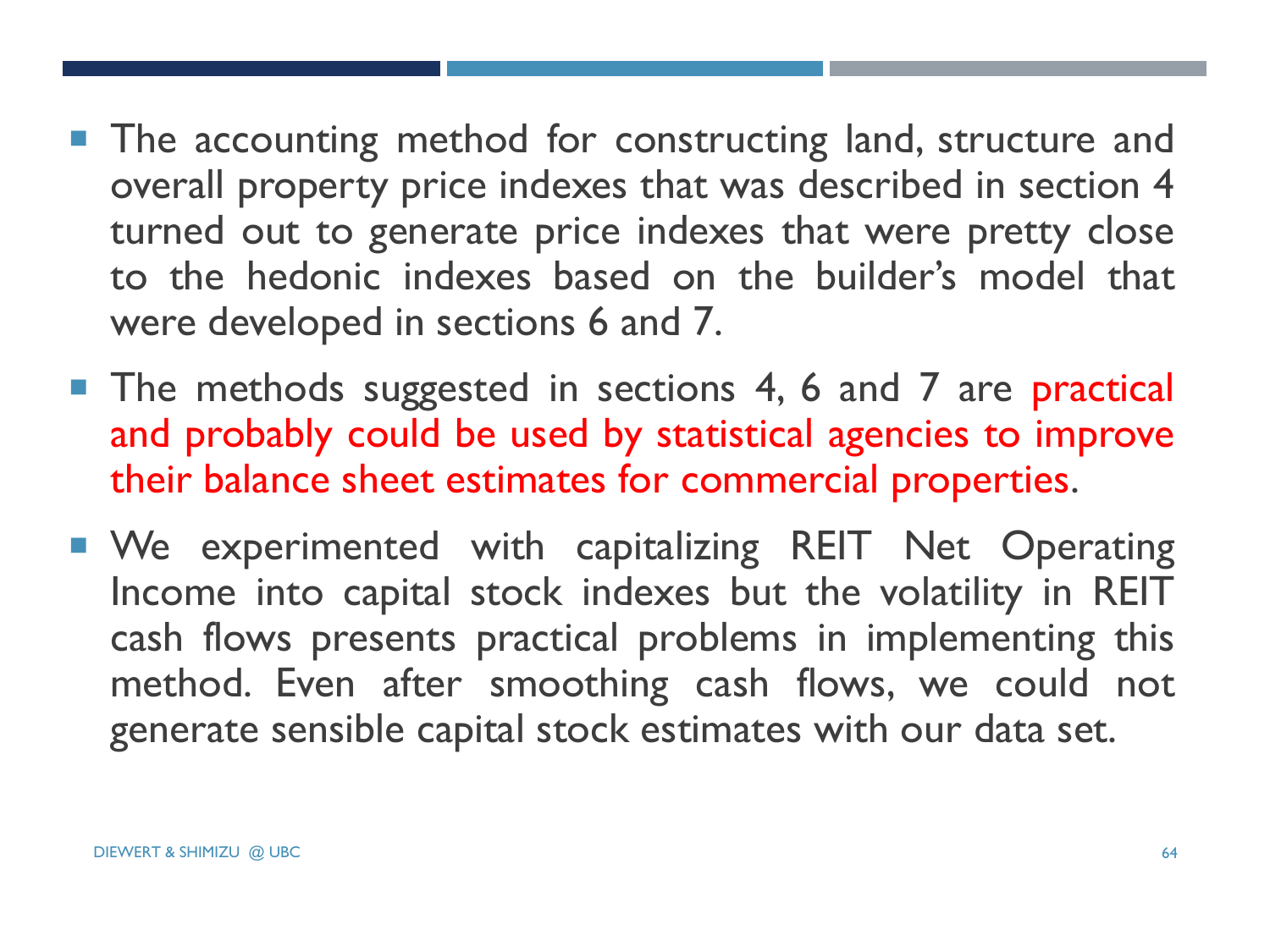- The accounting method for constructing land, structure and overall property price indexes that was described in section 4 turned out to generate price indexes that were pretty close to the hedonic indexes based on the builder's model that were developed in sections 6 and 7.
- The methods suggested in sections 4, 6 and 7 are practical and probably could be used by statistical agencies to improve their balance sheet estimates for commercial properties.
- We experimented with capitalizing REIT Net Operating Income into capital stock indexes but the volatility in REIT cash flows presents practical problems in implementing this method. Even after smoothing cash flows, we could not generate sensible capital stock estimates with our data set.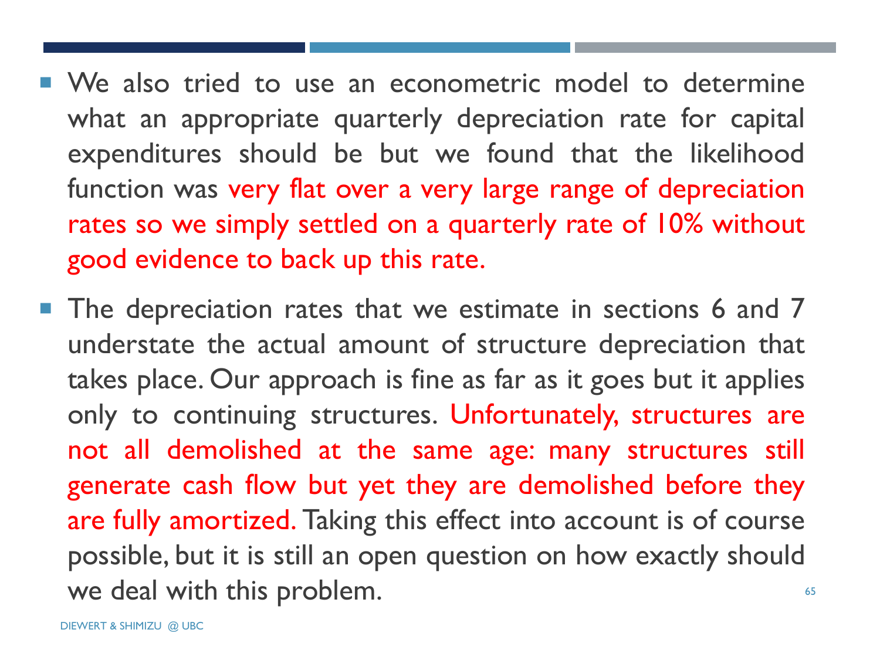- We also tried to use an econometric model to determine what an appropriate quarterly depreciation rate for capital expenditures should be but we found that the likelihood function was very flat over a very large range of depreciation rates so we simply settled on a quarterly rate of 10% without good evidence to back up this rate.
- The depreciation rates that we estimate in sections 6 and 7 understate the actual amount of structure depreciation that takes place. Our approach is fine as far as it goes but it applies only to continuing structures. Unfortunately, structures are not all demolished at the same age: many structures still generate cash flow but yet they are demolished before they are fully amortized. Taking this effect into account is of course possible, but it is still an open question on how exactly should we deal with this problem.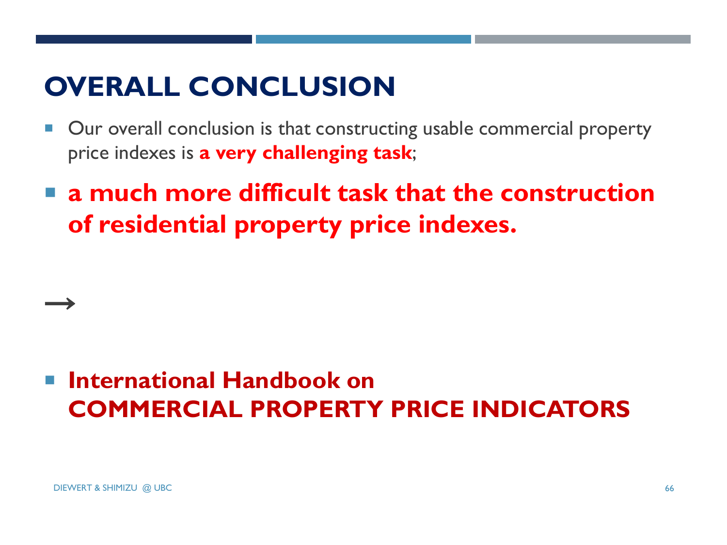# OVERALL CONCLUSION

- Our overall conclusion is that constructing usable commercial property price indexes is **a very challenging task**;
- **a much more difficult task that the construction of residential property price indexes.**

→

- **International Handbook on COMMERCIAL PROPERTY PRICE INDICATORS**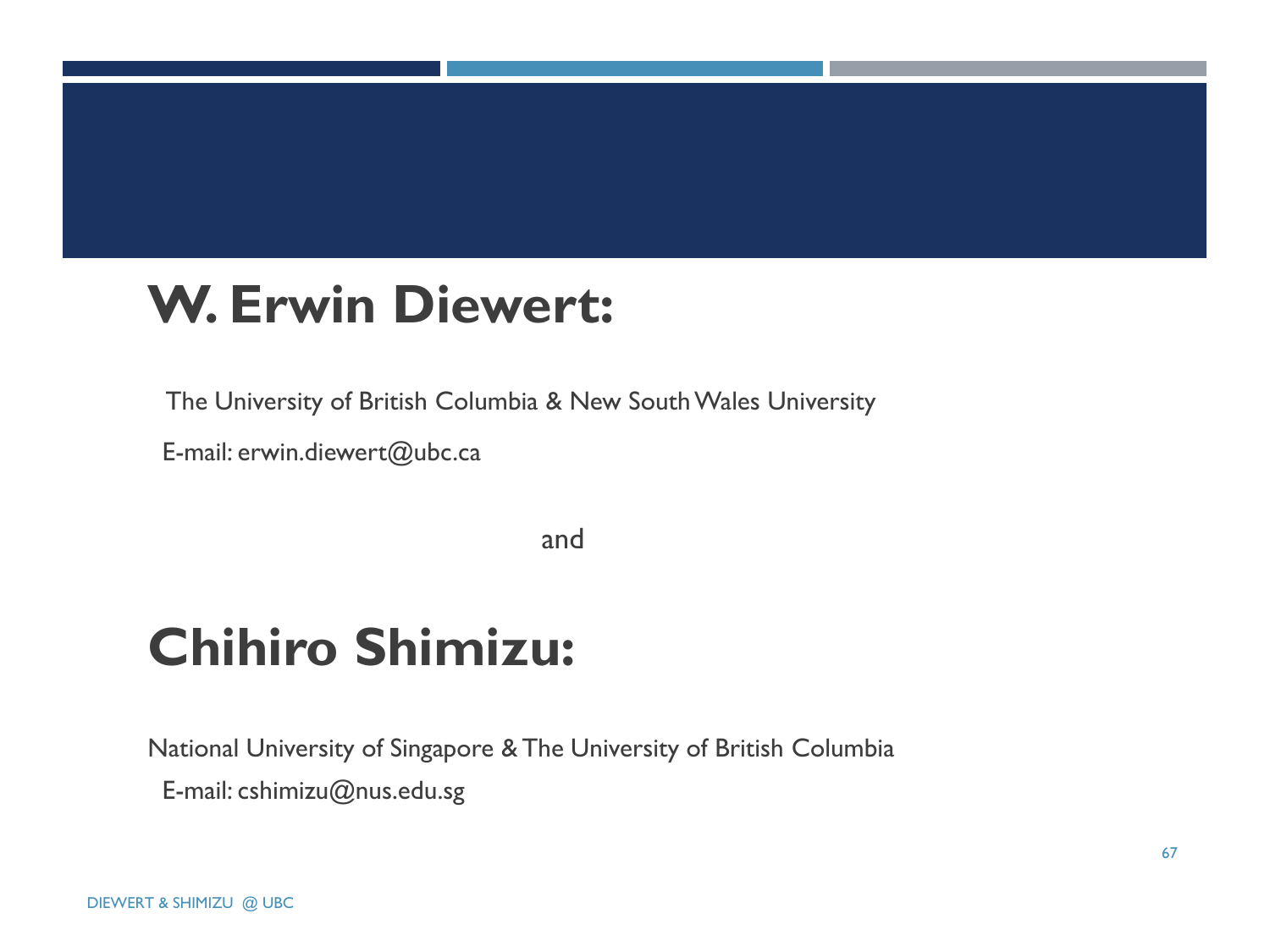## W. Erwin Diewert:

The University of British Columbia & New South Wales University

E-mail: erwin.diewert@ubc.ca

and

## Chihiro Shimizu:

National University of Singapore & The University of British Columbia

E-mail: cshimizu@nus.edu.sg